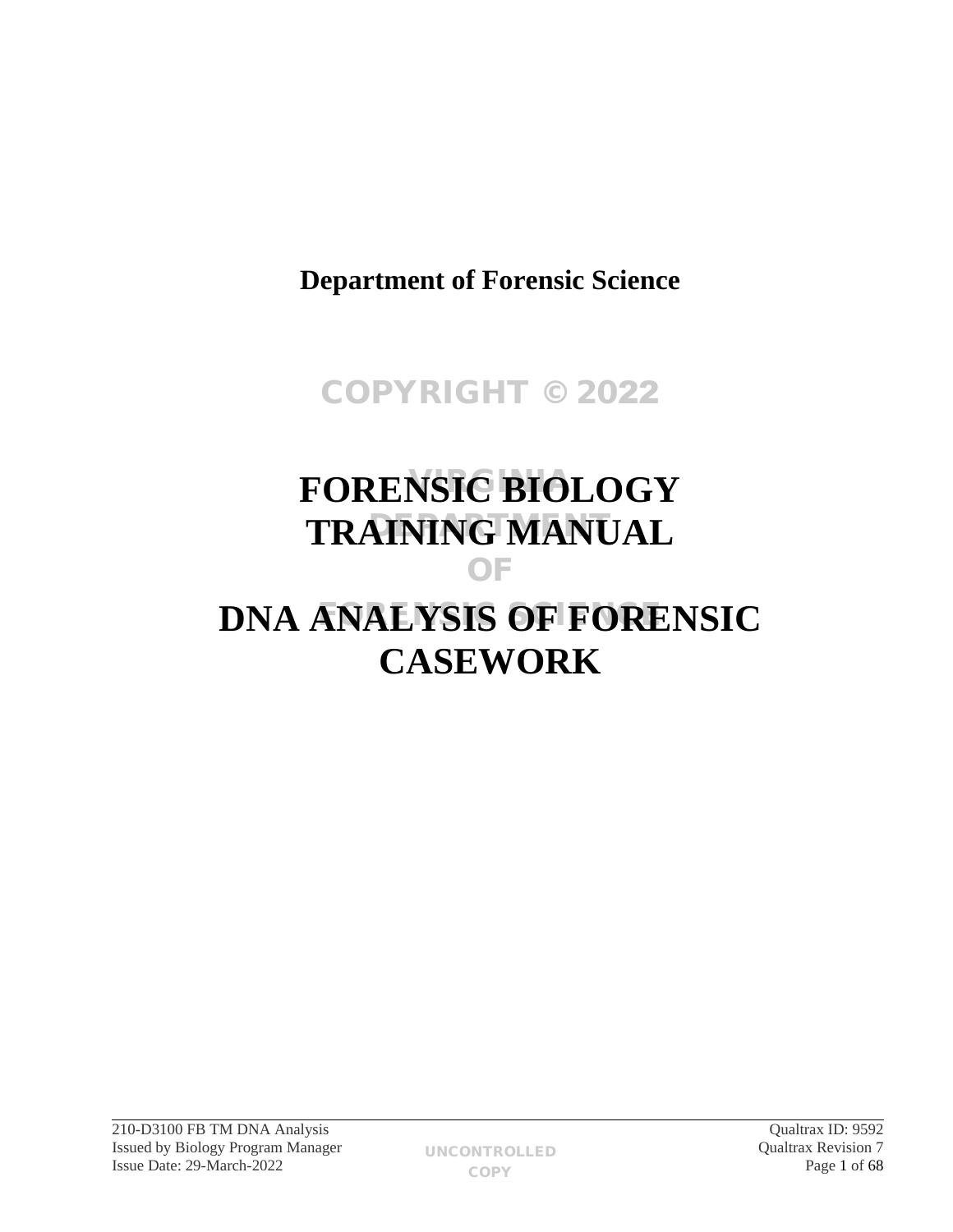**Department of Forensic Science**

# FORENSIC BIOLOGY TRAINING MANUAL

# DNA ANALYSIS OF FORENSIC CASEWORK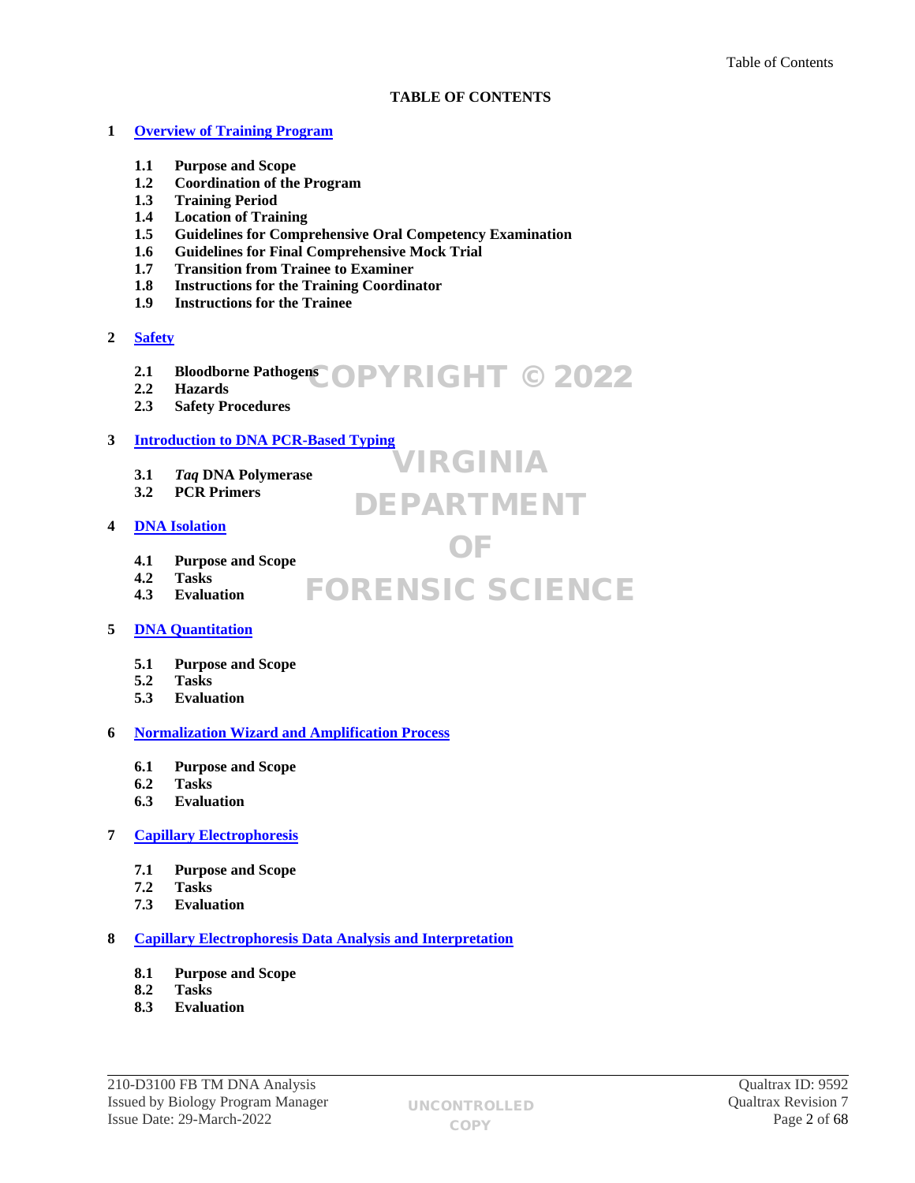**TABLE OF CONTENTS**

**1 Overview of Training Program**

- **1.1 Purpose and Scope**
- **1.2 Coordination of the Program**
- **1.3 Training Period**
- **1.4 Location of Training**
- **1.5 Guidelines for Comprehensive Oral Competency Examination**
- **1.6 Guidelines for Final Comprehensive Mock Trial**
- **1.7 Transition from Trainee to Examiner**
- **1.8 Instructions for the Training Coordinator**
- **1.9 Instructions for the Trainee**

**2 Safety**

- **2.1 Bloodborne Pathogens**
- **2.2 Hazards**
- **2.3 Safety Procedures**

**3 Introduction to DNA PCR-Based Typing**

- **3.1 *Taq* DNA Polymerase**
- **3.2 PCR Primers**

**4 DNA Isolation**

- **4.1 Purpose and Scope**
- **4.2 Tasks**
- **4.3 Evaluation**

**5 DNA Quantitation**

- **5.1 Purpose and Scope**
- **5.2 Tasks**
- **5.3 Evaluation**

**6 Normalization Wizard and Amplification Process**

- **6.1 Purpose and Scope**
- **6.2 Tasks**
- **6.3 Evaluation**

**7 Capillary Electrophoresis**

- **7.1 Purpose and Scope**
- **7.2 Tasks**
- **7.3 Evaluation**

**8 Capillary Electrophoresis Data Analysis and Interpretation**

- **8.1 Purpose and Scope**
- **8.2 Tasks**
- **8.3 Evaluation**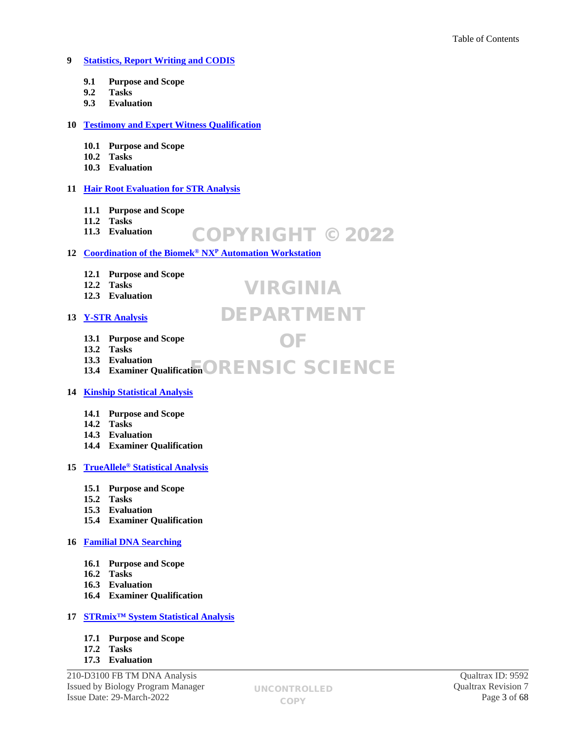**9 Statistics, Report Writing and CODIS**

- **9.1 Purpose and Scope**
- **9.2 Tasks**
- **9.3 Evaluation**

**10 Testimony and Expert Witness Qualification**

- **10.1 Purpose and Scope**
- **10.2 Tasks**
- **10.3 Evaluation**

**11 Hair Root Evaluation for STR Analysis**

- **11.1 Purpose and Scope**
- **11.2 Tasks**
- **11.3 Evaluation**

**12 Coordination of the Biomek® NX[P] Automation Workstation**

- **12.1 Purpose and Scope**
- **12.2 Tasks**
- **12.3 Evaluation**

**13 Y-STR Analysis**

- **13.1 Purpose and Scope**
- **13.2 Tasks**
- **13.3 Evaluation**
- **13.4 Examiner Qualification**

**14 Kinship Statistical Analysis**

- **14.1 Purpose and Scope**
- **14.2 Tasks**
- **14.3 Evaluation**
- **14.4 Examiner Qualification**

**15 TrueAllele® Statistical Analysis**

- **15.1 Purpose and Scope**
- **15.2 Tasks**
- **15.3 Evaluation**
- **15.4 Examiner Qualification**

**16 Familial DNA Searching**

- **16.1 Purpose and Scope**
- **16.2 Tasks**
- **16.3 Evaluation**
- **16.4 Examiner Qualification**

**17 STRmix™ System Statistical Analysis**

- **17.1 Purpose and Scope**
- **17.2 Tasks**
- **17.3 Evaluation**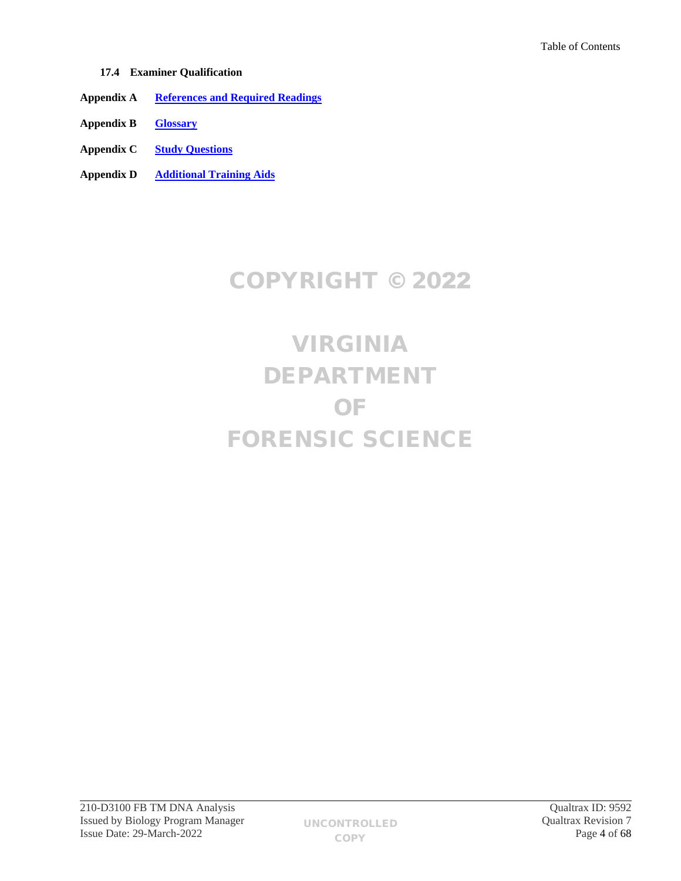**17.4 Examiner Qualification**

**Appendix A** **References and Required Readings**

**Appendix B** **Glossary**

**Appendix C** **Study Questions**

**Appendix D** **Additional Training Aids**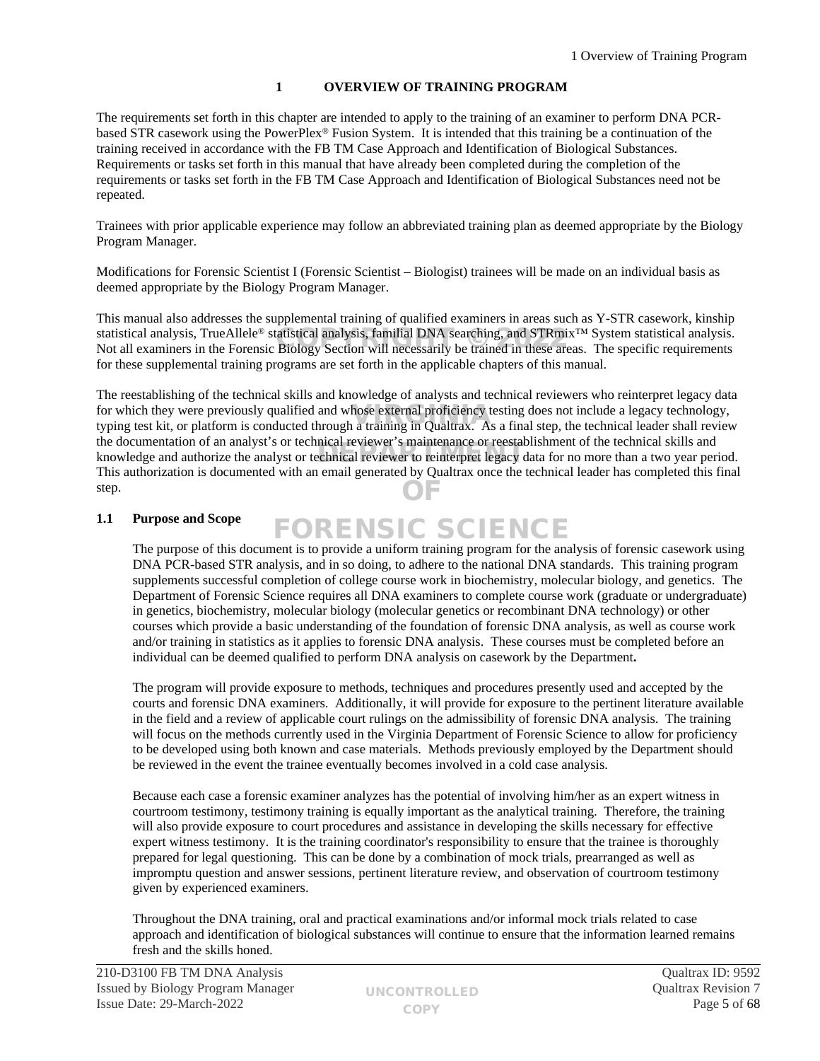# 1 OVERVIEW OF TRAINING PROGRAM

The requirements set forth in this chapter are intended to apply to the training of an examiner to perform DNA PCR-based STR casework using the PowerPlex® Fusion System. It is intended that this training be a continuation of the training received in accordance with the FB TM Case Approach and Identification of Biological Substances. Requirements or tasks set forth in this manual that have already been completed during the completion of the requirements or tasks set forth in the FB TM Case Approach and Identification of Biological Substances need not be repeated.

Trainees with prior applicable experience may follow an abbreviated training plan as deemed appropriate by the Biology Program Manager.

Modifications for Forensic Scientist I (Forensic Scientist – Biologist) trainees will be made on an individual basis as deemed appropriate by the Biology Program Manager.

This manual also addresses the supplemental training of qualified examiners in areas such as Y-STR casework, kinship statistical analysis, TrueAllele® statistical analysis, familial DNA searching, and STRmix™ System statistical analysis. Not all examiners in the Forensic Biology Section will necessarily be trained in these areas. The specific requirements for these supplemental training programs are set forth in the applicable chapters of this manual.

The reestablishing of the technical skills and knowledge of analysts and technical reviewers who reinterpret legacy data for which they were previously qualified and whose external proficiency testing does not include a legacy technology, typing test kit, or platform is conducted through a training in Qualtrax. As a final step, the technical leader shall review the documentation of an analyst's or technical reviewer's maintenance or reestablishment of the technical skills and knowledge and authorize the analyst or technical reviewer to reinterpret legacy data for no more than a two year period. This authorization is documented with an email generated by Qualtrax once the technical leader has completed this final step.

## 1.1 Purpose and Scope

The purpose of this document is to provide a uniform training program for the analysis of forensic casework using DNA PCR-based STR analysis, and in so doing, to adhere to the national DNA standards. This training program supplements successful completion of college course work in biochemistry, molecular biology, and genetics. The Department of Forensic Science requires all DNA examiners to complete course work (graduate or undergraduate) in genetics, biochemistry, molecular biology (molecular genetics or recombinant DNA technology) or other courses which provide a basic understanding of the foundation of forensic DNA analysis, as well as course work and/or training in statistics as it applies to forensic DNA analysis. These courses must be completed before an individual can be deemed qualified to perform DNA analysis on casework by the Department**.**

The program will provide exposure to methods, techniques and procedures presently used and accepted by the courts and forensic DNA examiners. Additionally, it will provide for exposure to the pertinent literature available in the field and a review of applicable court rulings on the admissibility of forensic DNA analysis. The training will focus on the methods currently used in the Virginia Department of Forensic Science to allow for proficiency to be developed using both known and case materials. Methods previously employed by the Department should be reviewed in the event the trainee eventually becomes involved in a cold case analysis.

Because each case a forensic examiner analyzes has the potential of involving him/her as an expert witness in courtroom testimony, testimony training is equally important as the analytical training. Therefore, the training will also provide exposure to court procedures and assistance in developing the skills necessary for effective expert witness testimony. It is the training coordinator's responsibility to ensure that the trainee is thoroughly prepared for legal questioning. This can be done by a combination of mock trials, prearranged as well as impromptu question and answer sessions, pertinent literature review, and observation of courtroom testimony given by experienced examiners.

Throughout the DNA training, oral and practical examinations and/or informal mock trials related to case approach and identification of biological substances will continue to ensure that the information learned remains fresh and the skills honed.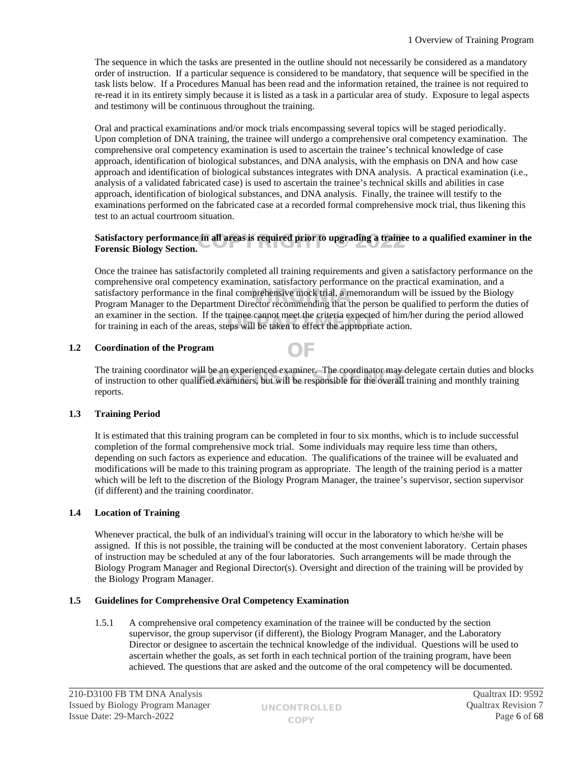The sequence in which the tasks are presented in the outline should not necessarily be considered as a mandatory order of instruction. If a particular sequence is considered to be mandatory, that sequence will be specified in the task lists below. If a Procedures Manual has been read and the information retained, the trainee is not required to re-read it in its entirety simply because it is listed as a task in a particular area of study. Exposure to legal aspects and testimony will be continuous throughout the training.

Oral and practical examinations and/or mock trials encompassing several topics will be staged periodically. Upon completion of DNA training, the trainee will undergo a comprehensive oral competency examination. The comprehensive oral competency examination is used to ascertain the trainee's technical knowledge of case approach, identification of biological substances, and DNA analysis, with the emphasis on DNA and how case approach and identification of biological substances integrates with DNA analysis. A practical examination (i.e., analysis of a validated fabricated case) is used to ascertain the trainee's technical skills and abilities in case approach, identification of biological substances, and DNA analysis. Finally, the trainee will testify to the examinations performed on the fabricated case at a recorded formal comprehensive mock trial, thus likening this test to an actual courtroom situation.

**Satisfactory performance in all areas is required prior to upgrading a trainee to a qualified examiner in the Forensic Biology Section.**

Once the trainee has satisfactorily completed all training requirements and given a satisfactory performance on the comprehensive oral competency examination, satisfactory performance on the practical examination, and a satisfactory performance in the final comprehensive mock trial, a memorandum will be issued by the Biology Program Manager to the Department Director recommending that the person be qualified to perform the duties of an examiner in the section. If the trainee cannot meet the criteria expected of him/her during the period allowed for training in each of the areas, steps will be taken to effect the appropriate action.

## 1.2 Coordination of the Program

The training coordinator will be an experienced examiner. The coordinator may delegate certain duties and blocks of instruction to other qualified examiners, but will be responsible for the overall training and monthly training reports.

## 1.3 Training Period

It is estimated that this training program can be completed in four to six months, which is to include successful completion of the formal comprehensive mock trial. Some individuals may require less time than others, depending on such factors as experience and education. The qualifications of the trainee will be evaluated and modifications will be made to this training program as appropriate. The length of the training period is a matter which will be left to the discretion of the Biology Program Manager, the trainee's supervisor, section supervisor (if different) and the training coordinator.

## 1.4 Location of Training

Whenever practical, the bulk of an individual's training will occur in the laboratory to which he/she will be assigned. If this is not possible, the training will be conducted at the most convenient laboratory. Certain phases of instruction may be scheduled at any of the four laboratories. Such arrangements will be made through the Biology Program Manager and Regional Director(s). Oversight and direction of the training will be provided by the Biology Program Manager.

## 1.5 Guidelines for Comprehensive Oral Competency Examination

1.5.1 A comprehensive oral competency examination of the trainee will be conducted by the section supervisor, the group supervisor (if different), the Biology Program Manager, and the Laboratory Director or designee to ascertain the technical knowledge of the individual. Questions will be used to ascertain whether the goals, as set forth in each technical portion of the training program, have been achieved. The questions that are asked and the outcome of the oral competency will be documented.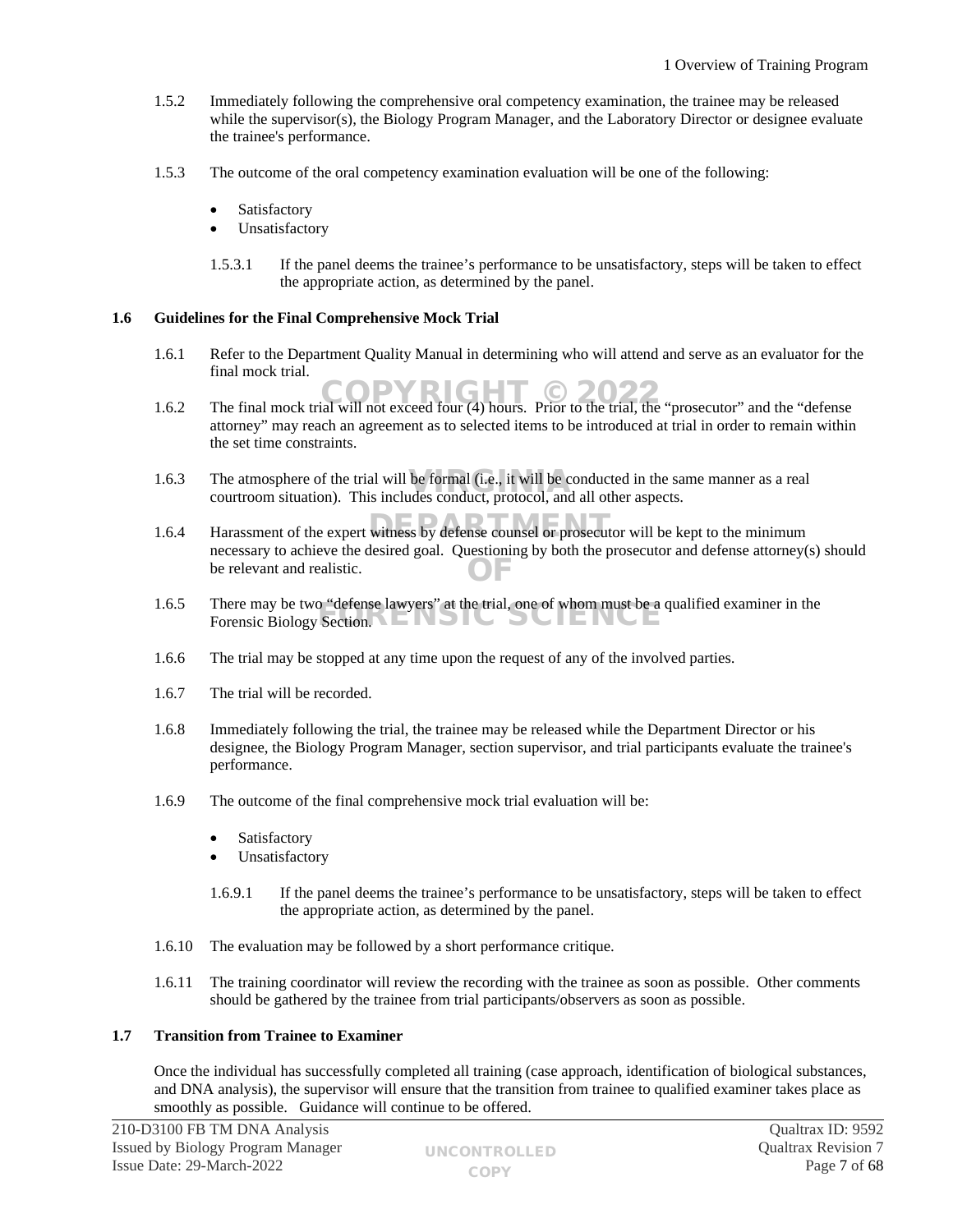1.5.2 Immediately following the comprehensive oral competency examination, the trainee may be released while the supervisor(s), the Biology Program Manager, and the Laboratory Director or designee evaluate the trainee's performance.

1.5.3 The outcome of the oral competency examination evaluation will be one of the following:

- Satisfactory
- Unsatisfactory

1.5.3.1 If the panel deems the trainee's performance to be unsatisfactory, steps will be taken to effect the appropriate action, as determined by the panel.

## 1.6 Guidelines for the Final Comprehensive Mock Trial

1.6.1 Refer to the Department Quality Manual in determining who will attend and serve as an evaluator for the final mock trial.

1.6.2 The final mock trial will not exceed four (4) hours. Prior to the trial, the "prosecutor" and the "defense attorney" may reach an agreement as to selected items to be introduced at trial in order to remain within the set time constraints.

1.6.3 The atmosphere of the trial will be formal (i.e., it will be conducted in the same manner as a real courtroom situation). This includes conduct, protocol, and all other aspects.

1.6.4 Harassment of the expert witness by defense counsel or prosecutor will be kept to the minimum necessary to achieve the desired goal. Questioning by both the prosecutor and defense attorney(s) should be relevant and realistic.

1.6.5 There may be two "defense lawyers" at the trial, one of whom must be a qualified examiner in the Forensic Biology Section.

1.6.6 The trial may be stopped at any time upon the request of any of the involved parties.

1.6.7 The trial will be recorded.

1.6.8 Immediately following the trial, the trainee may be released while the Department Director or his designee, the Biology Program Manager, section supervisor, and trial participants evaluate the trainee's performance.

1.6.9 The outcome of the final comprehensive mock trial evaluation will be:

- Satisfactory
- Unsatisfactory

1.6.9.1 If the panel deems the trainee's performance to be unsatisfactory, steps will be taken to effect the appropriate action, as determined by the panel.

1.6.10 The evaluation may be followed by a short performance critique.

1.6.11 The training coordinator will review the recording with the trainee as soon as possible. Other comments should be gathered by the trainee from trial participants/observers as soon as possible.

## 1.7 Transition from Trainee to Examiner

Once the individual has successfully completed all training (case approach, identification of biological substances, and DNA analysis), the supervisor will ensure that the transition from trainee to qualified examiner takes place as smoothly as possible. Guidance will continue to be offered.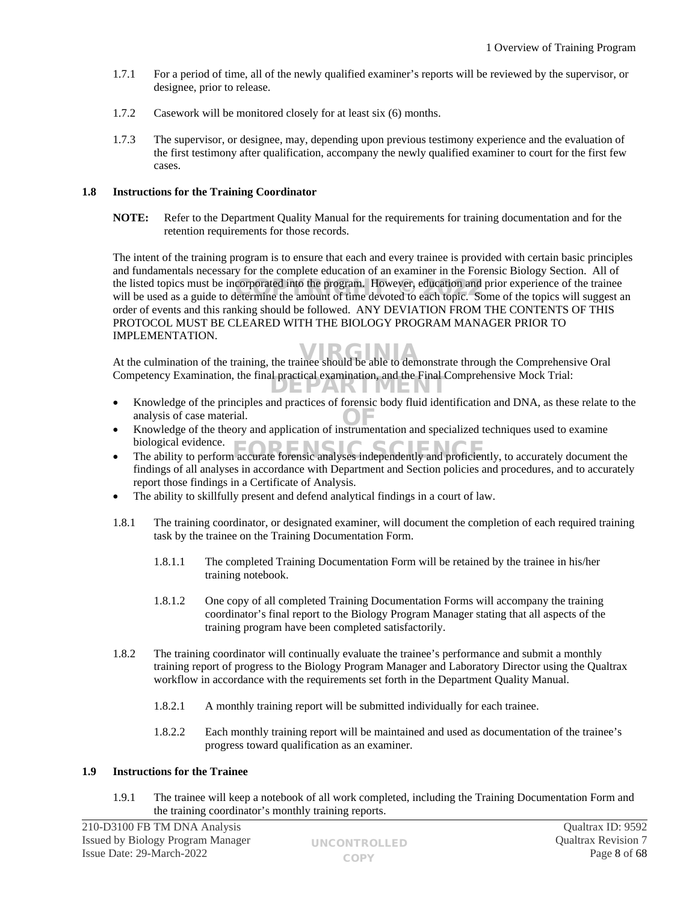1.7.1 For a period of time, all of the newly qualified examiner's reports will be reviewed by the supervisor, or designee, prior to release.

1.7.2 Casework will be monitored closely for at least six (6) months.

1.7.3 The supervisor, or designee, may, depending upon previous testimony experience and the evaluation of the first testimony after qualification, accompany the newly qualified examiner to court for the first few cases.

### 1.8 Instructions for the Training Coordinator

**NOTE:** Refer to the Department Quality Manual for the requirements for training documentation and for the retention requirements for those records.

The intent of the training program is to ensure that each and every trainee is provided with certain basic principles and fundamentals necessary for the complete education of an examiner in the Forensic Biology Section. All of the listed topics must be incorporated into the program. However, education and prior experience of the trainee will be used as a guide to determine the amount of time devoted to each topic. Some of the topics will suggest an order of events and this ranking should be followed. ANY DEVIATION FROM THE CONTENTS OF THIS PROTOCOL MUST BE CLEARED WITH THE BIOLOGY PROGRAM MANAGER PRIOR TO IMPLEMENTATION.

At the culmination of the training, the trainee should be able to demonstrate through the Comprehensive Oral Competency Examination, the final practical examination, and the Final Comprehensive Mock Trial:

- Knowledge of the principles and practices of forensic body fluid identification and DNA, as these relate to the analysis of case material.
- Knowledge of the theory and application of instrumentation and specialized techniques used to examine biological evidence.
- The ability to perform accurate forensic analyses independently and proficiently, to accurately document the findings of all analyses in accordance with Department and Section policies and procedures, and to accurately report those findings in a Certificate of Analysis.
- The ability to skillfully present and defend analytical findings in a court of law.

1.8.1 The training coordinator, or designated examiner, will document the completion of each required training task by the trainee on the Training Documentation Form.

1.8.1.1 The completed Training Documentation Form will be retained by the trainee in his/her training notebook.

1.8.1.2 One copy of all completed Training Documentation Forms will accompany the training coordinator's final report to the Biology Program Manager stating that all aspects of the training program have been completed satisfactorily.

1.8.2 The training coordinator will continually evaluate the trainee's performance and submit a monthly training report of progress to the Biology Program Manager and Laboratory Director using the Qualtrax workflow in accordance with the requirements set forth in the Department Quality Manual.

1.8.2.1 A monthly training report will be submitted individually for each trainee.

1.8.2.2 Each monthly training report will be maintained and used as documentation of the trainee's progress toward qualification as an examiner.

### 1.9 Instructions for the Trainee

1.9.1 The trainee will keep a notebook of all work completed, including the Training Documentation Form and the training coordinator's monthly training reports.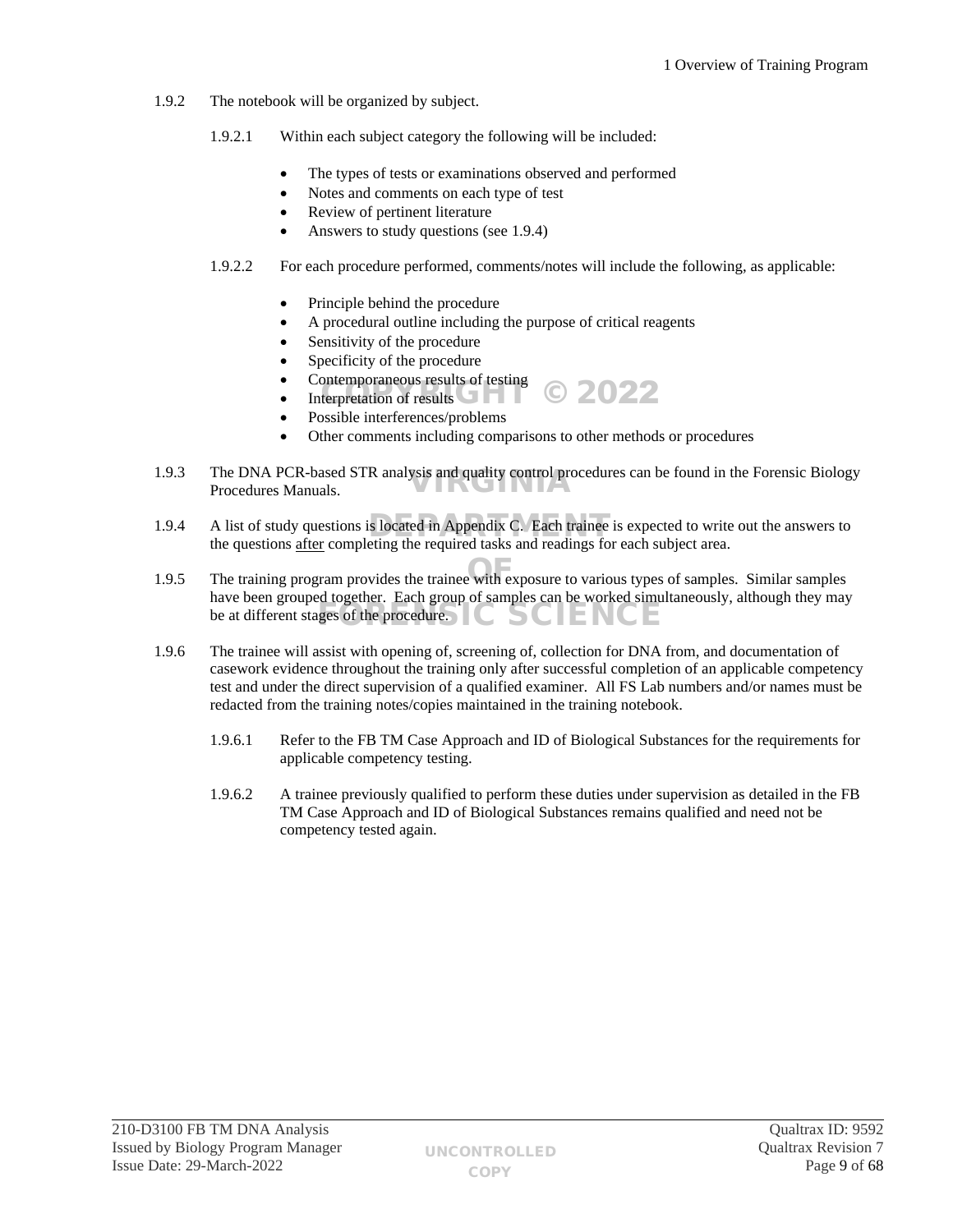1.9.2 The notebook will be organized by subject.

1.9.2.1 Within each subject category the following will be included:

- The types of tests or examinations observed and performed
- Notes and comments on each type of test
- Review of pertinent literature
- Answers to study questions (see 1.9.4)

1.9.2.2 For each procedure performed, comments/notes will include the following, as applicable:

- Principle behind the procedure
- A procedural outline including the purpose of critical reagents
- Sensitivity of the procedure
- Specificity of the procedure
- Contemporaneous results of testing
- Interpretation of results
- Possible interferences/problems
- Other comments including comparisons to other methods or procedures

1.9.3 The DNA PCR-based STR analysis and quality control procedures can be found in the Forensic Biology Procedures Manuals.

1.9.4 A list of study questions is located in Appendix C. Each trainee is expected to write out the answers to the questions <u>after</u> completing the required tasks and readings for each subject area.

1.9.5 The training program provides the trainee with exposure to various types of samples. Similar samples have been grouped together. Each group of samples can be worked simultaneously, although they may be at different stages of the procedure.

1.9.6 The trainee will assist with opening of, screening of, collection for DNA from, and documentation of casework evidence throughout the training only after successful completion of an applicable competency test and under the direct supervision of a qualified examiner. All FS Lab numbers and/or names must be redacted from the training notes/copies maintained in the training notebook.

1.9.6.1 Refer to the FB TM Case Approach and ID of Biological Substances for the requirements for applicable competency testing.

1.9.6.2 A trainee previously qualified to perform these duties under supervision as detailed in the FB TM Case Approach and ID of Biological Substances remains qualified and need not be competency tested again.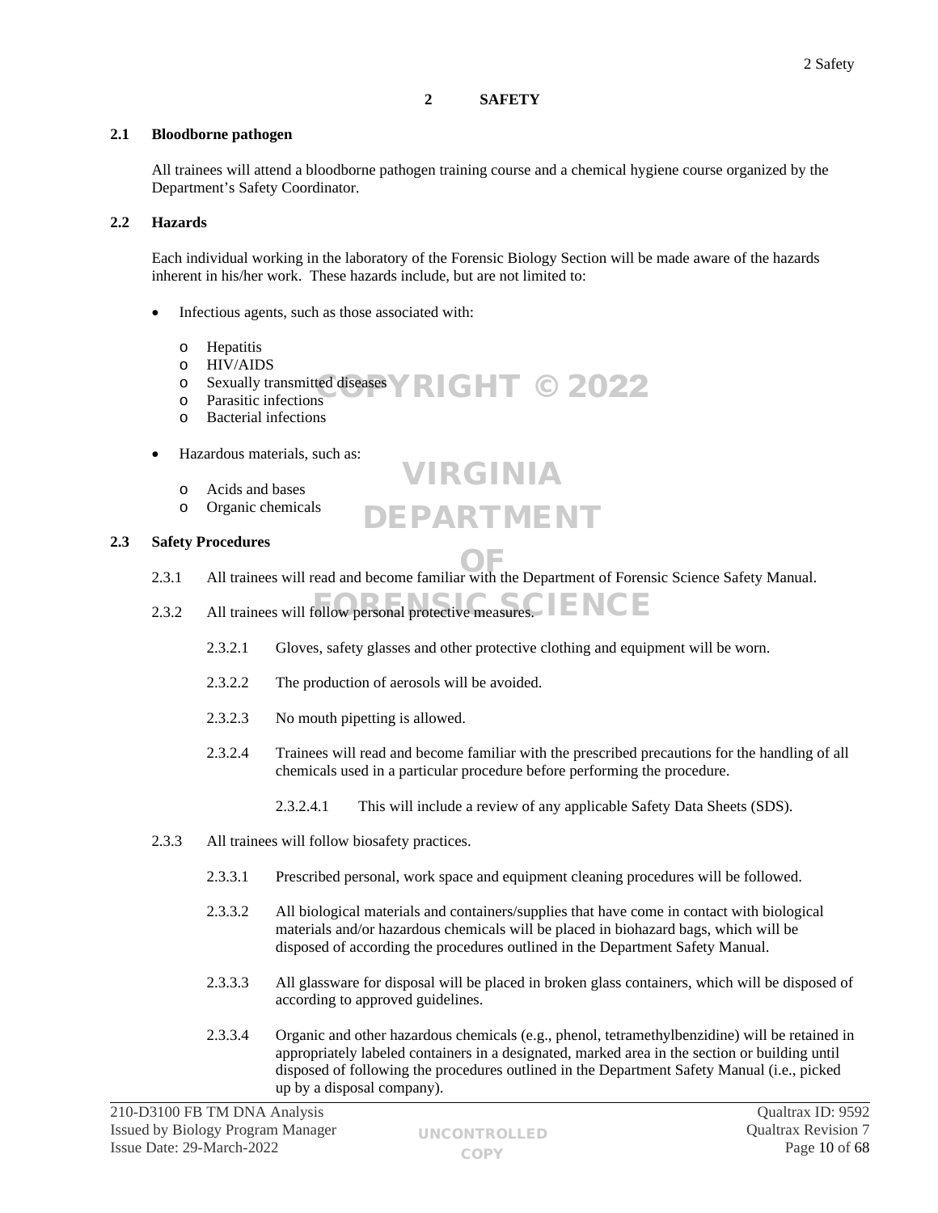# 2 SAFETY

## 2.1 Bloodborne pathogen

All trainees will attend a bloodborne pathogen training course and a chemical hygiene course organized by the Department's Safety Coordinator.

## 2.2 Hazards

Each individual working in the laboratory of the Forensic Biology Section will be made aware of the hazards inherent in his/her work. These hazards include, but are not limited to:

- Infectious agents, such as those associated with:
  - Hepatitis
  - HIV/AIDS
  - Sexually transmitted diseases
  - Parasitic infections
  - Bacterial infections
- Hazardous materials, such as:
  - Acids and bases
  - Organic chemicals

## 2.3 Safety Procedures

2.3.1 All trainees will read and become familiar with the Department of Forensic Science Safety Manual.

2.3.2 All trainees will follow personal protective measures.

2.3.2.1 Gloves, safety glasses and other protective clothing and equipment will be worn.

2.3.2.2 The production of aerosols will be avoided.

2.3.2.3 No mouth pipetting is allowed.

2.3.2.4 Trainees will read and become familiar with the prescribed precautions for the handling of all chemicals used in a particular procedure before performing the procedure.

2.3.2.4.1 This will include a review of any applicable Safety Data Sheets (SDS).

2.3.3 All trainees will follow biosafety practices.

2.3.3.1 Prescribed personal, work space and equipment cleaning procedures will be followed.

2.3.3.2 All biological materials and containers/supplies that have come in contact with biological materials and/or hazardous chemicals will be placed in biohazard bags, which will be disposed of according the procedures outlined in the Department Safety Manual.

2.3.3.3 All glassware for disposal will be placed in broken glass containers, which will be disposed of according to approved guidelines.

2.3.3.4 Organic and other hazardous chemicals (e.g., phenol, tetramethylbenzidine) will be retained in appropriately labeled containers in a designated, marked area in the section or building until disposed of following the procedures outlined in the Department Safety Manual (i.e., picked up by a disposal company).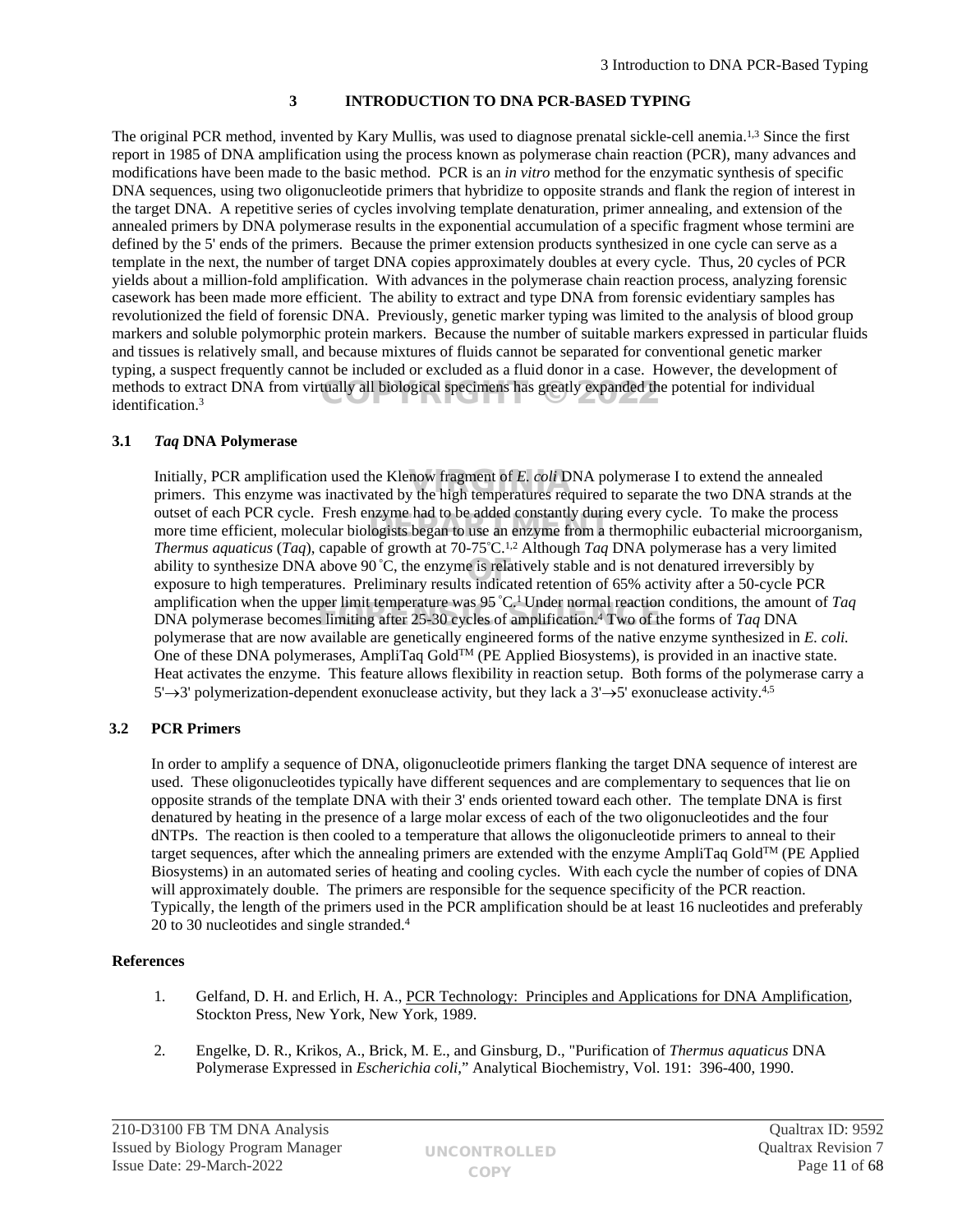# 3 INTRODUCTION TO DNA PCR-BASED TYPING

The original PCR method, invented by Kary Mullis, was used to diagnose prenatal sickle-cell anemia.[1,3] Since the first report in 1985 of DNA amplification using the process known as polymerase chain reaction (PCR), many advances and modifications have been made to the basic method. PCR is an *in vitro* method for the enzymatic synthesis of specific DNA sequences, using two oligonucleotide primers that hybridize to opposite strands and flank the region of interest in the target DNA. A repetitive series of cycles involving template denaturation, primer annealing, and extension of the annealed primers by DNA polymerase results in the exponential accumulation of a specific fragment whose termini are defined by the 5' ends of the primers. Because the primer extension products synthesized in one cycle can serve as a template in the next, the number of target DNA copies approximately doubles at every cycle. Thus, 20 cycles of PCR yields about a million-fold amplification. With advances in the polymerase chain reaction process, analyzing forensic casework has been made more efficient. The ability to extract and type DNA from forensic evidentiary samples has revolutionized the field of forensic DNA. Previously, genetic marker typing was limited to the analysis of blood group markers and soluble polymorphic protein markers. Because the number of suitable markers expressed in particular fluids and tissues is relatively small, and because mixtures of fluids cannot be separated for conventional genetic marker typing, a suspect frequently cannot be included or excluded as a fluid donor in a case. However, the development of methods to extract DNA from virtually all biological specimens has greatly expanded the potential for individual identification.[3]

## 3.1 *Taq* DNA Polymerase

Initially, PCR amplification used the Klenow fragment of *E. coli* DNA polymerase I to extend the annealed primers. This enzyme was inactivated by the high temperatures required to separate the two DNA strands at the outset of each PCR cycle. Fresh enzyme had to be added constantly during every cycle. To make the process more time efficient, molecular biologists began to use an enzyme from a thermophilic eubacterial microorganism, *Thermus aquaticus* (*Taq*), capable of growth at 70-75˚C.[1,2] Although *Taq* DNA polymerase has a very limited ability to synthesize DNA above 90 ˚C, the enzyme is relatively stable and is not denatured irreversibly by exposure to high temperatures. Preliminary results indicated retention of 65% activity after a 50-cycle PCR amplification when the upper limit temperature was 95 ˚C.[1] Under normal reaction conditions, the amount of *Taq* DNA polymerase becomes limiting after 25-30 cycles of amplification.[4] Two of the forms of *Taq* DNA polymerase that are now available are genetically engineered forms of the native enzyme synthesized in *E. coli.* One of these DNA polymerases, AmpliTaq Gold™ (PE Applied Biosystems), is provided in an inactive state. Heat activates the enzyme. This feature allows flexibility in reaction setup. Both forms of the polymerase carry a 5'→3' polymerization-dependent exonuclease activity, but they lack a 3'→5' exonuclease activity.[4,5]

## 3.2 PCR Primers

In order to amplify a sequence of DNA, oligonucleotide primers flanking the target DNA sequence of interest are used. These oligonucleotides typically have different sequences and are complementary to sequences that lie on opposite strands of the template DNA with their 3' ends oriented toward each other. The template DNA is first denatured by heating in the presence of a large molar excess of each of the two oligonucleotides and the four dNTPs. The reaction is then cooled to a temperature that allows the oligonucleotide primers to anneal to their target sequences, after which the annealing primers are extended with the enzyme AmpliTaq Gold™ (PE Applied Biosystems) in an automated series of heating and cooling cycles. With each cycle the number of copies of DNA will approximately double. The primers are responsible for the sequence specificity of the PCR reaction. Typically, the length of the primers used in the PCR amplification should be at least 16 nucleotides and preferably 20 to 30 nucleotides and single stranded.[4]

### References

1. Gelfand, D. H. and Erlich, H. A., PCR Technology: Principles and Applications for DNA Amplification, Stockton Press, New York, New York, 1989.

2. Engelke, D. R., Krikos, A., Brick, M. E., and Ginsburg, D., "Purification of *Thermus aquaticus* DNA Polymerase Expressed in *Escherichia coli*," Analytical Biochemistry, Vol. 191: 396-400, 1990.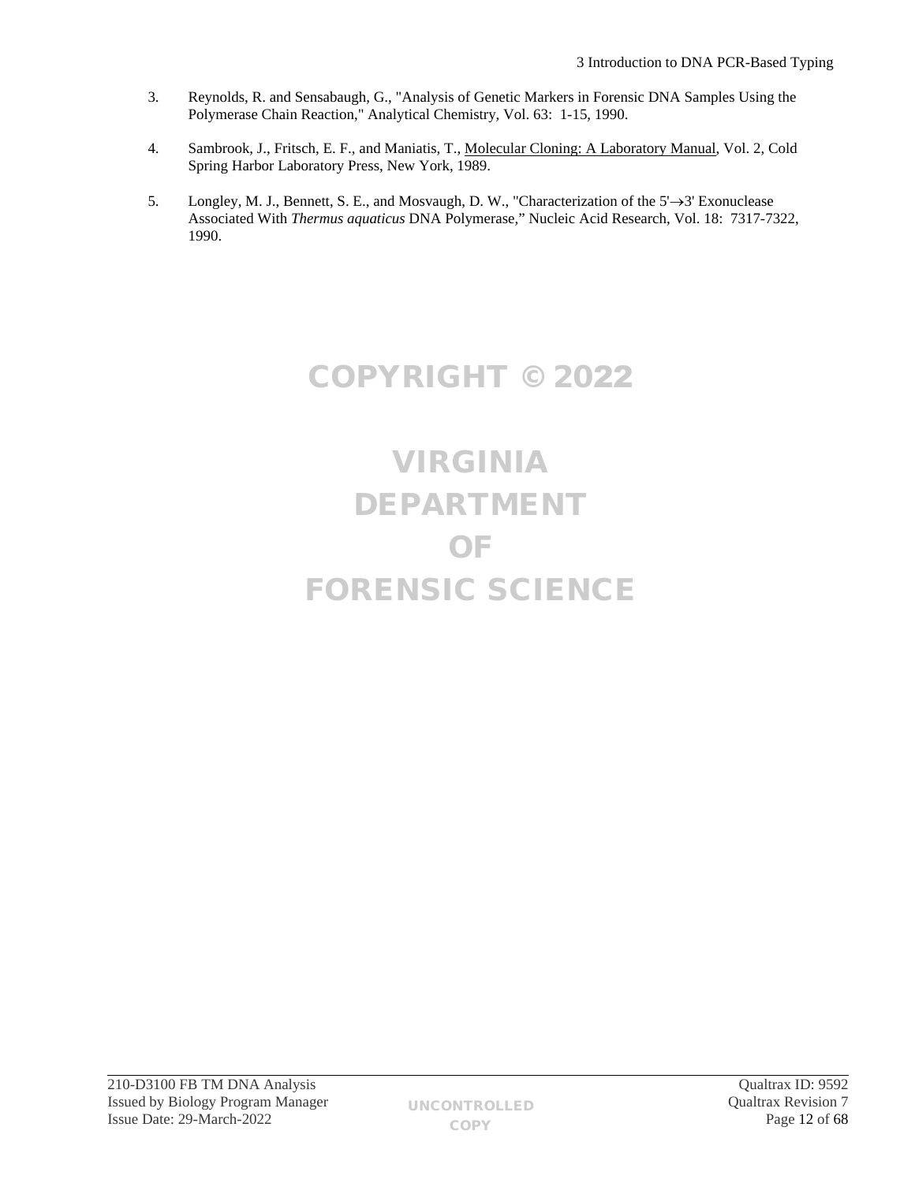3. Reynolds, R. and Sensabaugh, G., "Analysis of Genetic Markers in Forensic DNA Samples Using the Polymerase Chain Reaction," Analytical Chemistry, Vol. 63: 1-15, 1990.

4. Sambrook, J., Fritsch, E. F., and Maniatis, T., Molecular Cloning: A Laboratory Manual, Vol. 2, Cold Spring Harbor Laboratory Press, New York, 1989.

5. Longley, M. J., Bennett, S. E., and Mosvaugh, D. W., "Characterization of the 5'→3' Exonuclease Associated With *Thermus aquaticus* DNA Polymerase," Nucleic Acid Research, Vol. 18: 7317-7322, 1990.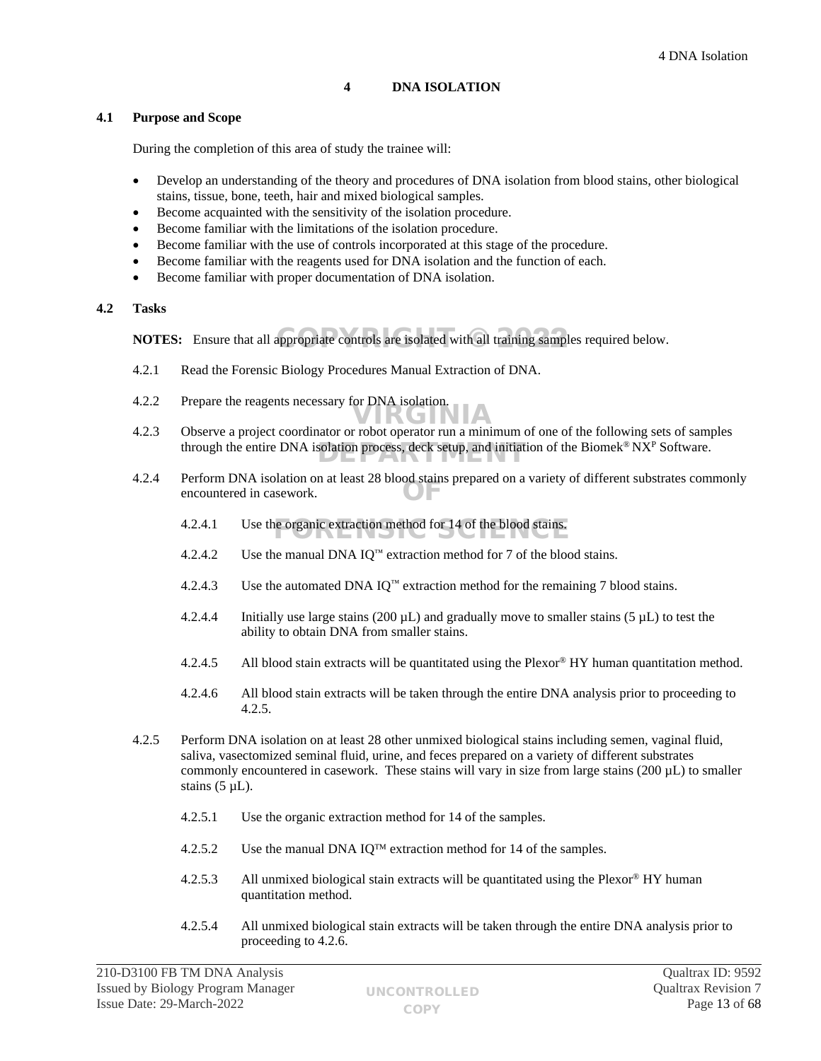# 4 DNA ISOLATION

## 4.1 Purpose and Scope

During the completion of this area of study the trainee will:

- Develop an understanding of the theory and procedures of DNA isolation from blood stains, other biological stains, tissue, bone, teeth, hair and mixed biological samples.
- Become acquainted with the sensitivity of the isolation procedure.
- Become familiar with the limitations of the isolation procedure.
- Become familiar with the use of controls incorporated at this stage of the procedure.
- Become familiar with the reagents used for DNA isolation and the function of each.
- Become familiar with proper documentation of DNA isolation.

## 4.2 Tasks

**NOTES:** Ensure that all appropriate controls are isolated with all training samples required below.

4.2.1 Read the Forensic Biology Procedures Manual Extraction of DNA.

4.2.2 Prepare the reagents necessary for DNA isolation.

4.2.3 Observe a project coordinator or robot operator run a minimum of one of the following sets of samples through the entire DNA isolation process, deck setup, and initiation of the Biomek® NX^P Software.

4.2.4 Perform DNA isolation on at least 28 blood stains prepared on a variety of different substrates commonly encountered in casework.

4.2.4.1 Use the organic extraction method for 14 of the blood stains.

4.2.4.2 Use the manual DNA IQ™ extraction method for 7 of the blood stains.

4.2.4.3 Use the automated DNA IQ™ extraction method for the remaining 7 blood stains.

4.2.4.4 Initially use large stains (200 µL) and gradually move to smaller stains (5 µL) to test the ability to obtain DNA from smaller stains.

4.2.4.5 All blood stain extracts will be quantitated using the Plexor® HY human quantitation method.

4.2.4.6 All blood stain extracts will be taken through the entire DNA analysis prior to proceeding to 4.2.5.

4.2.5 Perform DNA isolation on at least 28 other unmixed biological stains including semen, vaginal fluid, saliva, vasectomized seminal fluid, urine, and feces prepared on a variety of different substrates commonly encountered in casework. These stains will vary in size from large stains (200 µL) to smaller stains (5 µL).

4.2.5.1 Use the organic extraction method for 14 of the samples.

4.2.5.2 Use the manual DNA IQ™ extraction method for 14 of the samples.

4.2.5.3 All unmixed biological stain extracts will be quantitated using the Plexor® HY human quantitation method.

4.2.5.4 All unmixed biological stain extracts will be taken through the entire DNA analysis prior to proceeding to 4.2.6.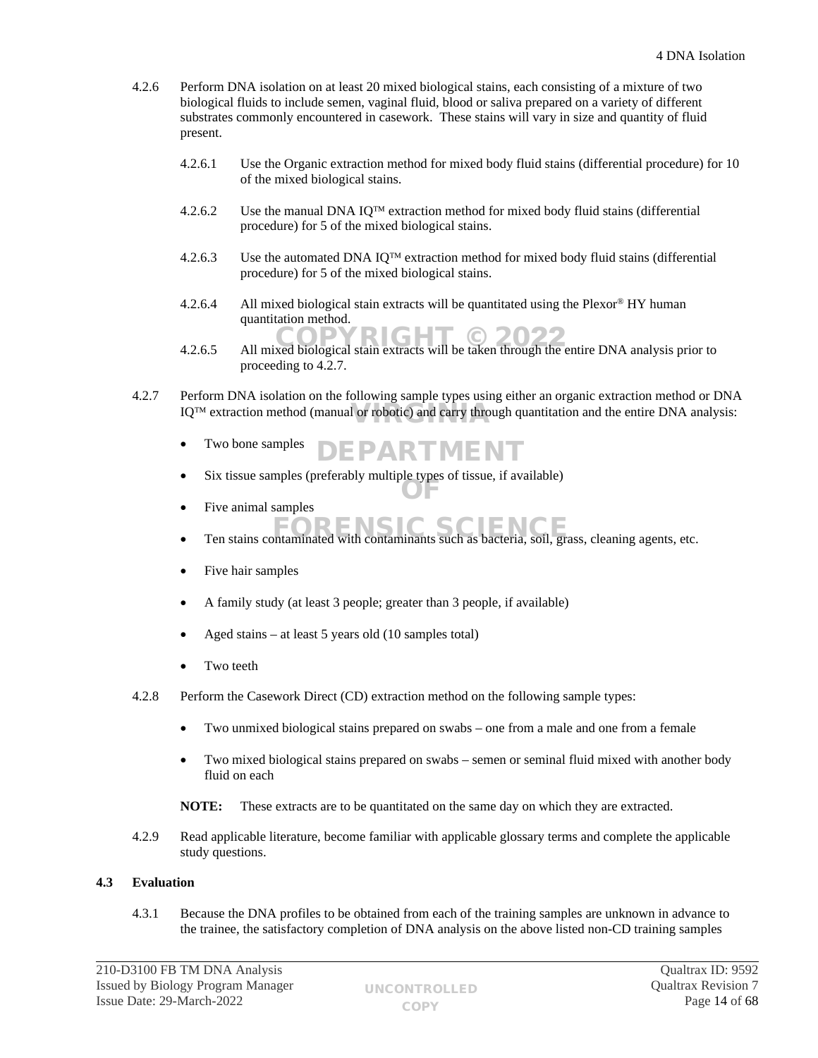4.2.6 Perform DNA isolation on at least 20 mixed biological stains, each consisting of a mixture of two biological fluids to include semen, vaginal fluid, blood or saliva prepared on a variety of different substrates commonly encountered in casework. These stains will vary in size and quantity of fluid present.

4.2.6.1 Use the Organic extraction method for mixed body fluid stains (differential procedure) for 10 of the mixed biological stains.

4.2.6.2 Use the manual DNA IQ™ extraction method for mixed body fluid stains (differential procedure) for 5 of the mixed biological stains.

4.2.6.3 Use the automated DNA IQ™ extraction method for mixed body fluid stains (differential procedure) for 5 of the mixed biological stains.

4.2.6.4 All mixed biological stain extracts will be quantitated using the Plexor® HY human quantitation method.

4.2.6.5 All mixed biological stain extracts will be taken through the entire DNA analysis prior to proceeding to 4.2.7.

4.2.7 Perform DNA isolation on the following sample types using either an organic extraction method or DNA IQ™ extraction method (manual or robotic) and carry through quantitation and the entire DNA analysis:

- Two bone samples
- Six tissue samples (preferably multiple types of tissue, if available)
- Five animal samples
- Ten stains contaminated with contaminants such as bacteria, soil, grass, cleaning agents, etc.
- Five hair samples
- A family study (at least 3 people; greater than 3 people, if available)
- Aged stains – at least 5 years old (10 samples total)
- Two teeth

4.2.8 Perform the Casework Direct (CD) extraction method on the following sample types:

- Two unmixed biological stains prepared on swabs – one from a male and one from a female
- Two mixed biological stains prepared on swabs – semen or seminal fluid mixed with another body fluid on each

**NOTE:** These extracts are to be quantitated on the same day on which they are extracted.

4.2.9 Read applicable literature, become familiar with applicable glossary terms and complete the applicable study questions.

**4.3 Evaluation**

4.3.1 Because the DNA profiles to be obtained from each of the training samples are unknown in advance to the trainee, the satisfactory completion of DNA analysis on the above listed non-CD training samples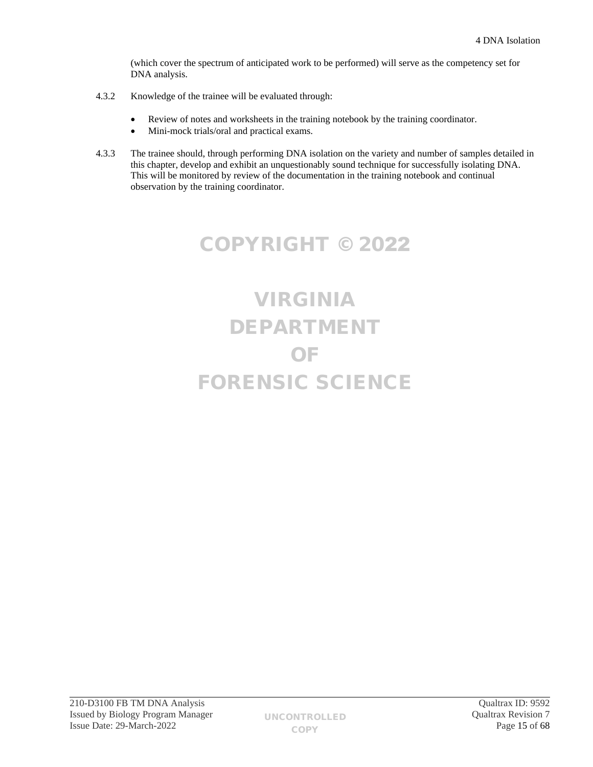(which cover the spectrum of anticipated work to be performed) will serve as the competency set for DNA analysis.

4.3.2 Knowledge of the trainee will be evaluated through:

- Review of notes and worksheets in the training notebook by the training coordinator.
- Mini-mock trials/oral and practical exams.

4.3.3 The trainee should, through performing DNA isolation on the variety and number of samples detailed in this chapter, develop and exhibit an unquestionably sound technique for successfully isolating DNA. This will be monitored by review of the documentation in the training notebook and continual observation by the training coordinator.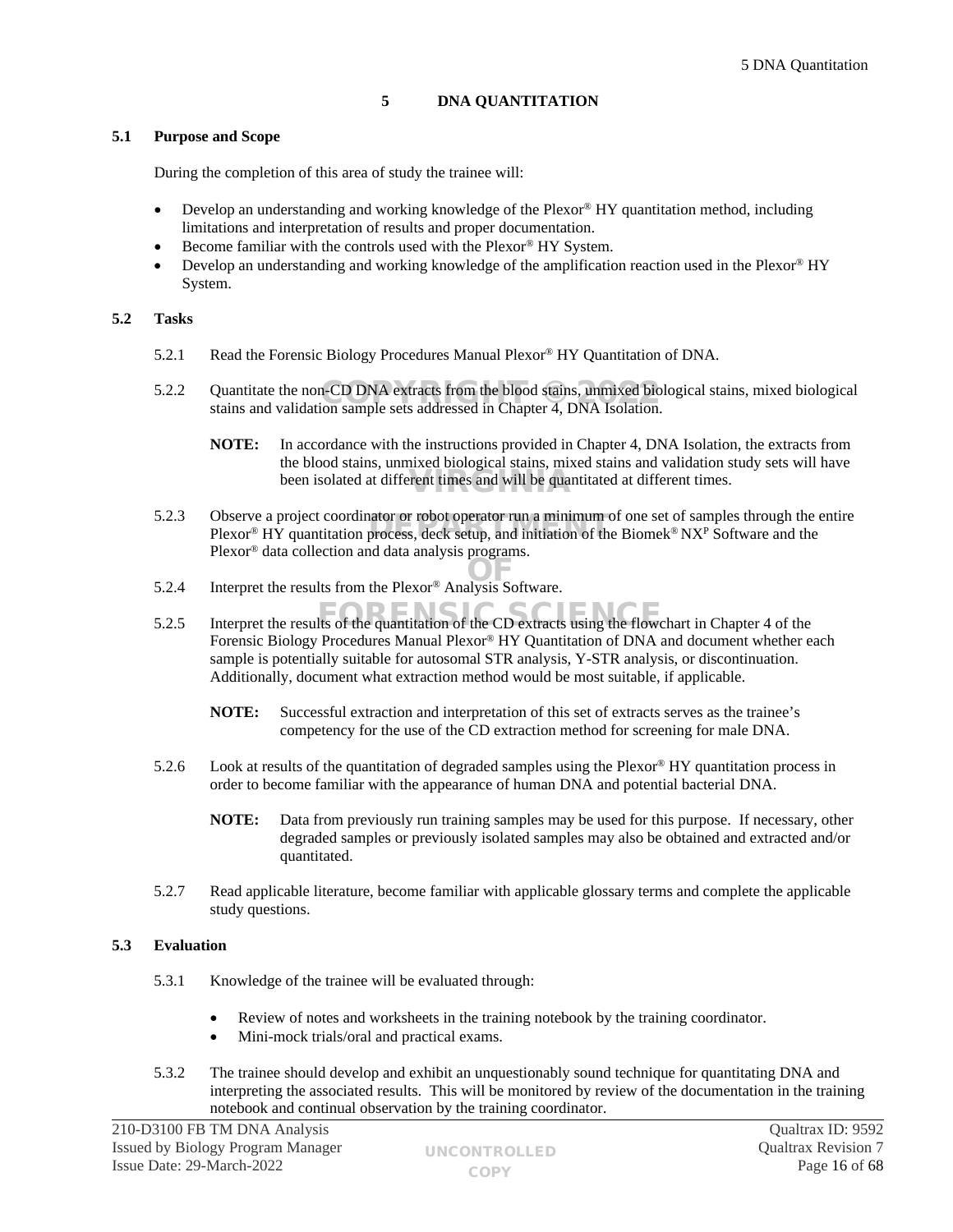# 5 DNA QUANTITATION

## 5.1 Purpose and Scope

During the completion of this area of study the trainee will:

- Develop an understanding and working knowledge of the Plexor® HY quantitation method, including limitations and interpretation of results and proper documentation.
- Become familiar with the controls used with the Plexor® HY System.
- Develop an understanding and working knowledge of the amplification reaction used in the Plexor® HY System.

## 5.2 Tasks

5.2.1 Read the Forensic Biology Procedures Manual Plexor® HY Quantitation of DNA.

5.2.2 Quantitate the non-CD DNA extracts from the blood stains, unmixed biological stains, mixed biological stains and validation sample sets addressed in Chapter 4, DNA Isolation.

> **NOTE:** In accordance with the instructions provided in Chapter 4, DNA Isolation, the extracts from the blood stains, unmixed biological stains, mixed stains and validation study sets will have been isolated at different times and will be quantitated at different times.

5.2.3 Observe a project coordinator or robot operator run a minimum of one set of samples through the entire Plexor® HY quantitation process, deck setup, and initiation of the Biomek® NX[P] Software and the Plexor® data collection and data analysis programs.

5.2.4 Interpret the results from the Plexor® Analysis Software.

5.2.5 Interpret the results of the quantitation of the CD extracts using the flowchart in Chapter 4 of the Forensic Biology Procedures Manual Plexor® HY Quantitation of DNA and document whether each sample is potentially suitable for autosomal STR analysis, Y-STR analysis, or discontinuation. Additionally, document what extraction method would be most suitable, if applicable.

> **NOTE:** Successful extraction and interpretation of this set of extracts serves as the trainee's competency for the use of the CD extraction method for screening for male DNA.

5.2.6 Look at results of the quantitation of degraded samples using the Plexor® HY quantitation process in order to become familiar with the appearance of human DNA and potential bacterial DNA.

> **NOTE:** Data from previously run training samples may be used for this purpose. If necessary, other degraded samples or previously isolated samples may also be obtained and extracted and/or quantitated.

5.2.7 Read applicable literature, become familiar with applicable glossary terms and complete the applicable study questions.

## 5.3 Evaluation

5.3.1 Knowledge of the trainee will be evaluated through:

- Review of notes and worksheets in the training notebook by the training coordinator.
- Mini-mock trials/oral and practical exams.

5.3.2 The trainee should develop and exhibit an unquestionably sound technique for quantitating DNA and interpreting the associated results. This will be monitored by review of the documentation in the training notebook and continual observation by the training coordinator.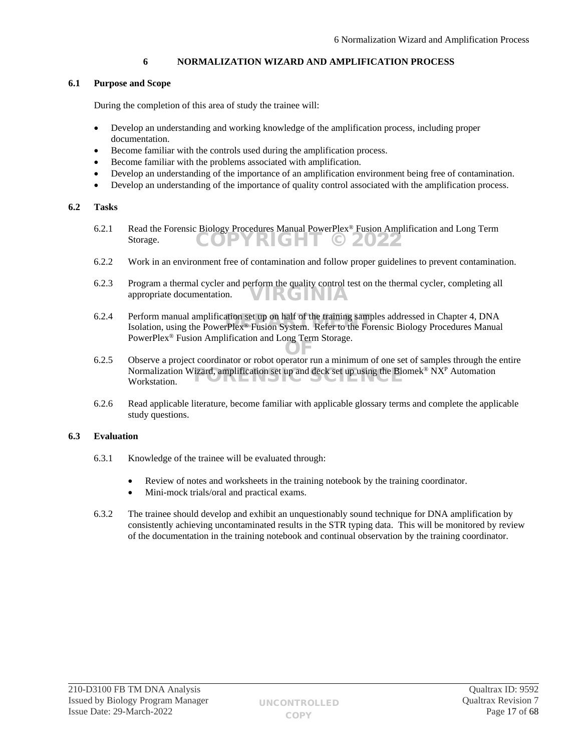# 6 NORMALIZATION WIZARD AND AMPLIFICATION PROCESS

## 6.1 Purpose and Scope

During the completion of this area of study the trainee will:

- Develop an understanding and working knowledge of the amplification process, including proper documentation.
- Become familiar with the controls used during the amplification process.
- Become familiar with the problems associated with amplification.
- Develop an understanding of the importance of an amplification environment being free of contamination.
- Develop an understanding of the importance of quality control associated with the amplification process.

## 6.2 Tasks

6.2.1 Read the Forensic Biology Procedures Manual PowerPlex® Fusion Amplification and Long Term Storage.

6.2.2 Work in an environment free of contamination and follow proper guidelines to prevent contamination.

6.2.3 Program a thermal cycler and perform the quality control test on the thermal cycler, completing all appropriate documentation.

6.2.4 Perform manual amplification set up on half of the training samples addressed in Chapter 4, DNA Isolation, using the PowerPlex® Fusion System. Refer to the Forensic Biology Procedures Manual PowerPlex® Fusion Amplification and Long Term Storage.

6.2.5 Observe a project coordinator or robot operator run a minimum of one set of samples through the entire Normalization Wizard, amplification set up and deck set up using the Biomek® NX$^{P}$ Automation Workstation.

6.2.6 Read applicable literature, become familiar with applicable glossary terms and complete the applicable study questions.

## 6.3 Evaluation

6.3.1 Knowledge of the trainee will be evaluated through:

- Review of notes and worksheets in the training notebook by the training coordinator.
- Mini-mock trials/oral and practical exams.

6.3.2 The trainee should develop and exhibit an unquestionably sound technique for DNA amplification by consistently achieving uncontaminated results in the STR typing data. This will be monitored by review of the documentation in the training notebook and continual observation by the training coordinator.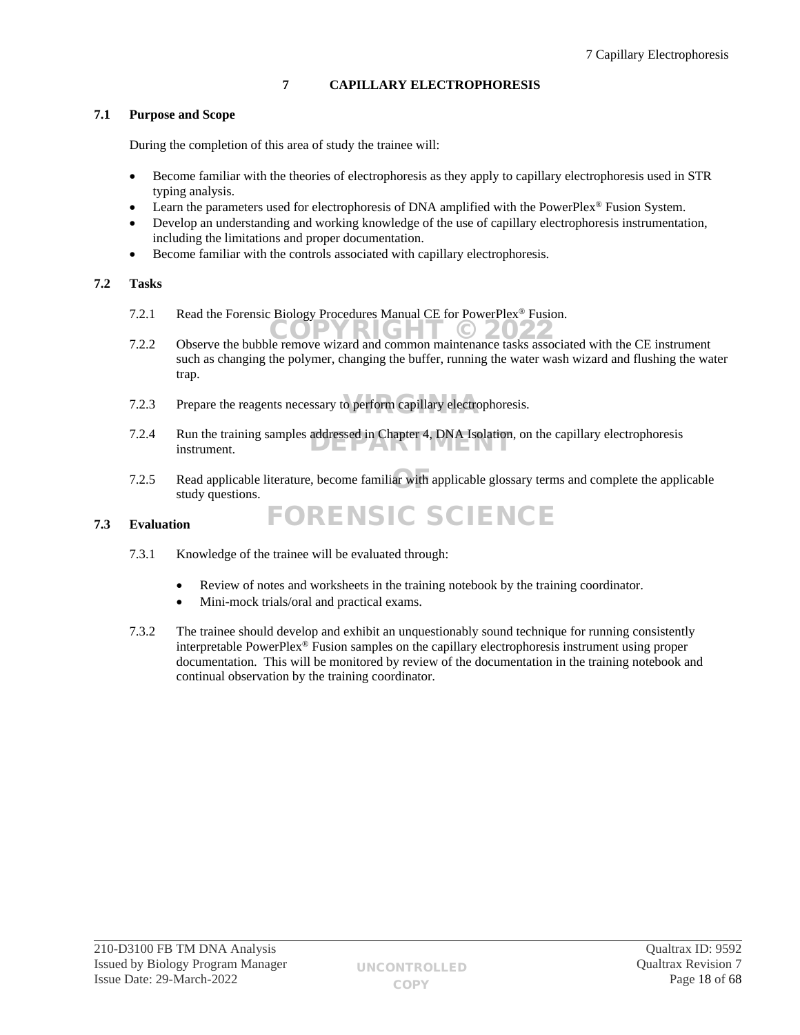# 7 CAPILLARY ELECTROPHORESIS

## 7.1 Purpose and Scope

During the completion of this area of study the trainee will:

- Become familiar with the theories of electrophoresis as they apply to capillary electrophoresis used in STR typing analysis.
- Learn the parameters used for electrophoresis of DNA amplified with the PowerPlex® Fusion System.
- Develop an understanding and working knowledge of the use of capillary electrophoresis instrumentation, including the limitations and proper documentation.
- Become familiar with the controls associated with capillary electrophoresis.

## 7.2 Tasks

7.2.1 Read the Forensic Biology Procedures Manual CE for PowerPlex® Fusion.

7.2.2 Observe the bubble remove wizard and common maintenance tasks associated with the CE instrument such as changing the polymer, changing the buffer, running the water wash wizard and flushing the water trap.

7.2.3 Prepare the reagents necessary to perform capillary electrophoresis.

7.2.4 Run the training samples addressed in Chapter 4, DNA Isolation, on the capillary electrophoresis instrument.

7.2.5 Read applicable literature, become familiar with applicable glossary terms and complete the applicable study questions.

## 7.3 Evaluation

7.3.1 Knowledge of the trainee will be evaluated through:

- Review of notes and worksheets in the training notebook by the training coordinator.
- Mini-mock trials/oral and practical exams.

7.3.2 The trainee should develop and exhibit an unquestionably sound technique for running consistently interpretable PowerPlex® Fusion samples on the capillary electrophoresis instrument using proper documentation. This will be monitored by review of the documentation in the training notebook and continual observation by the training coordinator.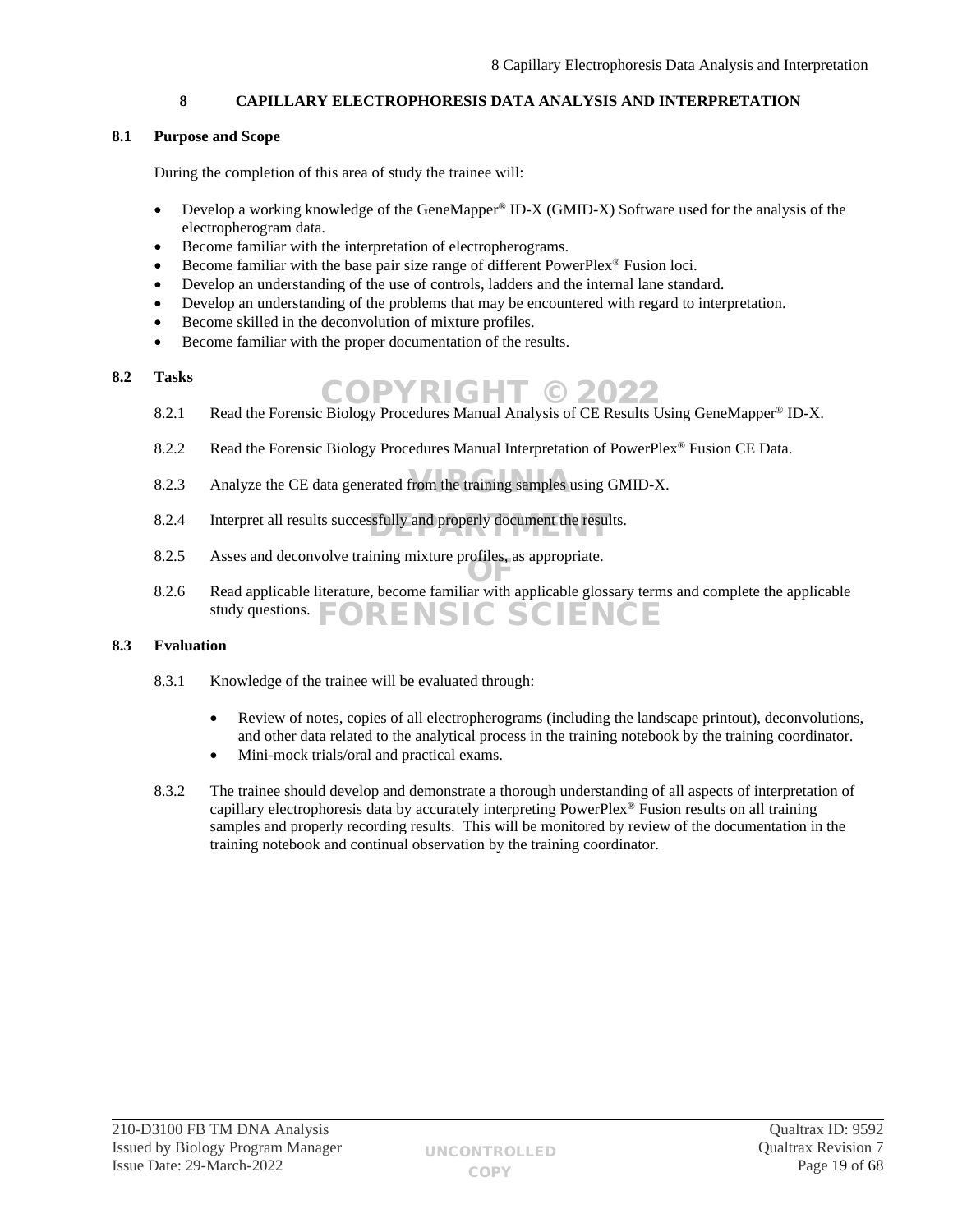# 8 CAPILLARY ELECTROPHORESIS DATA ANALYSIS AND INTERPRETATION

## 8.1 Purpose and Scope

During the completion of this area of study the trainee will:

- Develop a working knowledge of the GeneMapper® ID-X (GMID-X) Software used for the analysis of the electropherogram data.
- Become familiar with the interpretation of electropherograms.
- Become familiar with the base pair size range of different PowerPlex® Fusion loci.
- Develop an understanding of the use of controls, ladders and the internal lane standard.
- Develop an understanding of the problems that may be encountered with regard to interpretation.
- Become skilled in the deconvolution of mixture profiles.
- Become familiar with the proper documentation of the results.

## 8.2 Tasks

8.2.1 Read the Forensic Biology Procedures Manual Analysis of CE Results Using GeneMapper® ID-X.

8.2.2 Read the Forensic Biology Procedures Manual Interpretation of PowerPlex® Fusion CE Data.

8.2.3 Analyze the CE data generated from the training samples using GMID-X.

8.2.4 Interpret all results successfully and properly document the results.

8.2.5 Asses and deconvolve training mixture profiles, as appropriate.

8.2.6 Read applicable literature, become familiar with applicable glossary terms and complete the applicable study questions.

## 8.3 Evaluation

8.3.1 Knowledge of the trainee will be evaluated through:

- Review of notes, copies of all electropherograms (including the landscape printout), deconvolutions, and other data related to the analytical process in the training notebook by the training coordinator.
- Mini-mock trials/oral and practical exams.

8.3.2 The trainee should develop and demonstrate a thorough understanding of all aspects of interpretation of capillary electrophoresis data by accurately interpreting PowerPlex® Fusion results on all training samples and properly recording results. This will be monitored by review of the documentation in the training notebook and continual observation by the training coordinator.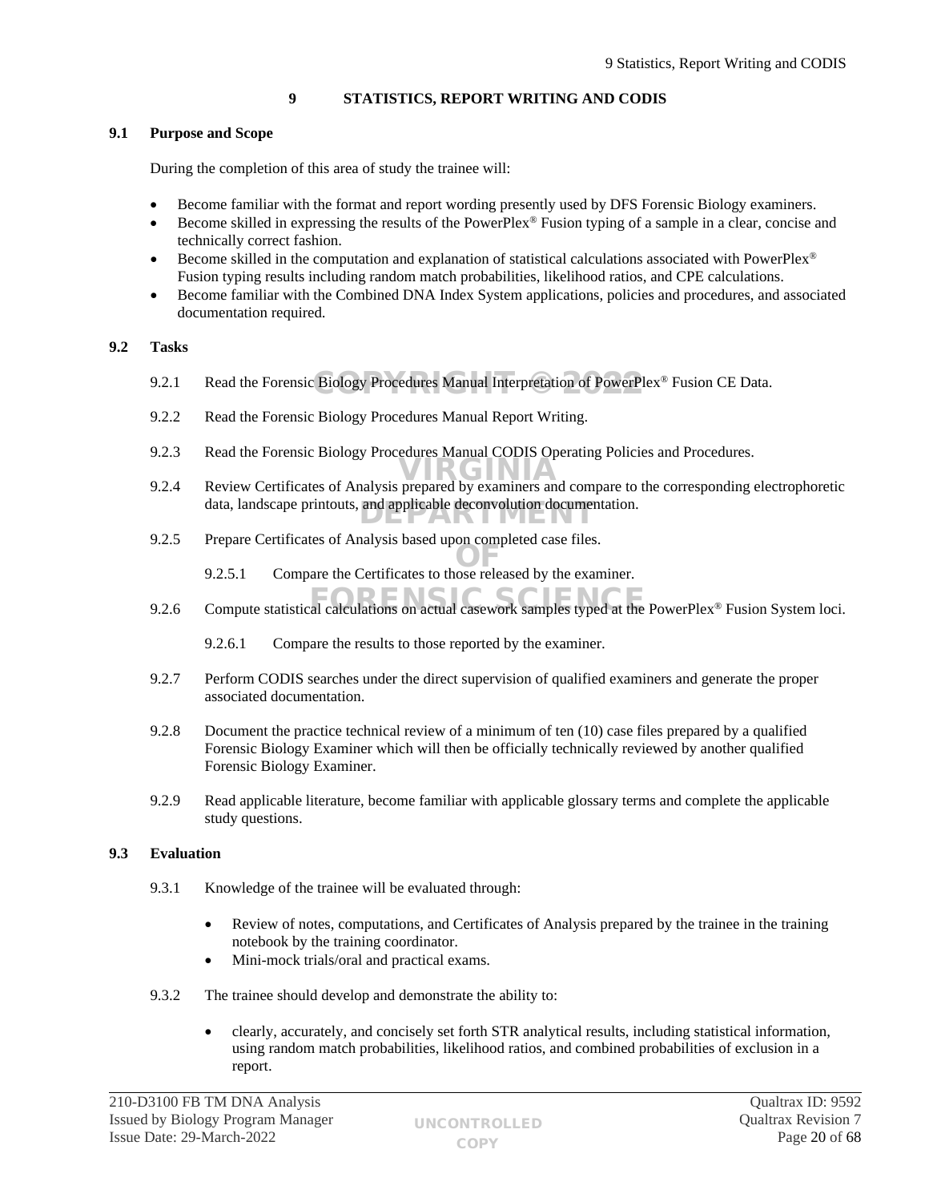# 9 STATISTICS, REPORT WRITING AND CODIS

## 9.1 Purpose and Scope

During the completion of this area of study the trainee will:

- Become familiar with the format and report wording presently used by DFS Forensic Biology examiners.
- Become skilled in expressing the results of the PowerPlex® Fusion typing of a sample in a clear, concise and technically correct fashion.
- Become skilled in the computation and explanation of statistical calculations associated with PowerPlex® Fusion typing results including random match probabilities, likelihood ratios, and CPE calculations.
- Become familiar with the Combined DNA Index System applications, policies and procedures, and associated documentation required.

## 9.2 Tasks

9.2.1 Read the Forensic Biology Procedures Manual Interpretation of PowerPlex® Fusion CE Data.

9.2.2 Read the Forensic Biology Procedures Manual Report Writing.

9.2.3 Read the Forensic Biology Procedures Manual CODIS Operating Policies and Procedures.

9.2.4 Review Certificates of Analysis prepared by examiners and compare to the corresponding electrophoretic data, landscape printouts, and applicable deconvolution documentation.

9.2.5 Prepare Certificates of Analysis based upon completed case files.

9.2.5.1 Compare the Certificates to those released by the examiner.

9.2.6 Compute statistical calculations on actual casework samples typed at the PowerPlex® Fusion System loci.

9.2.6.1 Compare the results to those reported by the examiner.

9.2.7 Perform CODIS searches under the direct supervision of qualified examiners and generate the proper associated documentation.

9.2.8 Document the practice technical review of a minimum of ten (10) case files prepared by a qualified Forensic Biology Examiner which will then be officially technically reviewed by another qualified Forensic Biology Examiner.

9.2.9 Read applicable literature, become familiar with applicable glossary terms and complete the applicable study questions.

## 9.3 Evaluation

9.3.1 Knowledge of the trainee will be evaluated through:

- Review of notes, computations, and Certificates of Analysis prepared by the trainee in the training notebook by the training coordinator.
- Mini-mock trials/oral and practical exams.

9.3.2 The trainee should develop and demonstrate the ability to:

- clearly, accurately, and concisely set forth STR analytical results, including statistical information, using random match probabilities, likelihood ratios, and combined probabilities of exclusion in a report.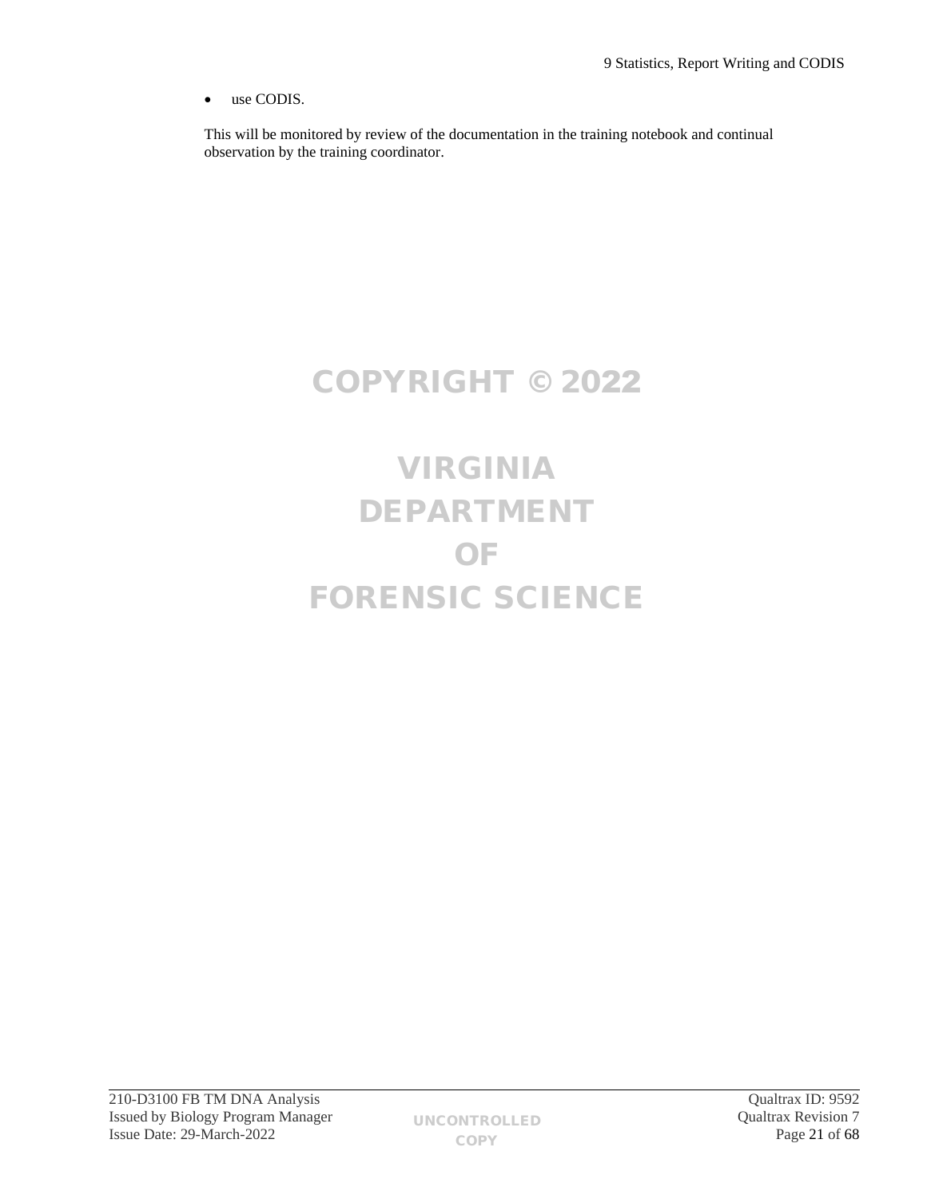- use CODIS.

This will be monitored by review of the documentation in the training notebook and continual observation by the training coordinator.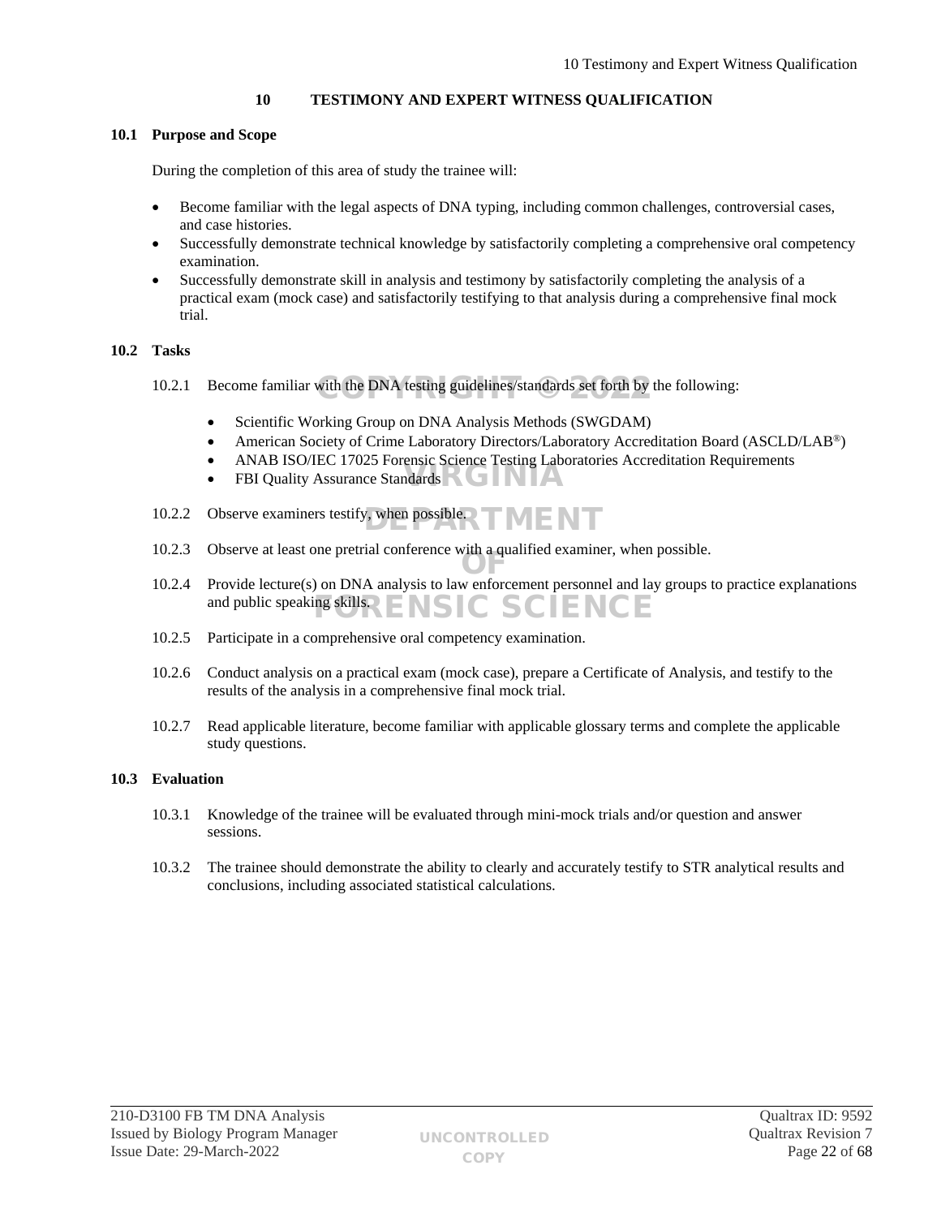# 10 TESTIMONY AND EXPERT WITNESS QUALIFICATION

## 10.1 Purpose and Scope

During the completion of this area of study the trainee will:

- Become familiar with the legal aspects of DNA typing, including common challenges, controversial cases, and case histories.
- Successfully demonstrate technical knowledge by satisfactorily completing a comprehensive oral competency examination.
- Successfully demonstrate skill in analysis and testimony by satisfactorily completing the analysis of a practical exam (mock case) and satisfactorily testifying to that analysis during a comprehensive final mock trial.

## 10.2 Tasks

10.2.1 Become familiar with the DNA testing guidelines/standards set forth by the following:

- Scientific Working Group on DNA Analysis Methods (SWGDAM)
- American Society of Crime Laboratory Directors/Laboratory Accreditation Board (ASCLD/LAB®)
- ANAB ISO/IEC 17025 Forensic Science Testing Laboratories Accreditation Requirements
- FBI Quality Assurance Standards

10.2.2 Observe examiners testify, when possible.

10.2.3 Observe at least one pretrial conference with a qualified examiner, when possible.

10.2.4 Provide lecture(s) on DNA analysis to law enforcement personnel and lay groups to practice explanations and public speaking skills.

10.2.5 Participate in a comprehensive oral competency examination.

10.2.6 Conduct analysis on a practical exam (mock case), prepare a Certificate of Analysis, and testify to the results of the analysis in a comprehensive final mock trial.

10.2.7 Read applicable literature, become familiar with applicable glossary terms and complete the applicable study questions.

## 10.3 Evaluation

10.3.1 Knowledge of the trainee will be evaluated through mini-mock trials and/or question and answer sessions.

10.3.2 The trainee should demonstrate the ability to clearly and accurately testify to STR analytical results and conclusions, including associated statistical calculations.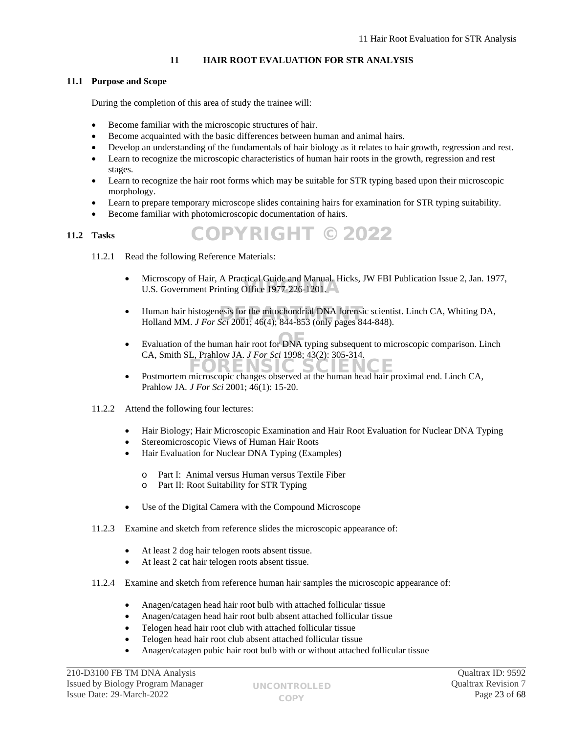# 11 HAIR ROOT EVALUATION FOR STR ANALYSIS

## 11.1 Purpose and Scope

During the completion of this area of study the trainee will:

- Become familiar with the microscopic structures of hair.
- Become acquainted with the basic differences between human and animal hairs.
- Develop an understanding of the fundamentals of hair biology as it relates to hair growth, regression and rest.
- Learn to recognize the microscopic characteristics of human hair roots in the growth, regression and rest stages.
- Learn to recognize the hair root forms which may be suitable for STR typing based upon their microscopic morphology.
- Learn to prepare temporary microscope slides containing hairs for examination for STR typing suitability.
- Become familiar with photomicroscopic documentation of hairs.

## 11.2 Tasks

11.2.1 Read the following Reference Materials:

- Microscopy of Hair, A Practical Guide and Manual. Hicks, JW FBI Publication Issue 2, Jan. 1977, U.S. Government Printing Office 1977-226-1201.
- Human hair histogenesis for the mitochondrial DNA forensic scientist. Linch CA, Whiting DA, Holland MM. *J For Sci* 2001; 46(4); 844-853 (only pages 844-848).
- Evaluation of the human hair root for DNA typing subsequent to microscopic comparison. Linch CA, Smith SL, Prahlow JA. *J For Sci* 1998; 43(2): 305-314.
- Postmortem microscopic changes observed at the human head hair proximal end. Linch CA, Prahlow JA. *J For Sci* 2001; 46(1): 15-20.

11.2.2 Attend the following four lectures:

- Hair Biology; Hair Microscopic Examination and Hair Root Evaluation for Nuclear DNA Typing
- Stereomicroscopic Views of Human Hair Roots
- Hair Evaluation for Nuclear DNA Typing (Examples)
    - Part I: Animal versus Human versus Textile Fiber
    - Part II: Root Suitability for STR Typing
- Use of the Digital Camera with the Compound Microscope

11.2.3 Examine and sketch from reference slides the microscopic appearance of:

- At least 2 dog hair telogen roots absent tissue.
- At least 2 cat hair telogen roots absent tissue.

11.2.4 Examine and sketch from reference human hair samples the microscopic appearance of:

- Anagen/catagen head hair root bulb with attached follicular tissue
- Anagen/catagen head hair root bulb absent attached follicular tissue
- Telogen head hair root club with attached follicular tissue
- Telogen head hair root club absent attached follicular tissue
- Anagen/catagen pubic hair root bulb with or without attached follicular tissue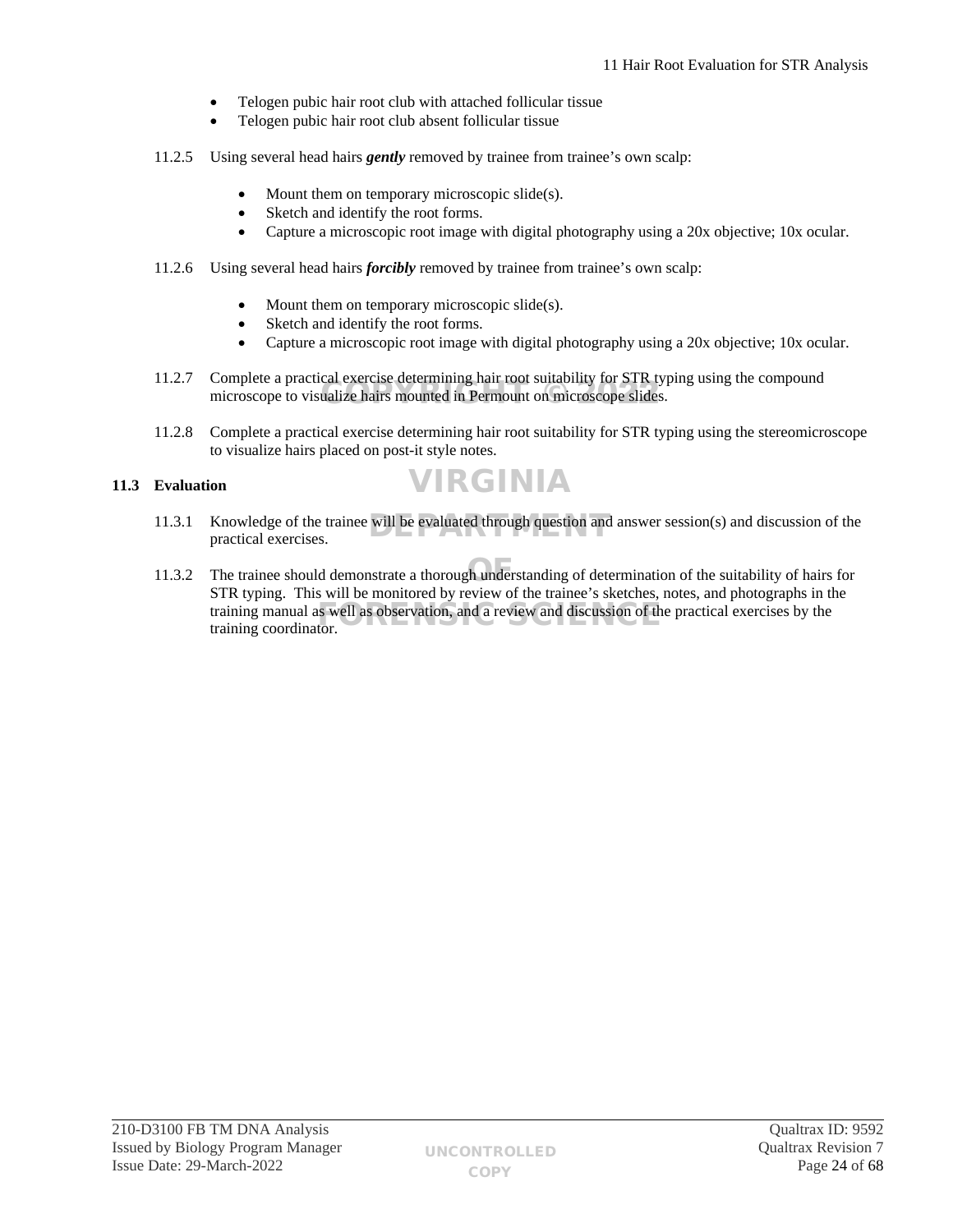- Telogen pubic hair root club with attached follicular tissue
- Telogen pubic hair root club absent follicular tissue

11.2.5 Using several head hairs ***gently*** removed by trainee from trainee's own scalp:

- Mount them on temporary microscopic slide(s).
- Sketch and identify the root forms.
- Capture a microscopic root image with digital photography using a 20x objective; 10x ocular.

11.2.6 Using several head hairs ***forcibly*** removed by trainee from trainee's own scalp:

- Mount them on temporary microscopic slide(s).
- Sketch and identify the root forms.
- Capture a microscopic root image with digital photography using a 20x objective; 10x ocular.

11.2.7 Complete a practical exercise determining hair root suitability for STR typing using the compound microscope to visualize hairs mounted in Permount on microscope slides.

11.2.8 Complete a practical exercise determining hair root suitability for STR typing using the stereomicroscope to visualize hairs placed on post-it style notes.

## 11.3 Evaluation

11.3.1 Knowledge of the trainee will be evaluated through question and answer session(s) and discussion of the practical exercises.

11.3.2 The trainee should demonstrate a thorough understanding of determination of the suitability of hairs for STR typing. This will be monitored by review of the trainee's sketches, notes, and photographs in the training manual as well as observation, and a review and discussion of the practical exercises by the training coordinator.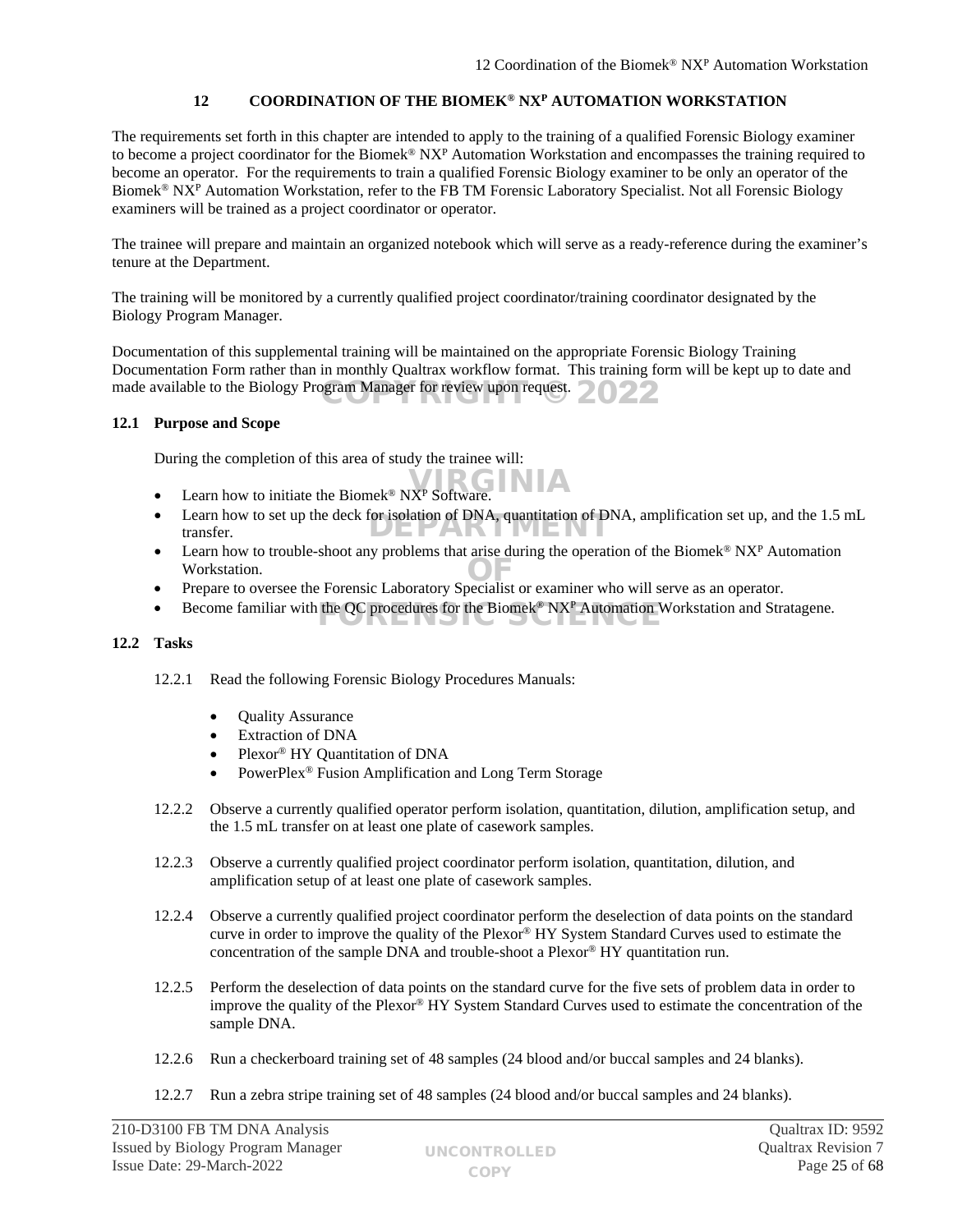# 12 COORDINATION OF THE BIOMEK® NX$^P$ AUTOMATION WORKSTATION

The requirements set forth in this chapter are intended to apply to the training of a qualified Forensic Biology examiner to become a project coordinator for the Biomek® NX$^P$ Automation Workstation and encompasses the training required to become an operator. For the requirements to train a qualified Forensic Biology examiner to be only an operator of the Biomek® NX$^P$ Automation Workstation, refer to the FB TM Forensic Laboratory Specialist. Not all Forensic Biology examiners will be trained as a project coordinator or operator.

The trainee will prepare and maintain an organized notebook which will serve as a ready-reference during the examiner's tenure at the Department.

The training will be monitored by a currently qualified project coordinator/training coordinator designated by the Biology Program Manager.

Documentation of this supplemental training will be maintained on the appropriate Forensic Biology Training Documentation Form rather than in monthly Qualtrax workflow format. This training form will be kept up to date and made available to the Biology Program Manager for review upon request.

## 12.1 Purpose and Scope

During the completion of this area of study the trainee will:

- Learn how to initiate the Biomek® NX$^P$ Software.
- Learn how to set up the deck for isolation of DNA, quantitation of DNA, amplification set up, and the 1.5 mL transfer.
- Learn how to trouble-shoot any problems that arise during the operation of the Biomek® NX$^P$ Automation Workstation.
- Prepare to oversee the Forensic Laboratory Specialist or examiner who will serve as an operator.
- Become familiar with the QC procedures for the Biomek® NX$^P$ Automation Workstation and Stratagene.

## 12.2 Tasks

12.2.1 Read the following Forensic Biology Procedures Manuals:

- Quality Assurance
- Extraction of DNA
- Plexor® HY Quantitation of DNA
- PowerPlex® Fusion Amplification and Long Term Storage

12.2.2 Observe a currently qualified operator perform isolation, quantitation, dilution, amplification setup, and the 1.5 mL transfer on at least one plate of casework samples.

12.2.3 Observe a currently qualified project coordinator perform isolation, quantitation, dilution, and amplification setup of at least one plate of casework samples.

12.2.4 Observe a currently qualified project coordinator perform the deselection of data points on the standard curve in order to improve the quality of the Plexor® HY System Standard Curves used to estimate the concentration of the sample DNA and trouble-shoot a Plexor® HY quantitation run.

12.2.5 Perform the deselection of data points on the standard curve for the five sets of problem data in order to improve the quality of the Plexor® HY System Standard Curves used to estimate the concentration of the sample DNA.

12.2.6 Run a checkerboard training set of 48 samples (24 blood and/or buccal samples and 24 blanks).

12.2.7 Run a zebra stripe training set of 48 samples (24 blood and/or buccal samples and 24 blanks).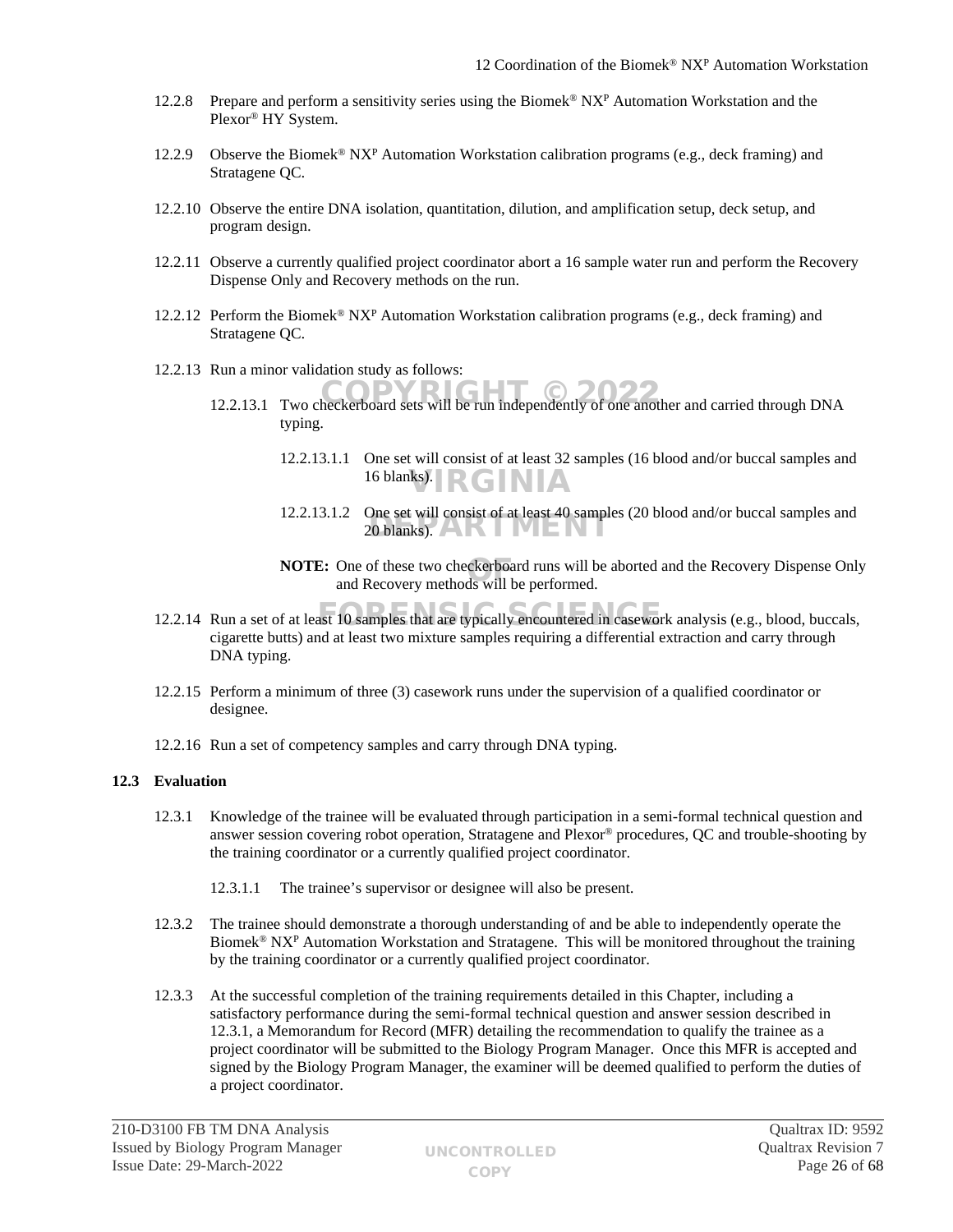12.2.8 Prepare and perform a sensitivity series using the Biomek® NXP Automation Workstation and the Plexor® HY System.

12.2.9 Observe the Biomek® NXP Automation Workstation calibration programs (e.g., deck framing) and Stratagene QC.

12.2.10 Observe the entire DNA isolation, quantitation, dilution, and amplification setup, deck setup, and program design.

12.2.11 Observe a currently qualified project coordinator abort a 16 sample water run and perform the Recovery Dispense Only and Recovery methods on the run.

12.2.12 Perform the Biomek® NXP Automation Workstation calibration programs (e.g., deck framing) and Stratagene QC.

12.2.13 Run a minor validation study as follows:

12.2.13.1 Two checkerboard sets will be run independently of one another and carried through DNA typing.

12.2.13.1.1 One set will consist of at least 32 samples (16 blood and/or buccal samples and 16 blanks).

12.2.13.1.2 One set will consist of at least 40 samples (20 blood and/or buccal samples and 20 blanks).

**NOTE:** One of these two checkerboard runs will be aborted and the Recovery Dispense Only and Recovery methods will be performed.

12.2.14 Run a set of at least 10 samples that are typically encountered in casework analysis (e.g., blood, buccals, cigarette butts) and at least two mixture samples requiring a differential extraction and carry through DNA typing.

12.2.15 Perform a minimum of three (3) casework runs under the supervision of a qualified coordinator or designee.

12.2.16 Run a set of competency samples and carry through DNA typing.

## 12.3 Evaluation

12.3.1 Knowledge of the trainee will be evaluated through participation in a semi-formal technical question and answer session covering robot operation, Stratagene and Plexor® procedures, QC and trouble-shooting by the training coordinator or a currently qualified project coordinator.

12.3.1.1 The trainee's supervisor or designee will also be present.

12.3.2 The trainee should demonstrate a thorough understanding of and be able to independently operate the Biomek® NXP Automation Workstation and Stratagene. This will be monitored throughout the training by the training coordinator or a currently qualified project coordinator.

12.3.3 At the successful completion of the training requirements detailed in this Chapter, including a satisfactory performance during the semi-formal technical question and answer session described in 12.3.1, a Memorandum for Record (MFR) detailing the recommendation to qualify the trainee as a project coordinator will be submitted to the Biology Program Manager. Once this MFR is accepted and signed by the Biology Program Manager, the examiner will be deemed qualified to perform the duties of a project coordinator.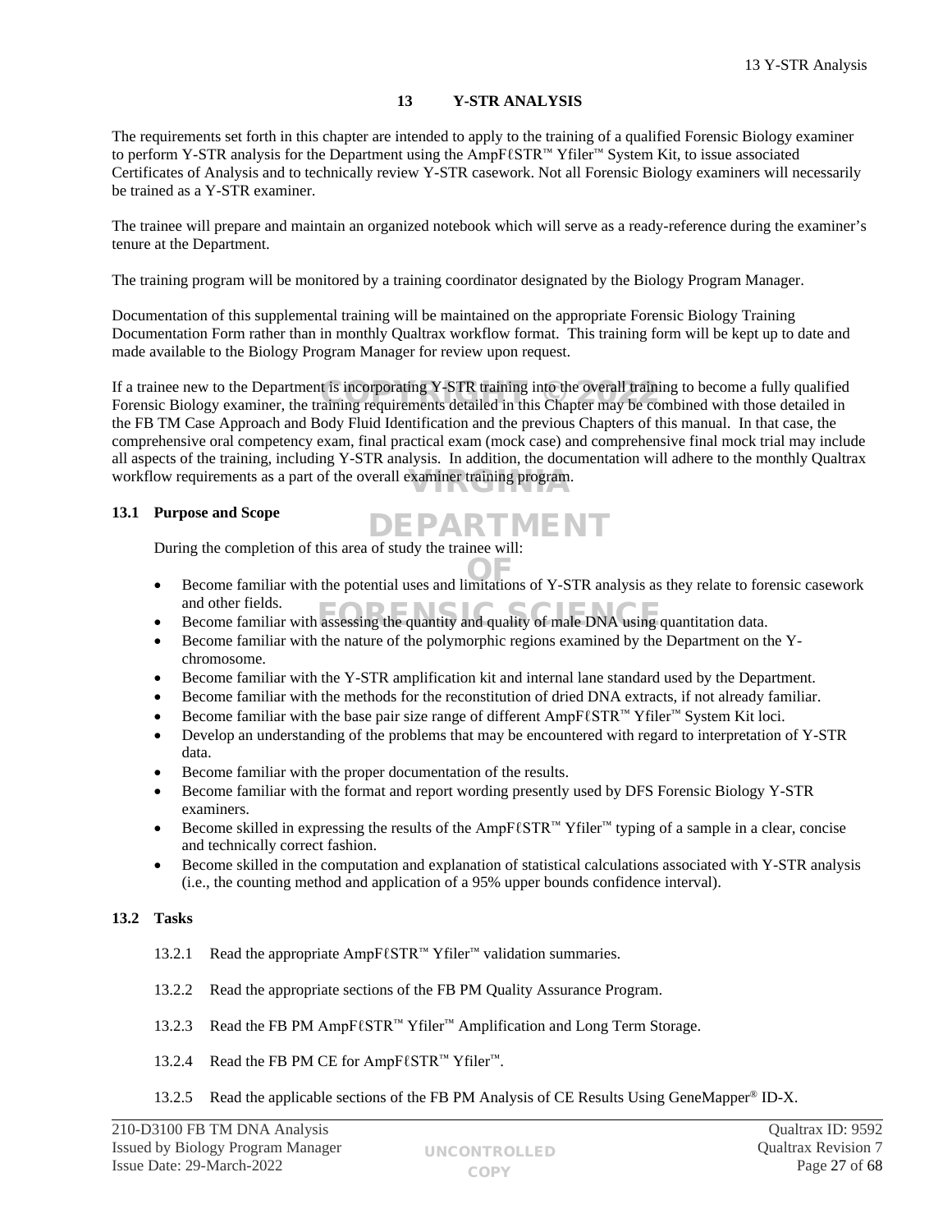# 13 Y-STR ANALYSIS

The requirements set forth in this chapter are intended to apply to the training of a qualified Forensic Biology examiner to perform Y-STR analysis for the Department using the AmpFℓSTR™ Yfiler™ System Kit, to issue associated Certificates of Analysis and to technically review Y-STR casework. Not all Forensic Biology examiners will necessarily be trained as a Y-STR examiner.

The trainee will prepare and maintain an organized notebook which will serve as a ready-reference during the examiner's tenure at the Department.

The training program will be monitored by a training coordinator designated by the Biology Program Manager.

Documentation of this supplemental training will be maintained on the appropriate Forensic Biology Training Documentation Form rather than in monthly Qualtrax workflow format. This training form will be kept up to date and made available to the Biology Program Manager for review upon request.

If a trainee new to the Department is incorporating Y-STR training into the overall training to become a fully qualified Forensic Biology examiner, the training requirements detailed in this Chapter may be combined with those detailed in the FB TM Case Approach and Body Fluid Identification and the previous Chapters of this manual. In that case, the comprehensive oral competency exam, final practical exam (mock case) and comprehensive final mock trial may include all aspects of the training, including Y-STR analysis. In addition, the documentation will adhere to the monthly Qualtrax workflow requirements as a part of the overall examiner training program.

## 13.1 Purpose and Scope

During the completion of this area of study the trainee will:

- Become familiar with the potential uses and limitations of Y-STR analysis as they relate to forensic casework and other fields.
- Become familiar with assessing the quantity and quality of male DNA using quantitation data.
- Become familiar with the nature of the polymorphic regions examined by the Department on the Y-chromosome.
- Become familiar with the Y-STR amplification kit and internal lane standard used by the Department.
- Become familiar with the methods for the reconstitution of dried DNA extracts, if not already familiar.
- Become familiar with the base pair size range of different AmpFℓSTR™ Yfiler™ System Kit loci.
- Develop an understanding of the problems that may be encountered with regard to interpretation of Y-STR data.
- Become familiar with the proper documentation of the results.
- Become familiar with the format and report wording presently used by DFS Forensic Biology Y-STR examiners.
- Become skilled in expressing the results of the AmpFℓSTR™ Yfiler™ typing of a sample in a clear, concise and technically correct fashion.
- Become skilled in the computation and explanation of statistical calculations associated with Y-STR analysis (i.e., the counting method and application of a 95% upper bounds confidence interval).

## 13.2 Tasks

13.2.1 Read the appropriate AmpFℓSTR™ Yfiler™ validation summaries.

13.2.2 Read the appropriate sections of the FB PM Quality Assurance Program.

13.2.3 Read the FB PM AmpFℓSTR™ Yfiler™ Amplification and Long Term Storage.

13.2.4 Read the FB PM CE for AmpFℓSTR™ Yfiler™.

13.2.5 Read the applicable sections of the FB PM Analysis of CE Results Using GeneMapper® ID-X.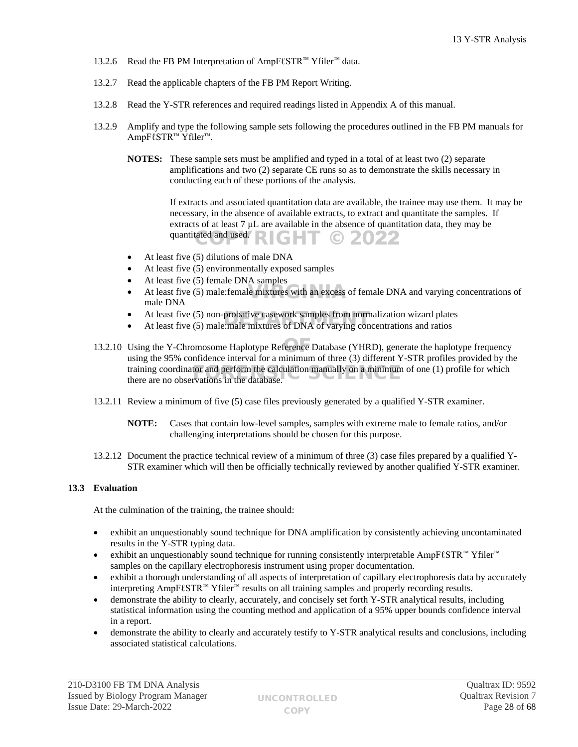13.2.6 Read the FB PM Interpretation of AmpFℓSTR™ Yfiler™ data.

13.2.7 Read the applicable chapters of the FB PM Report Writing.

13.2.8 Read the Y-STR references and required readings listed in Appendix A of this manual.

13.2.9 Amplify and type the following sample sets following the procedures outlined in the FB PM manuals for AmpFℓSTR™ Yfiler™.

**NOTES:** These sample sets must be amplified and typed in a total of at least two (2) separate amplifications and two (2) separate CE runs so as to demonstrate the skills necessary in conducting each of these portions of the analysis.

If extracts and associated quantitation data are available, the trainee may use them. It may be necessary, in the absence of available extracts, to extract and quantitate the samples. If extracts of at least 7 µL are available in the absence of quantitation data, they may be quantitated and used.

- At least five (5) dilutions of male DNA
- At least five (5) environmentally exposed samples
- At least five (5) female DNA samples
- At least five (5) male:female mixtures with an excess of female DNA and varying concentrations of male DNA
- At least five (5) non-probative casework samples from normalization wizard plates
- At least five (5) male:male mixtures of DNA of varying concentrations and ratios

13.2.10 Using the Y-Chromosome Haplotype Reference Database (YHRD), generate the haplotype frequency using the 95% confidence interval for a minimum of three (3) different Y-STR profiles provided by the training coordinator and perform the calculation manually on a minimum of one (1) profile for which there are no observations in the database.

13.2.11 Review a minimum of five (5) case files previously generated by a qualified Y-STR examiner.

**NOTE:** Cases that contain low-level samples, samples with extreme male to female ratios, and/or challenging interpretations should be chosen for this purpose.

13.2.12 Document the practice technical review of a minimum of three (3) case files prepared by a qualified Y-STR examiner which will then be officially technically reviewed by another qualified Y-STR examiner.

## 13.3 Evaluation

At the culmination of the training, the trainee should:

- exhibit an unquestionably sound technique for DNA amplification by consistently achieving uncontaminated results in the Y-STR typing data.
- exhibit an unquestionably sound technique for running consistently interpretable AmpFℓSTR™ Yfiler™ samples on the capillary electrophoresis instrument using proper documentation.
- exhibit a thorough understanding of all aspects of interpretation of capillary electrophoresis data by accurately interpreting AmpFℓSTR™ Yfiler™ results on all training samples and properly recording results.
- demonstrate the ability to clearly, accurately, and concisely set forth Y-STR analytical results, including statistical information using the counting method and application of a 95% upper bounds confidence interval in a report.
- demonstrate the ability to clearly and accurately testify to Y-STR analytical results and conclusions, including associated statistical calculations.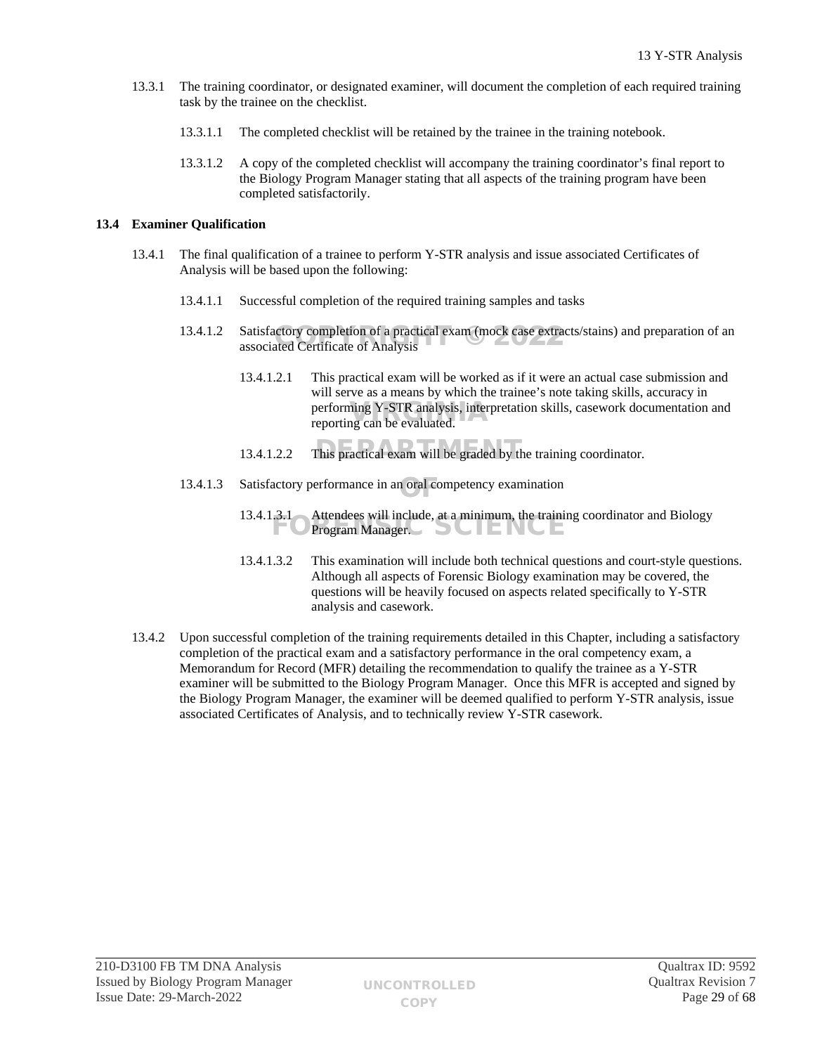13.3.1 The training coordinator, or designated examiner, will document the completion of each required training task by the trainee on the checklist.

13.3.1.1 The completed checklist will be retained by the trainee in the training notebook.

13.3.1.2 A copy of the completed checklist will accompany the training coordinator's final report to the Biology Program Manager stating that all aspects of the training program have been completed satisfactorily.

## 13.4 Examiner Qualification

13.4.1 The final qualification of a trainee to perform Y-STR analysis and issue associated Certificates of Analysis will be based upon the following:

13.4.1.1 Successful completion of the required training samples and tasks

13.4.1.2 Satisfactory completion of a practical exam (mock case extracts/stains) and preparation of an associated Certificate of Analysis

13.4.1.2.1 This practical exam will be worked as if it were an actual case submission and will serve as a means by which the trainee's note taking skills, accuracy in performing Y-STR analysis, interpretation skills, casework documentation and reporting can be evaluated.

13.4.1.2.2 This practical exam will be graded by the training coordinator.

13.4.1.3 Satisfactory performance in an oral competency examination

13.4.1.3.1 Attendees will include, at a minimum, the training coordinator and Biology Program Manager.

13.4.1.3.2 This examination will include both technical questions and court-style questions. Although all aspects of Forensic Biology examination may be covered, the questions will be heavily focused on aspects related specifically to Y-STR analysis and casework.

13.4.2 Upon successful completion of the training requirements detailed in this Chapter, including a satisfactory completion of the practical exam and a satisfactory performance in the oral competency exam, a Memorandum for Record (MFR) detailing the recommendation to qualify the trainee as a Y-STR examiner will be submitted to the Biology Program Manager. Once this MFR is accepted and signed by the Biology Program Manager, the examiner will be deemed qualified to perform Y-STR analysis, issue associated Certificates of Analysis, and to technically review Y-STR casework.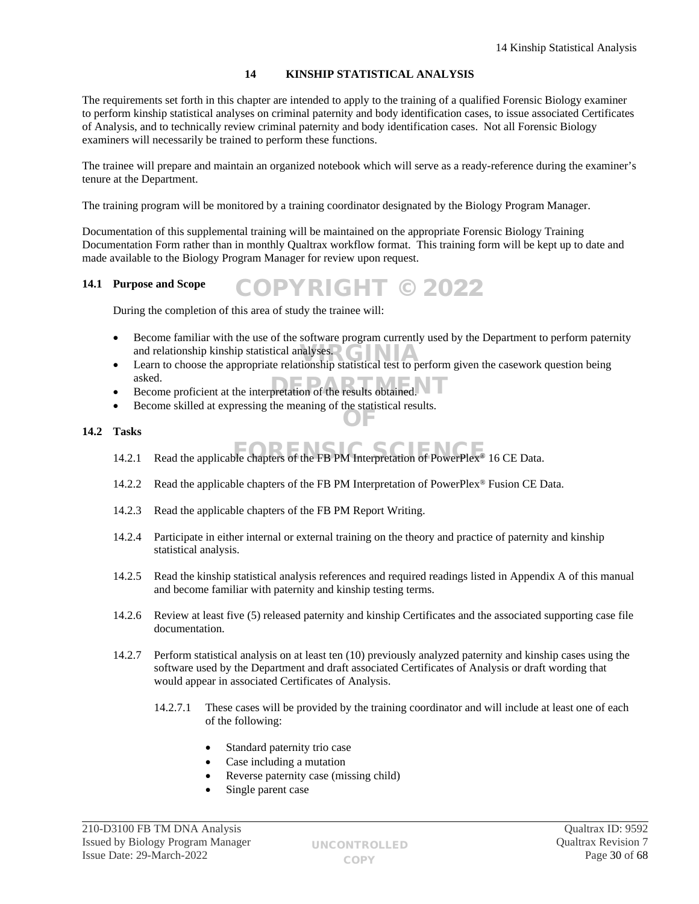# 14 KINSHIP STATISTICAL ANALYSIS

The requirements set forth in this chapter are intended to apply to the training of a qualified Forensic Biology examiner to perform kinship statistical analyses on criminal paternity and body identification cases, to issue associated Certificates of Analysis, and to technically review criminal paternity and body identification cases. Not all Forensic Biology examiners will necessarily be trained to perform these functions.

The trainee will prepare and maintain an organized notebook which will serve as a ready-reference during the examiner's tenure at the Department.

The training program will be monitored by a training coordinator designated by the Biology Program Manager.

Documentation of this supplemental training will be maintained on the appropriate Forensic Biology Training Documentation Form rather than in monthly Qualtrax workflow format. This training form will be kept up to date and made available to the Biology Program Manager for review upon request.

## 14.1 Purpose and Scope

During the completion of this area of study the trainee will:

- Become familiar with the use of the software program currently used by the Department to perform paternity and relationship kinship statistical analyses.
- Learn to choose the appropriate relationship statistical test to perform given the casework question being asked.
- Become proficient at the interpretation of the results obtained.
- Become skilled at expressing the meaning of the statistical results.

## 14.2 Tasks

14.2.1 Read the applicable chapters of the FB PM Interpretation of PowerPlex® 16 CE Data.

14.2.2 Read the applicable chapters of the FB PM Interpretation of PowerPlex® Fusion CE Data.

14.2.3 Read the applicable chapters of the FB PM Report Writing.

14.2.4 Participate in either internal or external training on the theory and practice of paternity and kinship statistical analysis.

14.2.5 Read the kinship statistical analysis references and required readings listed in Appendix A of this manual and become familiar with paternity and kinship testing terms.

14.2.6 Review at least five (5) released paternity and kinship Certificates and the associated supporting case file documentation.

14.2.7 Perform statistical analysis on at least ten (10) previously analyzed paternity and kinship cases using the software used by the Department and draft associated Certificates of Analysis or draft wording that would appear in associated Certificates of Analysis.

14.2.7.1 These cases will be provided by the training coordinator and will include at least one of each of the following:

- Standard paternity trio case
- Case including a mutation
- Reverse paternity case (missing child)
- Single parent case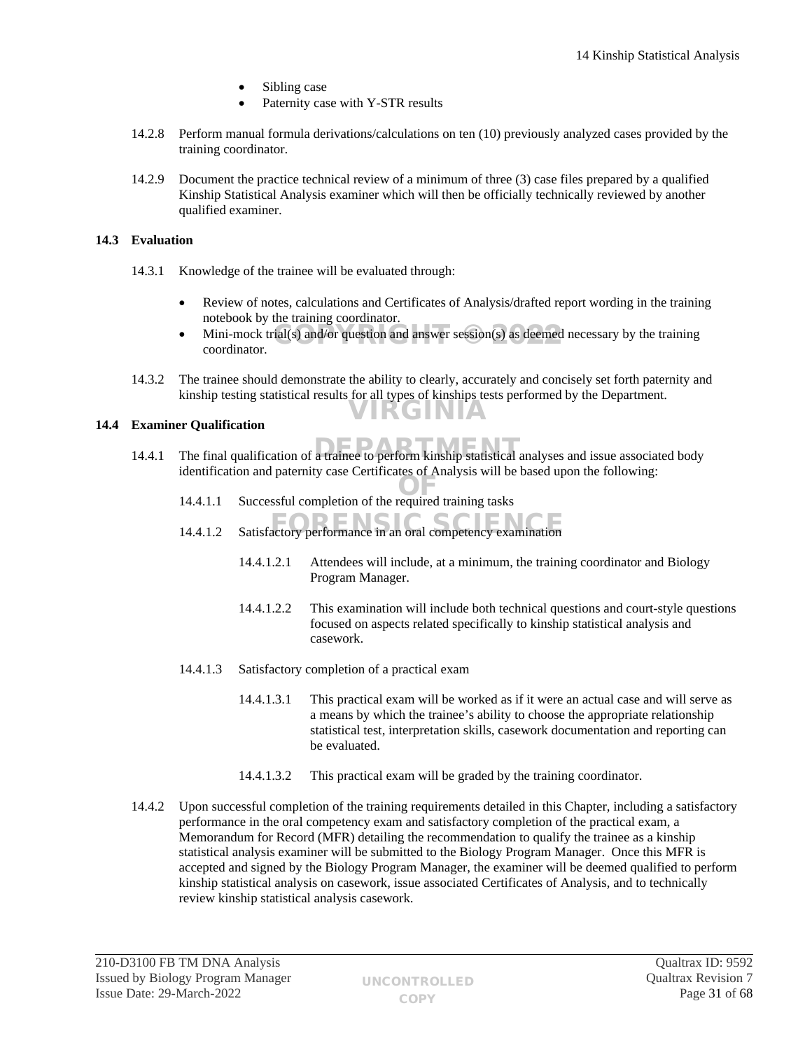- Sibling case
- Paternity case with Y-STR results

14.2.8 Perform manual formula derivations/calculations on ten (10) previously analyzed cases provided by the training coordinator.

14.2.9 Document the practice technical review of a minimum of three (3) case files prepared by a qualified Kinship Statistical Analysis examiner which will then be officially technically reviewed by another qualified examiner.

## 14.3 Evaluation

14.3.1 Knowledge of the trainee will be evaluated through:

- Review of notes, calculations and Certificates of Analysis/drafted report wording in the training notebook by the training coordinator.
- Mini-mock trial(s) and/or question and answer session(s) as deemed necessary by the training coordinator.

14.3.2 The trainee should demonstrate the ability to clearly, accurately and concisely set forth paternity and kinship testing statistical results for all types of kinships tests performed by the Department.

## 14.4 Examiner Qualification

14.4.1 The final qualification of a trainee to perform kinship statistical analyses and issue associated body identification and paternity case Certificates of Analysis will be based upon the following:

14.4.1.1 Successful completion of the required training tasks

14.4.1.2 Satisfactory performance in an oral competency examination

14.4.1.2.1 Attendees will include, at a minimum, the training coordinator and Biology Program Manager.

14.4.1.2.2 This examination will include both technical questions and court-style questions focused on aspects related specifically to kinship statistical analysis and casework.

14.4.1.3 Satisfactory completion of a practical exam

14.4.1.3.1 This practical exam will be worked as if it were an actual case and will serve as a means by which the trainee's ability to choose the appropriate relationship statistical test, interpretation skills, casework documentation and reporting can be evaluated.

14.4.1.3.2 This practical exam will be graded by the training coordinator.

14.4.2 Upon successful completion of the training requirements detailed in this Chapter, including a satisfactory performance in the oral competency exam and satisfactory completion of the practical exam, a Memorandum for Record (MFR) detailing the recommendation to qualify the trainee as a kinship statistical analysis examiner will be submitted to the Biology Program Manager. Once this MFR is accepted and signed by the Biology Program Manager, the examiner will be deemed qualified to perform kinship statistical analysis on casework, issue associated Certificates of Analysis, and to technically review kinship statistical analysis casework.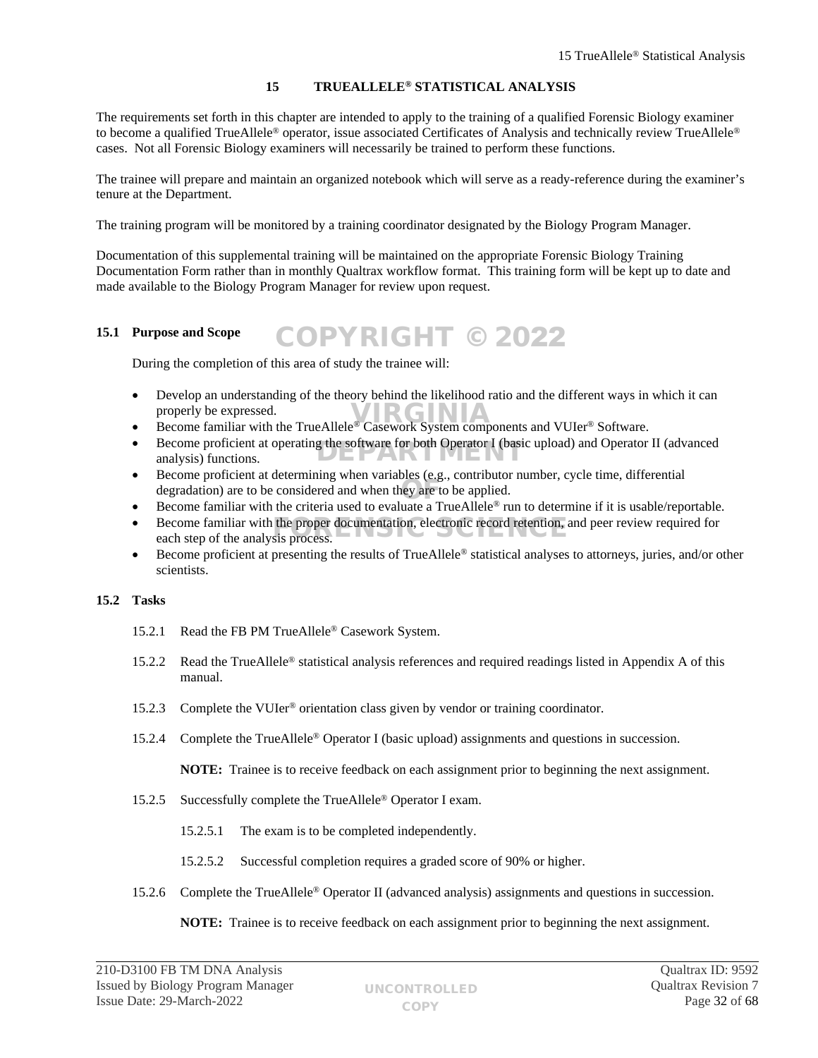# 15 TRUEALLELE® STATISTICAL ANALYSIS

The requirements set forth in this chapter are intended to apply to the training of a qualified Forensic Biology examiner to become a qualified TrueAllele® operator, issue associated Certificates of Analysis and technically review TrueAllele® cases. Not all Forensic Biology examiners will necessarily be trained to perform these functions.

The trainee will prepare and maintain an organized notebook which will serve as a ready-reference during the examiner's tenure at the Department.

The training program will be monitored by a training coordinator designated by the Biology Program Manager.

Documentation of this supplemental training will be maintained on the appropriate Forensic Biology Training Documentation Form rather than in monthly Qualtrax workflow format. This training form will be kept up to date and made available to the Biology Program Manager for review upon request.

## 15.1 Purpose and Scope

During the completion of this area of study the trainee will:

- Develop an understanding of the theory behind the likelihood ratio and the different ways in which it can properly be expressed.
- Become familiar with the TrueAllele® Casework System components and VUIer® Software.
- Become proficient at operating the software for both Operator I (basic upload) and Operator II (advanced analysis) functions.
- Become proficient at determining when variables (e.g., contributor number, cycle time, differential degradation) are to be considered and when they are to be applied.
- Become familiar with the criteria used to evaluate a TrueAllele® run to determine if it is usable/reportable.
- Become familiar with the proper documentation, electronic record retention, and peer review required for each step of the analysis process.
- Become proficient at presenting the results of TrueAllele® statistical analyses to attorneys, juries, and/or other scientists.

## 15.2 Tasks

15.2.1 Read the FB PM TrueAllele® Casework System.

15.2.2 Read the TrueAllele® statistical analysis references and required readings listed in Appendix A of this manual.

15.2.3 Complete the VUIer® orientation class given by vendor or training coordinator.

15.2.4 Complete the TrueAllele® Operator I (basic upload) assignments and questions in succession.

**NOTE:** Trainee is to receive feedback on each assignment prior to beginning the next assignment.

15.2.5 Successfully complete the TrueAllele® Operator I exam.

15.2.5.1 The exam is to be completed independently.

15.2.5.2 Successful completion requires a graded score of 90% or higher.

15.2.6 Complete the TrueAllele® Operator II (advanced analysis) assignments and questions in succession.

**NOTE:** Trainee is to receive feedback on each assignment prior to beginning the next assignment.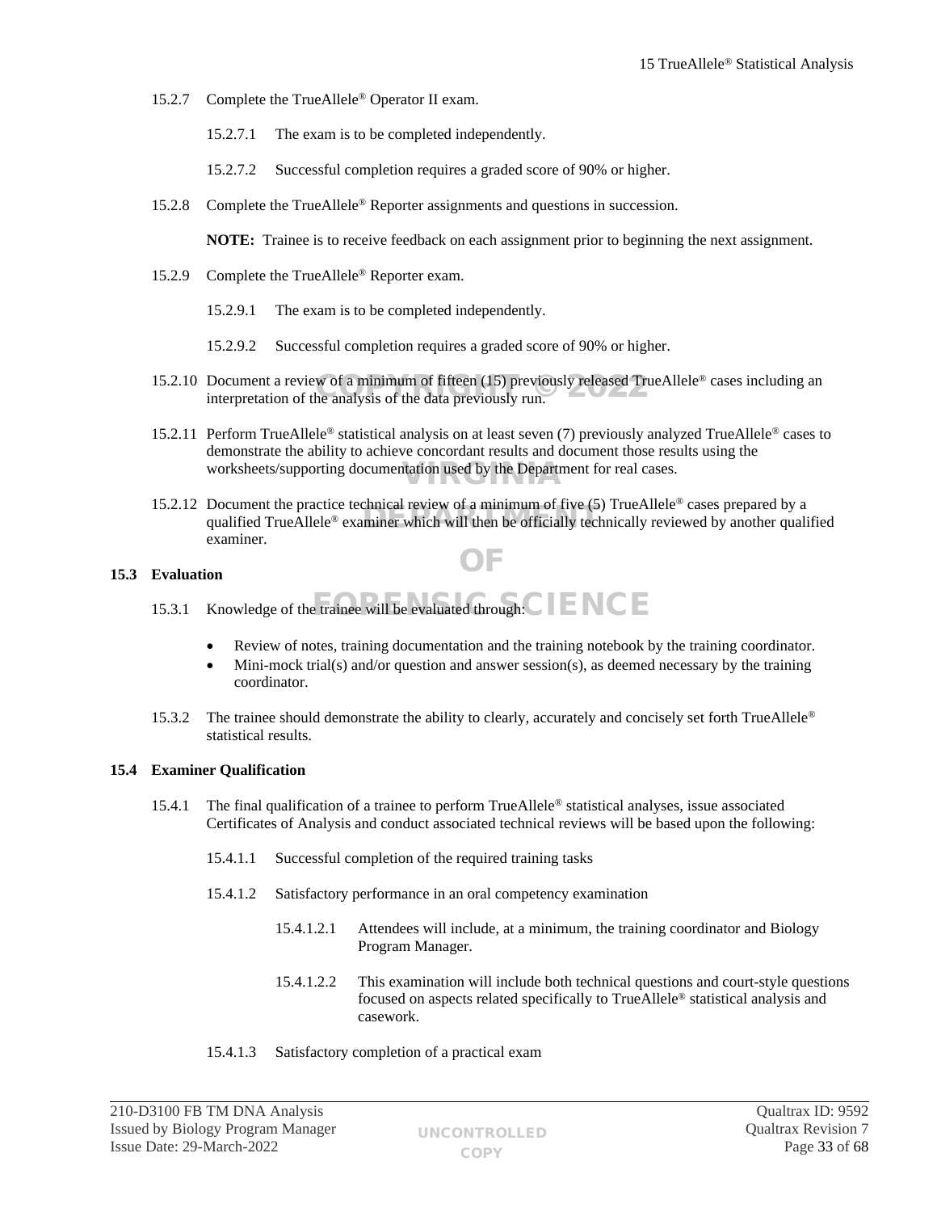15.2.7 Complete the TrueAllele® Operator II exam.

15.2.7.1 The exam is to be completed independently.

15.2.7.2 Successful completion requires a graded score of 90% or higher.

15.2.8 Complete the TrueAllele® Reporter assignments and questions in succession.

**NOTE:** Trainee is to receive feedback on each assignment prior to beginning the next assignment.

15.2.9 Complete the TrueAllele® Reporter exam.

15.2.9.1 The exam is to be completed independently.

15.2.9.2 Successful completion requires a graded score of 90% or higher.

15.2.10 Document a review of a minimum of fifteen (15) previously released TrueAllele® cases including an interpretation of the analysis of the data previously run.

15.2.11 Perform TrueAllele® statistical analysis on at least seven (7) previously analyzed TrueAllele® cases to demonstrate the ability to achieve concordant results and document those results using the worksheets/supporting documentation used by the Department for real cases.

15.2.12 Document the practice technical review of a minimum of five (5) TrueAllele® cases prepared by a qualified TrueAllele® examiner which will then be officially technically reviewed by another qualified examiner.

## 15.3 Evaluation

15.3.1 Knowledge of the trainee will be evaluated through:

- Review of notes, training documentation and the training notebook by the training coordinator.
- Mini-mock trial(s) and/or question and answer session(s), as deemed necessary by the training coordinator.

15.3.2 The trainee should demonstrate the ability to clearly, accurately and concisely set forth TrueAllele® statistical results.

## 15.4 Examiner Qualification

15.4.1 The final qualification of a trainee to perform TrueAllele® statistical analyses, issue associated Certificates of Analysis and conduct associated technical reviews will be based upon the following:

15.4.1.1 Successful completion of the required training tasks

15.4.1.2 Satisfactory performance in an oral competency examination

15.4.1.2.1 Attendees will include, at a minimum, the training coordinator and Biology Program Manager.

15.4.1.2.2 This examination will include both technical questions and court-style questions focused on aspects related specifically to TrueAllele® statistical analysis and casework.

15.4.1.3 Satisfactory completion of a practical exam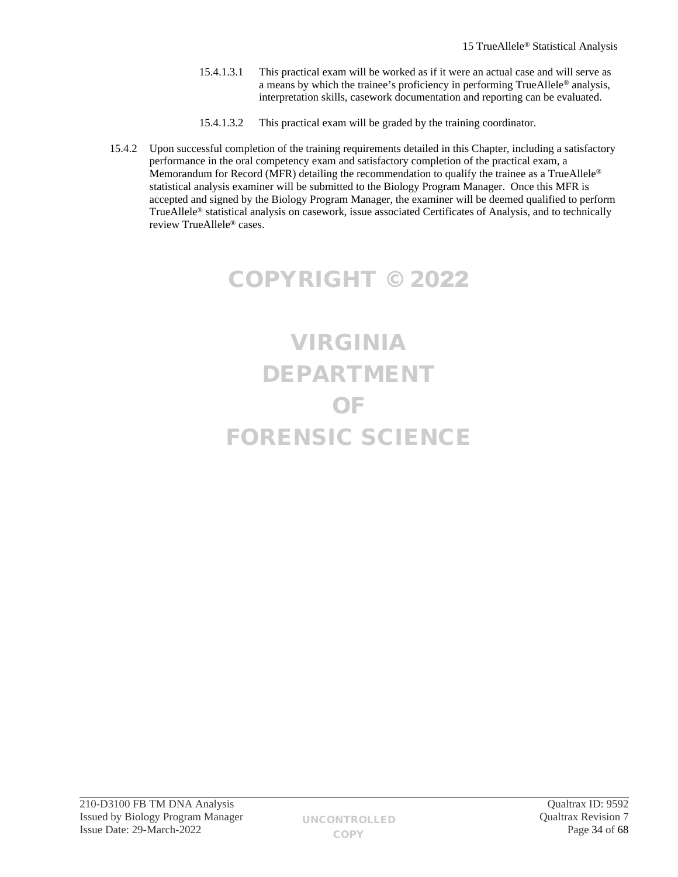15.4.1.3.1 This practical exam will be worked as if it were an actual case and will serve as a means by which the trainee's proficiency in performing TrueAllele® analysis, interpretation skills, casework documentation and reporting can be evaluated.

15.4.1.3.2 This practical exam will be graded by the training coordinator.

15.4.2 Upon successful completion of the training requirements detailed in this Chapter, including a satisfactory performance in the oral competency exam and satisfactory completion of the practical exam, a Memorandum for Record (MFR) detailing the recommendation to qualify the trainee as a TrueAllele® statistical analysis examiner will be submitted to the Biology Program Manager. Once this MFR is accepted and signed by the Biology Program Manager, the examiner will be deemed qualified to perform TrueAllele® statistical analysis on casework, issue associated Certificates of Analysis, and to technically review TrueAllele® cases.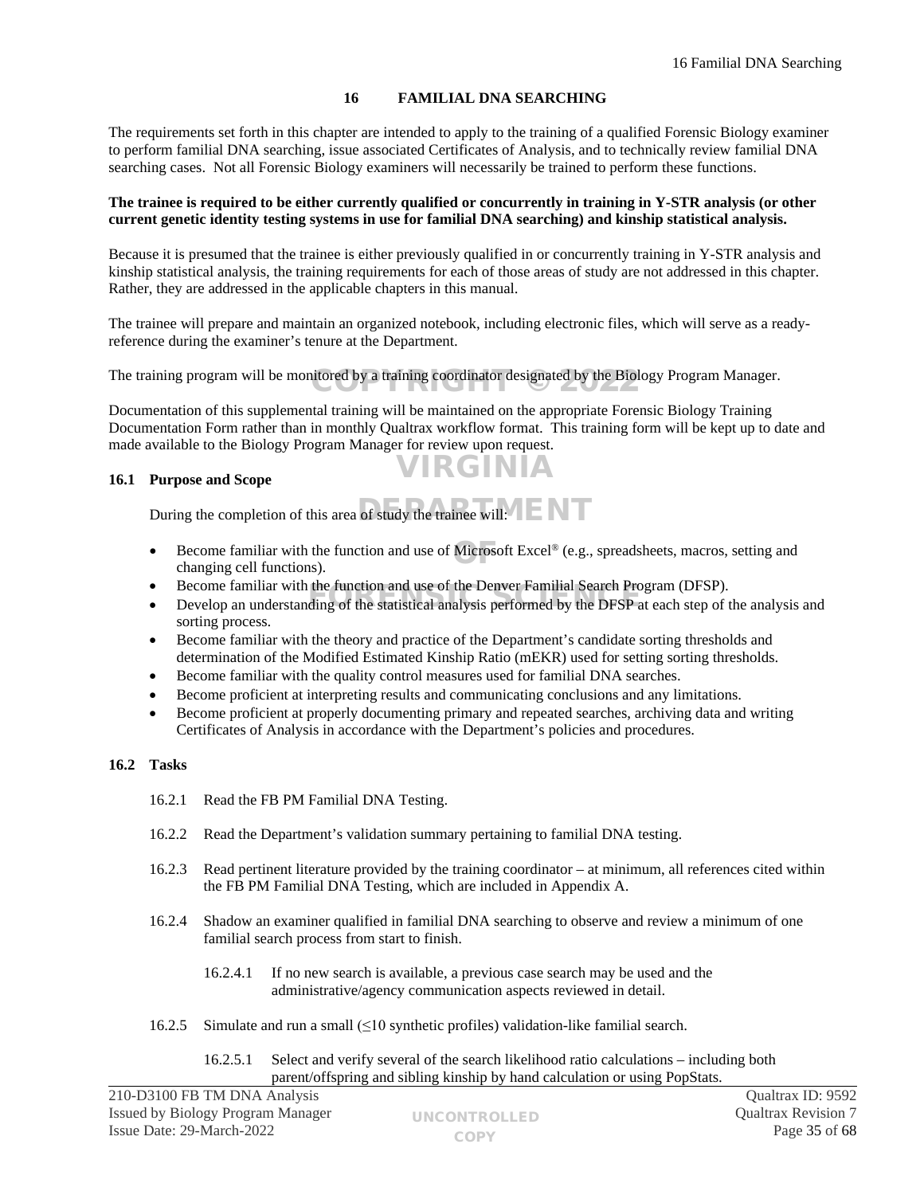# 16 FAMILIAL DNA SEARCHING

The requirements set forth in this chapter are intended to apply to the training of a qualified Forensic Biology examiner to perform familial DNA searching, issue associated Certificates of Analysis, and to technically review familial DNA searching cases. Not all Forensic Biology examiners will necessarily be trained to perform these functions.

**The trainee is required to be either currently qualified or concurrently in training in Y-STR analysis (or other current genetic identity testing systems in use for familial DNA searching) and kinship statistical analysis.**

Because it is presumed that the trainee is either previously qualified in or concurrently training in Y-STR analysis and kinship statistical analysis, the training requirements for each of those areas of study are not addressed in this chapter. Rather, they are addressed in the applicable chapters in this manual.

The trainee will prepare and maintain an organized notebook, including electronic files, which will serve as a ready-reference during the examiner's tenure at the Department.

The training program will be monitored by a training coordinator designated by the Biology Program Manager.

Documentation of this supplemental training will be maintained on the appropriate Forensic Biology Training Documentation Form rather than in monthly Qualtrax workflow format. This training form will be kept up to date and made available to the Biology Program Manager for review upon request.

## 16.1 Purpose and Scope

During the completion of this area of study the trainee will:

- Become familiar with the function and use of Microsoft Excel® (e.g., spreadsheets, macros, setting and changing cell functions).
- Become familiar with the function and use of the Denver Familial Search Program (DFSP).
- Develop an understanding of the statistical analysis performed by the DFSP at each step of the analysis and sorting process.
- Become familiar with the theory and practice of the Department's candidate sorting thresholds and determination of the Modified Estimated Kinship Ratio (mEKR) used for setting sorting thresholds.
- Become familiar with the quality control measures used for familial DNA searches.
- Become proficient at interpreting results and communicating conclusions and any limitations.
- Become proficient at properly documenting primary and repeated searches, archiving data and writing Certificates of Analysis in accordance with the Department's policies and procedures.

## 16.2 Tasks

16.2.1 Read the FB PM Familial DNA Testing.

16.2.2 Read the Department's validation summary pertaining to familial DNA testing.

16.2.3 Read pertinent literature provided by the training coordinator – at minimum, all references cited within the FB PM Familial DNA Testing, which are included in Appendix A.

16.2.4 Shadow an examiner qualified in familial DNA searching to observe and review a minimum of one familial search process from start to finish.

16.2.4.1 If no new search is available, a previous case search may be used and the administrative/agency communication aspects reviewed in detail.

16.2.5 Simulate and run a small (≤10 synthetic profiles) validation-like familial search.

16.2.5.1 Select and verify several of the search likelihood ratio calculations – including both parent/offspring and sibling kinship by hand calculation or using PopStats.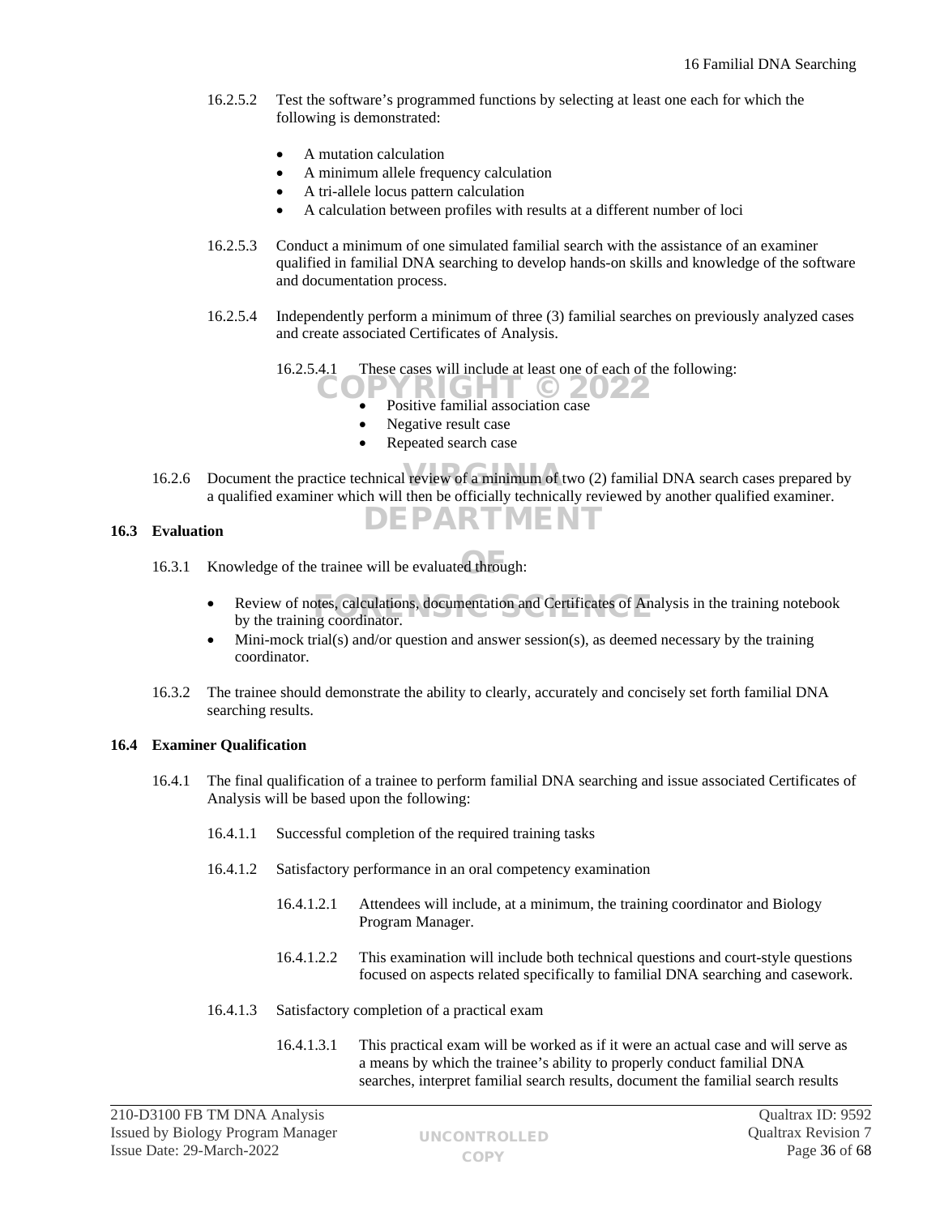16.2.5.2 Test the software's programmed functions by selecting at least one each for which the following is demonstrated:

- A mutation calculation
- A minimum allele frequency calculation
- A tri-allele locus pattern calculation
- A calculation between profiles with results at a different number of loci

16.2.5.3 Conduct a minimum of one simulated familial search with the assistance of an examiner qualified in familial DNA searching to develop hands-on skills and knowledge of the software and documentation process.

16.2.5.4 Independently perform a minimum of three (3) familial searches on previously analyzed cases and create associated Certificates of Analysis.

16.2.5.4.1 These cases will include at least one of each of the following:

- Positive familial association case
- Negative result case
- Repeated search case

16.2.6 Document the practice technical review of a minimum of two (2) familial DNA search cases prepared by a qualified examiner which will then be officially technically reviewed by another qualified examiner.

## 16.3 Evaluation

16.3.1 Knowledge of the trainee will be evaluated through:

- Review of notes, calculations, documentation and Certificates of Analysis in the training notebook by the training coordinator.
- Mini-mock trial(s) and/or question and answer session(s), as deemed necessary by the training coordinator.

16.3.2 The trainee should demonstrate the ability to clearly, accurately and concisely set forth familial DNA searching results.

## 16.4 Examiner Qualification

16.4.1 The final qualification of a trainee to perform familial DNA searching and issue associated Certificates of Analysis will be based upon the following:

16.4.1.1 Successful completion of the required training tasks

16.4.1.2 Satisfactory performance in an oral competency examination

16.4.1.2.1 Attendees will include, at a minimum, the training coordinator and Biology Program Manager.

16.4.1.2.2 This examination will include both technical questions and court-style questions focused on aspects related specifically to familial DNA searching and casework.

16.4.1.3 Satisfactory completion of a practical exam

16.4.1.3.1 This practical exam will be worked as if it were an actual case and will serve as a means by which the trainee's ability to properly conduct familial DNA searches, interpret familial search results, document the familial search results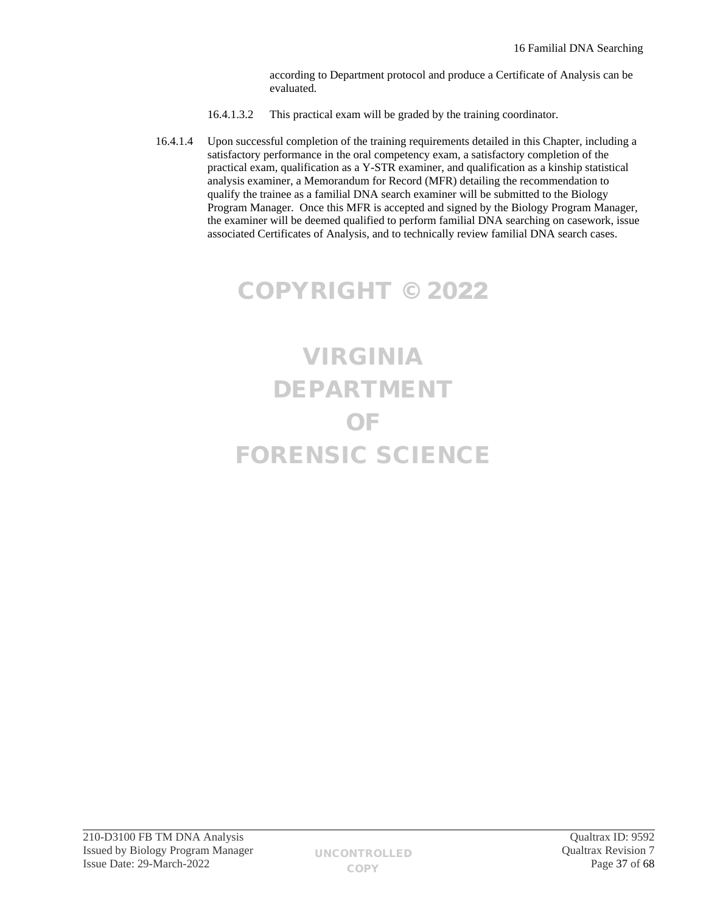according to Department protocol and produce a Certificate of Analysis can be evaluated.

16.4.1.3.2 This practical exam will be graded by the training coordinator.

16.4.1.4 Upon successful completion of the training requirements detailed in this Chapter, including a satisfactory performance in the oral competency exam, a satisfactory completion of the practical exam, qualification as a Y-STR examiner, and qualification as a kinship statistical analysis examiner, a Memorandum for Record (MFR) detailing the recommendation to qualify the trainee as a familial DNA search examiner will be submitted to the Biology Program Manager. Once this MFR is accepted and signed by the Biology Program Manager, the examiner will be deemed qualified to perform familial DNA searching on casework, issue associated Certificates of Analysis, and to technically review familial DNA search cases.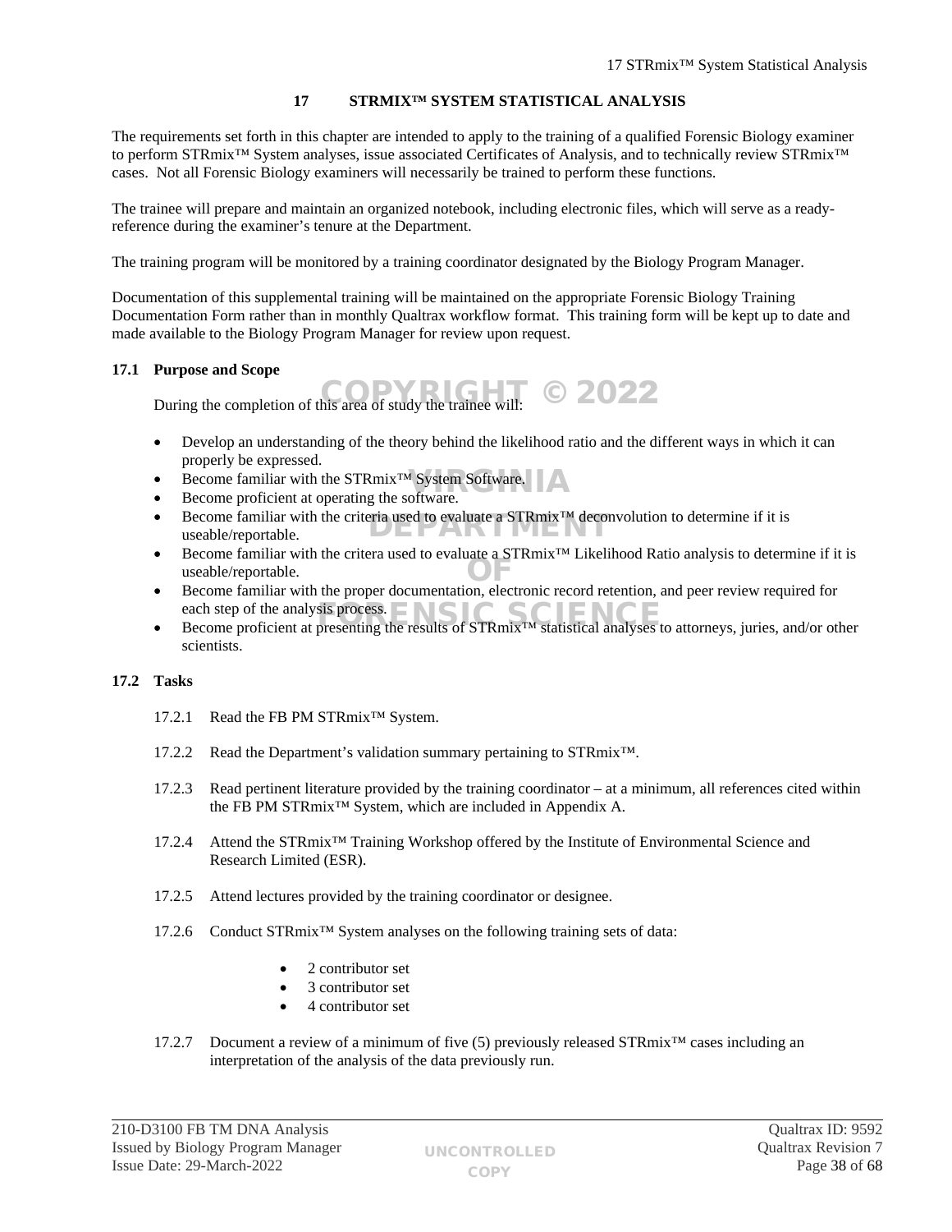## 17 STRMIX™ SYSTEM STATISTICAL ANALYSIS

The requirements set forth in this chapter are intended to apply to the training of a qualified Forensic Biology examiner to perform STRmix™ System analyses, issue associated Certificates of Analysis, and to technically review STRmix™ cases. Not all Forensic Biology examiners will necessarily be trained to perform these functions.

The trainee will prepare and maintain an organized notebook, including electronic files, which will serve as a ready-reference during the examiner's tenure at the Department.

The training program will be monitored by a training coordinator designated by the Biology Program Manager.

Documentation of this supplemental training will be maintained on the appropriate Forensic Biology Training Documentation Form rather than in monthly Qualtrax workflow format. This training form will be kept up to date and made available to the Biology Program Manager for review upon request.

### 17.1 Purpose and Scope

During the completion of this area of study the trainee will:

- Develop an understanding of the theory behind the likelihood ratio and the different ways in which it can properly be expressed.
- Become familiar with the STRmix™ System Software.
- Become proficient at operating the software.
- Become familiar with the criteria used to evaluate a STRmix™ deconvolution to determine if it is useable/reportable.
- Become familiar with the critera used to evaluate a STRmix™ Likelihood Ratio analysis to determine if it is useable/reportable.
- Become familiar with the proper documentation, electronic record retention, and peer review required for each step of the analysis process.
- Become proficient at presenting the results of STRmix™ statistical analyses to attorneys, juries, and/or other scientists.

### 17.2 Tasks

17.2.1 Read the FB PM STRmix™ System.

17.2.2 Read the Department's validation summary pertaining to STRmix™.

17.2.3 Read pertinent literature provided by the training coordinator – at a minimum, all references cited within the FB PM STRmix™ System, which are included in Appendix A.

17.2.4 Attend the STRmix™ Training Workshop offered by the Institute of Environmental Science and Research Limited (ESR).

17.2.5 Attend lectures provided by the training coordinator or designee.

17.2.6 Conduct STRmix™ System analyses on the following training sets of data:

- 2 contributor set
- 3 contributor set
- 4 contributor set

17.2.7 Document a review of a minimum of five (5) previously released STRmix™ cases including an interpretation of the analysis of the data previously run.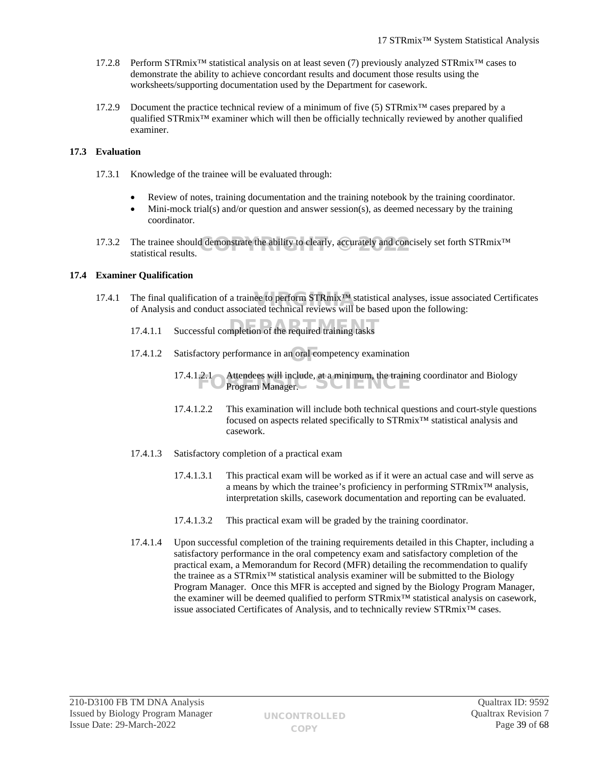17.2.8 Perform STRmix™ statistical analysis on at least seven (7) previously analyzed STRmix™ cases to demonstrate the ability to achieve concordant results and document those results using the worksheets/supporting documentation used by the Department for casework.

17.2.9 Document the practice technical review of a minimum of five (5) STRmix™ cases prepared by a qualified STRmix™ examiner which will then be officially technically reviewed by another qualified examiner.

## 17.3 Evaluation

17.3.1 Knowledge of the trainee will be evaluated through:

- Review of notes, training documentation and the training notebook by the training coordinator.
- Mini-mock trial(s) and/or question and answer session(s), as deemed necessary by the training coordinator.

17.3.2 The trainee should demonstrate the ability to clearly, accurately and concisely set forth STRmix™ statistical results.

## 17.4 Examiner Qualification

17.4.1 The final qualification of a trainee to perform STRmix™ statistical analyses, issue associated Certificates of Analysis and conduct associated technical reviews will be based upon the following:

17.4.1.1 Successful completion of the required training tasks

17.4.1.2 Satisfactory performance in an oral competency examination

17.4.1.2.1 Attendees will include, at a minimum, the training coordinator and Biology Program Manager.

17.4.1.2.2 This examination will include both technical questions and court-style questions focused on aspects related specifically to STRmix™ statistical analysis and casework.

17.4.1.3 Satisfactory completion of a practical exam

17.4.1.3.1 This practical exam will be worked as if it were an actual case and will serve as a means by which the trainee's proficiency in performing STRmix™ analysis, interpretation skills, casework documentation and reporting can be evaluated.

17.4.1.3.2 This practical exam will be graded by the training coordinator.

17.4.1.4 Upon successful completion of the training requirements detailed in this Chapter, including a satisfactory performance in the oral competency exam and satisfactory completion of the practical exam, a Memorandum for Record (MFR) detailing the recommendation to qualify the trainee as a STRmix™ statistical analysis examiner will be submitted to the Biology Program Manager. Once this MFR is accepted and signed by the Biology Program Manager, the examiner will be deemed qualified to perform STRmix™ statistical analysis on casework, issue associated Certificates of Analysis, and to technically review STRmix™ cases.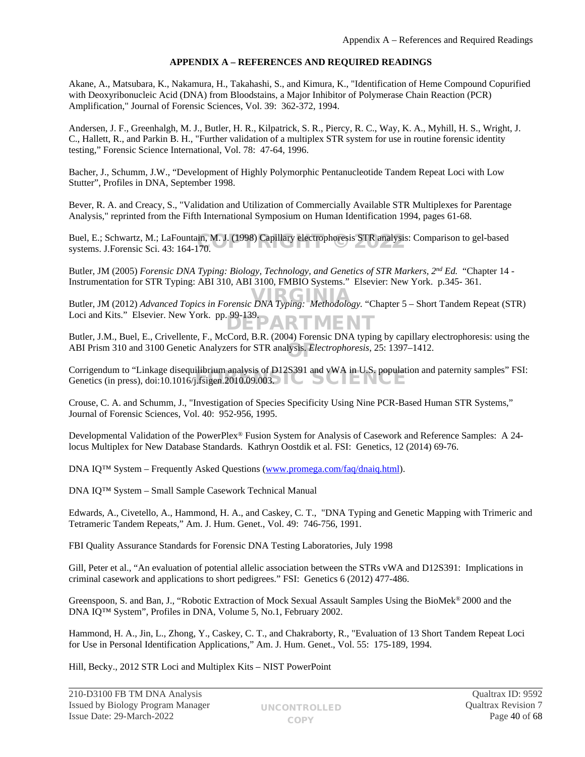## APPENDIX A – REFERENCES AND REQUIRED READINGS

Akane, A., Matsubara, K., Nakamura, H., Takahashi, S., and Kimura, K., "Identification of Heme Compound Copurified with Deoxyribonucleic Acid (DNA) from Bloodstains, a Major Inhibitor of Polymerase Chain Reaction (PCR) Amplification," Journal of Forensic Sciences, Vol. 39: 362-372, 1994.

Andersen, J. F., Greenhalgh, M. J., Butler, H. R., Kilpatrick, S. R., Piercy, R. C., Way, K. A., Myhill, H. S., Wright, J. C., Hallett, R., and Parkin B. H., "Further validation of a multiplex STR system for use in routine forensic identity testing," Forensic Science International, Vol. 78: 47-64, 1996.

Bacher, J., Schumm, J.W., "Development of Highly Polymorphic Pentanucleotide Tandem Repeat Loci with Low Stutter", Profiles in DNA, September 1998.

Bever, R. A. and Creacy, S., "Validation and Utilization of Commercially Available STR Multiplexes for Parentage Analysis," reprinted from the Fifth International Symposium on Human Identification 1994, pages 61-68.

Buel, E.; Schwartz, M.; LaFountain, M. J. (1998) Capillary electrophoresis STR analysis: Comparison to gel-based systems. J.Forensic Sci. 43: 164-170.

Butler, JM (2005) *Forensic DNA Typing: Biology, Technology, and Genetics of STR Markers, 2nd Ed.* "Chapter 14 - Instrumentation for STR Typing: ABI 310, ABI 3100, FMBIO Systems." Elsevier: New York. p.345- 361.

Butler, JM (2012) *Advanced Topics in Forensic DNA Typing: Methodology.* "Chapter 5 – Short Tandem Repeat (STR) Loci and Kits." Elsevier. New York. pp. 99-139.

Butler, J.M., Buel, E., Crivellente, F., McCord, B.R. (2004) Forensic DNA typing by capillary electrophoresis: using the ABI Prism 310 and 3100 Genetic Analyzers for STR analysis. *Electrophoresis*, 25: 1397–1412.

Corrigendum to "Linkage disequilibrium analysis of D12S391 and vWA in U.S. population and paternity samples" FSI: Genetics (in press), doi:10.1016/j.fsigen.2010.09.003.

Crouse, C. A. and Schumm, J., "Investigation of Species Specificity Using Nine PCR-Based Human STR Systems," Journal of Forensic Sciences, Vol. 40: 952-956, 1995.

Developmental Validation of the PowerPlex® Fusion System for Analysis of Casework and Reference Samples: A 24-locus Multiplex for New Database Standards. Kathryn Oostdik et al. FSI: Genetics, 12 (2014) 69-76.

DNA IQ™ System – Frequently Asked Questions (www.promega.com/faq/dnaiq.html).

DNA IQ™ System – Small Sample Casework Technical Manual

Edwards, A., Civetello, A., Hammond, H. A., and Caskey, C. T., "DNA Typing and Genetic Mapping with Trimeric and Tetrameric Tandem Repeats," Am. J. Hum. Genet., Vol. 49: 746-756, 1991.

FBI Quality Assurance Standards for Forensic DNA Testing Laboratories, July 1998

Gill, Peter et al., "An evaluation of potential allelic association between the STRs vWA and D12S391: Implications in criminal casework and applications to short pedigrees." FSI: Genetics 6 (2012) 477-486.

Greenspoon, S. and Ban, J., "Robotic Extraction of Mock Sexual Assault Samples Using the BioMek® 2000 and the DNA IQ™ System", Profiles in DNA, Volume 5, No.1, February 2002.

Hammond, H. A., Jin, L., Zhong, Y., Caskey, C. T., and Chakraborty, R., "Evaluation of 13 Short Tandem Repeat Loci for Use in Personal Identification Applications," Am. J. Hum. Genet., Vol. 55: 175-189, 1994.

Hill, Becky., 2012 STR Loci and Multiplex Kits – NIST PowerPoint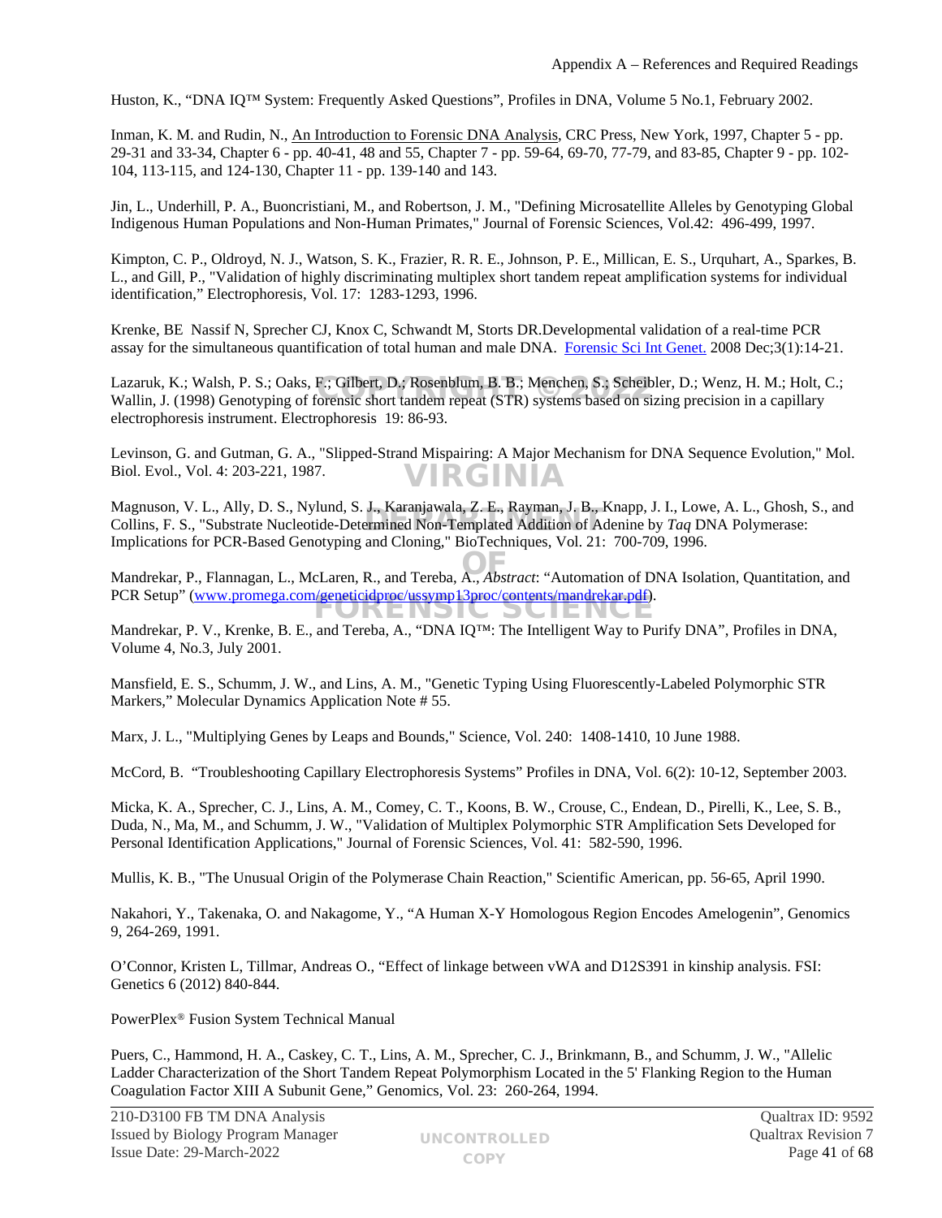Huston, K., “DNA IQ™ System: Frequently Asked Questions”, Profiles in DNA, Volume 5 No.1, February 2002.

Inman, K. M. and Rudin, N., An Introduction to Forensic DNA Analysis, CRC Press, New York, 1997, Chapter 5 - pp. 29-31 and 33-34, Chapter 6 - pp. 40-41, 48 and 55, Chapter 7 - pp. 59-64, 69-70, 77-79, and 83-85, Chapter 9 - pp. 102-104, 113-115, and 124-130, Chapter 11 - pp. 139-140 and 143.

Jin, L., Underhill, P. A., Buoncristiani, M., and Robertson, J. M., "Defining Microsatellite Alleles by Genotyping Global Indigenous Human Populations and Non-Human Primates," Journal of Forensic Sciences, Vol.42: 496-499, 1997.

Kimpton, C. P., Oldroyd, N. J., Watson, S. K., Frazier, R. R. E., Johnson, P. E., Millican, E. S., Urquhart, A., Sparkes, B. L., and Gill, P., "Validation of highly discriminating multiplex short tandem repeat amplification systems for individual identification," Electrophoresis, Vol. 17: 1283-1293, 1996.

Krenke, BE Nassif N, Sprecher CJ, Knox C, Schwandt M, Storts DR.Developmental validation of a real-time PCR assay for the simultaneous quantification of total human and male DNA. Forensic Sci Int Genet. 2008 Dec;3(1):14-21.

Lazaruk, K.; Walsh, P. S.; Oaks, F.; Gilbert, D.; Rosenblum, B. B.; Menchen, S.; Scheibler, D.; Wenz, H. M.; Holt, C.; Wallin, J. (1998) Genotyping of forensic short tandem repeat (STR) systems based on sizing precision in a capillary electrophoresis instrument. Electrophoresis 19: 86-93.

Levinson, G. and Gutman, G. A., "Slipped-Strand Mispairing: A Major Mechanism for DNA Sequence Evolution," Mol. Biol. Evol., Vol. 4: 203-221, 1987.

Magnuson, V. L., Ally, D. S., Nylund, S. J., Karanjawala, Z. E., Rayman, J. B., Knapp, J. I., Lowe, A. L., Ghosh, S., and Collins, F. S., "Substrate Nucleotide-Determined Non-Templated Addition of Adenine by *Taq* DNA Polymerase: Implications for PCR-Based Genotyping and Cloning," BioTechniques, Vol. 21: 700-709, 1996.

Mandrekar, P., Flannagan, L., McLaren, R., and Tereba, A., *Abstract*: “Automation of DNA Isolation, Quantitation, and PCR Setup” (www.promega.com/geneticidproc/ussymp13proc/contents/mandrekar.pdf).

Mandrekar, P. V., Krenke, B. E., and Tereba, A., “DNA IQ™: The Intelligent Way to Purify DNA”, Profiles in DNA, Volume 4, No.3, July 2001.

Mansfield, E. S., Schumm, J. W., and Lins, A. M., "Genetic Typing Using Fluorescently-Labeled Polymorphic STR Markers," Molecular Dynamics Application Note # 55.

Marx, J. L., "Multiplying Genes by Leaps and Bounds," Science, Vol. 240: 1408-1410, 10 June 1988.

McCord, B. “Troubleshooting Capillary Electrophoresis Systems” Profiles in DNA, Vol. 6(2): 10-12, September 2003.

Micka, K. A., Sprecher, C. J., Lins, A. M., Comey, C. T., Koons, B. W., Crouse, C., Endean, D., Pirelli, K., Lee, S. B., Duda, N., Ma, M., and Schumm, J. W., "Validation of Multiplex Polymorphic STR Amplification Sets Developed for Personal Identification Applications," Journal of Forensic Sciences, Vol. 41: 582-590, 1996.

Mullis, K. B., "The Unusual Origin of the Polymerase Chain Reaction," Scientific American, pp. 56-65, April 1990.

Nakahori, Y., Takenaka, O. and Nakagome, Y., “A Human X-Y Homologous Region Encodes Amelogenin”, Genomics 9, 264-269, 1991.

O’Connor, Kristen L, Tillmar, Andreas O., “Effect of linkage between vWA and D12S391 in kinship analysis. FSI: Genetics 6 (2012) 840-844.

PowerPlex® Fusion System Technical Manual

Puers, C., Hammond, H. A., Caskey, C. T., Lins, A. M., Sprecher, C. J., Brinkmann, B., and Schumm, J. W., "Allelic Ladder Characterization of the Short Tandem Repeat Polymorphism Located in the 5' Flanking Region to the Human Coagulation Factor XIII A Subunit Gene," Genomics, Vol. 23: 260-264, 1994.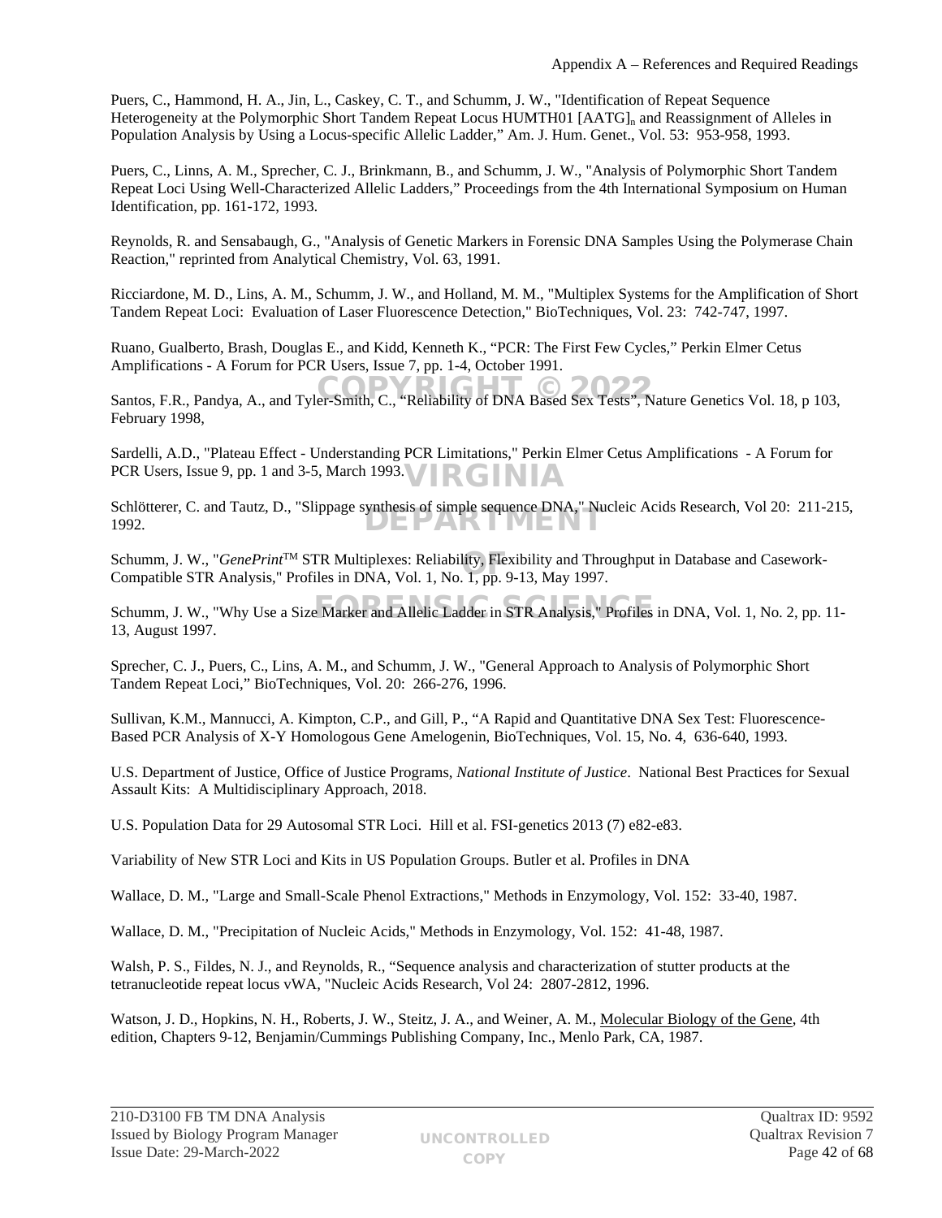Puers, C., Hammond, H. A., Jin, L., Caskey, C. T., and Schumm, J. W., "Identification of Repeat Sequence Heterogeneity at the Polymorphic Short Tandem Repeat Locus HUMTH01 $[AATG]_n$ and Reassignment of Alleles in Population Analysis by Using a Locus-specific Allelic Ladder," Am. J. Hum. Genet., Vol. 53: 953-958, 1993.

Puers, C., Linns, A. M., Sprecher, C. J., Brinkmann, B., and Schumm, J. W., "Analysis of Polymorphic Short Tandem Repeat Loci Using Well-Characterized Allelic Ladders," Proceedings from the 4th International Symposium on Human Identification, pp. 161-172, 1993.

Reynolds, R. and Sensabaugh, G., "Analysis of Genetic Markers in Forensic DNA Samples Using the Polymerase Chain Reaction," reprinted from Analytical Chemistry, Vol. 63, 1991.

Ricciardone, M. D., Lins, A. M., Schumm, J. W., and Holland, M. M., "Multiplex Systems for the Amplification of Short Tandem Repeat Loci: Evaluation of Laser Fluorescence Detection," BioTechniques, Vol. 23: 742-747, 1997.

Ruano, Gualberto, Brash, Douglas E., and Kidd, Kenneth K., "PCR: The First Few Cycles," Perkin Elmer Cetus Amplifications - A Forum for PCR Users, Issue 7, pp. 1-4, October 1991.

Santos, F.R., Pandya, A., and Tyler-Smith, C., "Reliability of DNA Based Sex Tests", Nature Genetics Vol. 18, p 103, February 1998,

Sardelli, A.D., "Plateau Effect - Understanding PCR Limitations," Perkin Elmer Cetus Amplifications - A Forum for PCR Users, Issue 9, pp. 1 and 3-5, March 1993.

Schlötterer, C. and Tautz, D., "Slippage synthesis of simple sequence DNA," Nucleic Acids Research, Vol 20: 211-215, 1992.

Schumm, J. W., "*GenePrint*™ STR Multiplexes: Reliability, Flexibility and Throughput in Database and Casework-Compatible STR Analysis," Profiles in DNA, Vol. 1, No. 1, pp. 9-13, May 1997.

Schumm, J. W., "Why Use a Size Marker and Allelic Ladder in STR Analysis," Profiles in DNA, Vol. 1, No. 2, pp. 11-13, August 1997.

Sprecher, C. J., Puers, C., Lins, A. M., and Schumm, J. W., "General Approach to Analysis of Polymorphic Short Tandem Repeat Loci," BioTechniques, Vol. 20: 266-276, 1996.

Sullivan, K.M., Mannucci, A. Kimpton, C.P., and Gill, P., "A Rapid and Quantitative DNA Sex Test: Fluorescence-Based PCR Analysis of X-Y Homologous Gene Amelogenin, BioTechniques, Vol. 15, No. 4, 636-640, 1993.

U.S. Department of Justice, Office of Justice Programs, *National Institute of Justice*. National Best Practices for Sexual Assault Kits: A Multidisciplinary Approach, 2018.

U.S. Population Data for 29 Autosomal STR Loci. Hill et al. FSI-genetics 2013 (7) e82-e83.

Variability of New STR Loci and Kits in US Population Groups. Butler et al. Profiles in DNA

Wallace, D. M., "Large and Small-Scale Phenol Extractions," Methods in Enzymology, Vol. 152: 33-40, 1987.

Wallace, D. M., "Precipitation of Nucleic Acids," Methods in Enzymology, Vol. 152: 41-48, 1987.

Walsh, P. S., Fildes, N. J., and Reynolds, R., "Sequence analysis and characterization of stutter products at the tetranucleotide repeat locus vWA, "Nucleic Acids Research, Vol 24: 2807-2812, 1996.

Watson, J. D., Hopkins, N. H., Roberts, J. W., Steitz, J. A., and Weiner, A. M., Molecular Biology of the Gene, 4th edition, Chapters 9-12, Benjamin/Cummings Publishing Company, Inc., Menlo Park, CA, 1987.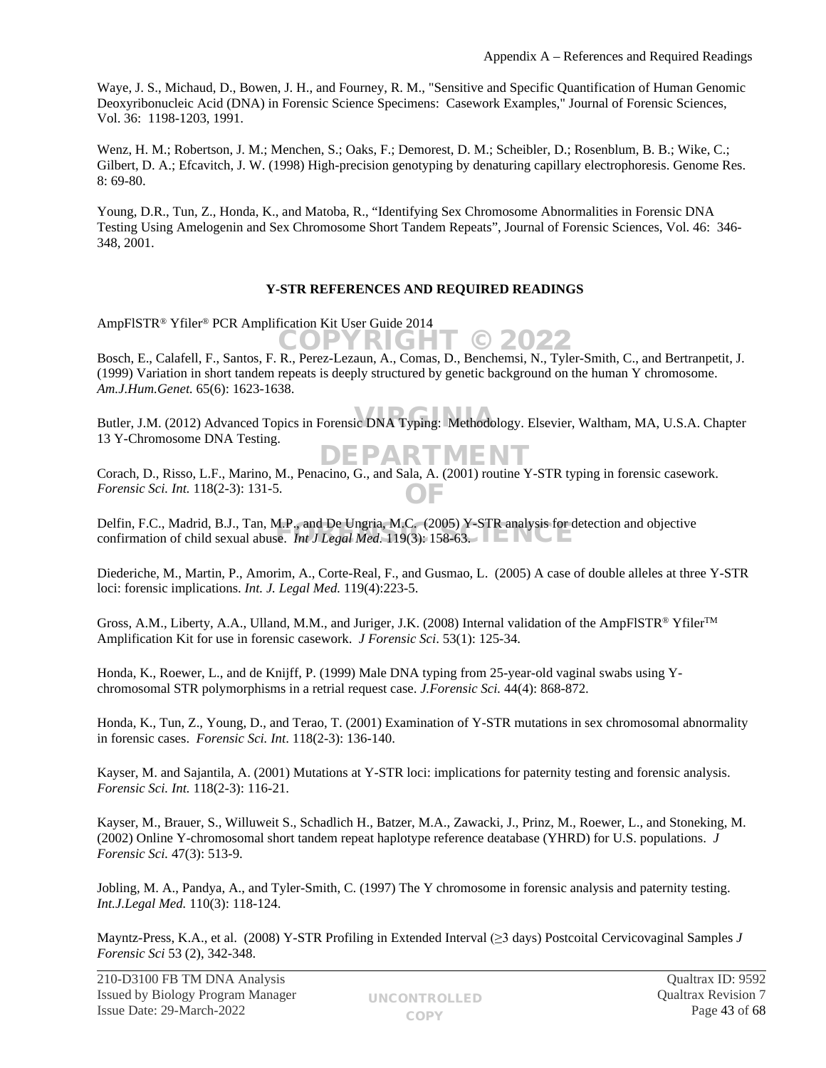Waye, J. S., Michaud, D., Bowen, J. H., and Fourney, R. M., "Sensitive and Specific Quantification of Human Genomic Deoxyribonucleic Acid (DNA) in Forensic Science Specimens: Casework Examples," Journal of Forensic Sciences, Vol. 36: 1198-1203, 1991.

Wenz, H. M.; Robertson, J. M.; Menchen, S.; Oaks, F.; Demorest, D. M.; Scheibler, D.; Rosenblum, B. B.; Wike, C.; Gilbert, D. A.; Efcavitch, J. W. (1998) High-precision genotyping by denaturing capillary electrophoresis. Genome Res. 8: 69-80.

Young, D.R., Tun, Z., Honda, K., and Matoba, R., "Identifying Sex Chromosome Abnormalities in Forensic DNA Testing Using Amelogenin and Sex Chromosome Short Tandem Repeats", Journal of Forensic Sciences, Vol. 46: 346-348, 2001.

## Y-STR REFERENCES AND REQUIRED READINGS

AmpFlSTR® Yfiler® PCR Amplification Kit User Guide 2014

Bosch, E., Calafell, F., Santos, F. R., Perez-Lezaun, A., Comas, D., Benchemsi, N., Tyler-Smith, C., and Bertranpetit, J. (1999) Variation in short tandem repeats is deeply structured by genetic background on the human Y chromosome. *Am.J.Hum.Genet.* 65(6): 1623-1638.

Butler, J.M. (2012) Advanced Topics in Forensic DNA Typing: Methodology. Elsevier, Waltham, MA, U.S.A. Chapter 13 Y-Chromosome DNA Testing.

Corach, D., Risso, L.F., Marino, M., Penacino, G., and Sala, A. (2001) routine Y-STR typing in forensic casework. *Forensic Sci. Int.* 118(2-3): 131-5.

Delfin, F.C., Madrid, B.J., Tan, M.P., and De Ungria, M.C. (2005) Y-STR analysis for detection and objective confirmation of child sexual abuse. *Int J Legal Med.* 119(3): 158-63.

Diederiche, M., Martin, P., Amorim, A., Corte-Real, F., and Gusmao, L. (2005) A case of double alleles at three Y-STR loci: forensic implications. *Int. J. Legal Med.* 119(4):223-5.

Gross, A.M., Liberty, A.A., Ulland, M.M., and Juriger, J.K. (2008) Internal validation of the AmpFlSTR® Yfiler™ Amplification Kit for use in forensic casework. *J Forensic Sci*. 53(1): 125-34.

Honda, K., Roewer, L., and de Knijff, P. (1999) Male DNA typing from 25-year-old vaginal swabs using Y-chromosomal STR polymorphisms in a retrial request case. *J.Forensic Sci.* 44(4): 868-872.

Honda, K., Tun, Z., Young, D., and Terao, T. (2001) Examination of Y-STR mutations in sex chromosomal abnormality in forensic cases. *Forensic Sci. Int*. 118(2-3): 136-140.

Kayser, M. and Sajantila, A. (2001) Mutations at Y-STR loci: implications for paternity testing and forensic analysis. *Forensic Sci. Int.* 118(2-3): 116-21.

Kayser, M., Brauer, S., Willuweit S., Schadlich H., Batzer, M.A., Zawacki, J., Prinz, M., Roewer, L., and Stoneking, M. (2002) Online Y-chromosomal short tandem repeat haplotype reference deatabase (YHRD) for U.S. populations. *J Forensic Sci.* 47(3): 513-9.

Jobling, M. A., Pandya, A., and Tyler-Smith, C. (1997) The Y chromosome in forensic analysis and paternity testing. *Int.J.Legal Med.* 110(3): 118-124.

Mayntz-Press, K.A., et al. (2008) Y-STR Profiling in Extended Interval (≥3 days) Postcoital Cervicovaginal Samples *J Forensic Sci* 53 (2), 342-348.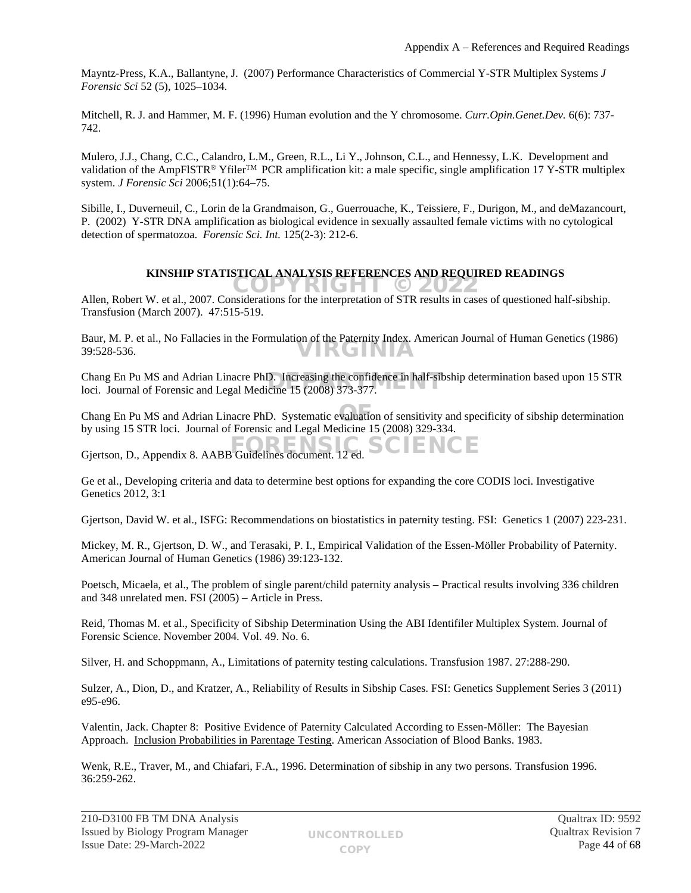Mayntz-Press, K.A., Ballantyne, J. (2007) Performance Characteristics of Commercial Y-STR Multiplex Systems *J Forensic Sci* 52 (5), 1025–1034.

Mitchell, R. J. and Hammer, M. F. (1996) Human evolution and the Y chromosome. *Curr.Opin.Genet.Dev*. 6(6): 737-742.

Mulero, J.J., Chang, C.C., Calandro, L.M., Green, R.L., Li Y., Johnson, C.L., and Hennessy, L.K. Development and validation of the AmpFlSTR® Yfiler™ PCR amplification kit: a male specific, single amplification 17 Y-STR multiplex system. *J Forensic Sci* 2006;51(1):64–75.

Sibille, I., Duverneuil, C., Lorin de la Grandmaison, G., Guerrouache, K., Teissiere, F., Durigon, M., and deMazancourt, P. (2002) Y-STR DNA amplification as biological evidence in sexually assaulted female victims with no cytological detection of spermatozoa. *Forensic Sci. Int.* 125(2-3): 212-6.

## KINSHIP STATISTICAL ANALYSIS REFERENCES AND REQUIRED READINGS

Allen, Robert W. et al., 2007. Considerations for the interpretation of STR results in cases of questioned half-sibship. Transfusion (March 2007). 47:515-519.

Baur, M. P. et al., No Fallacies in the Formulation of the Paternity Index. American Journal of Human Genetics (1986) 39:528-536.

Chang En Pu MS and Adrian Linacre PhD. Increasing the confidence in half-sibship determination based upon 15 STR loci. Journal of Forensic and Legal Medicine 15 (2008) 373-377.

Chang En Pu MS and Adrian Linacre PhD. Systematic evaluation of sensitivity and specificity of sibship determination by using 15 STR loci. Journal of Forensic and Legal Medicine 15 (2008) 329-334.

Gjertson, D., Appendix 8. AABB Guidelines document. 12 ed.

Ge et al., Developing criteria and data to determine best options for expanding the core CODIS loci. Investigative Genetics 2012, 3:1

Gjertson, David W. et al., ISFG: Recommendations on biostatistics in paternity testing. FSI: Genetics 1 (2007) 223-231.

Mickey, M. R., Gjertson, D. W., and Terasaki, P. I., Empirical Validation of the Essen-Möller Probability of Paternity. American Journal of Human Genetics (1986) 39:123-132.

Poetsch, Micaela, et al., The problem of single parent/child paternity analysis – Practical results involving 336 children and 348 unrelated men. FSI (2005) – Article in Press.

Reid, Thomas M. et al., Specificity of Sibship Determination Using the ABI Identifiler Multiplex System. Journal of Forensic Science. November 2004. Vol. 49. No. 6.

Silver, H. and Schoppmann, A., Limitations of paternity testing calculations. Transfusion 1987. 27:288-290.

Sulzer, A., Dion, D., and Kratzer, A., Reliability of Results in Sibship Cases. FSI: Genetics Supplement Series 3 (2011) e95-e96.

Valentin, Jack. Chapter 8: Positive Evidence of Paternity Calculated According to Essen-Möller: The Bayesian Approach. Inclusion Probabilities in Parentage Testing. American Association of Blood Banks. 1983.

Wenk, R.E., Traver, M., and Chiafari, F.A., 1996. Determination of sibship in any two persons. Transfusion 1996. 36:259-262.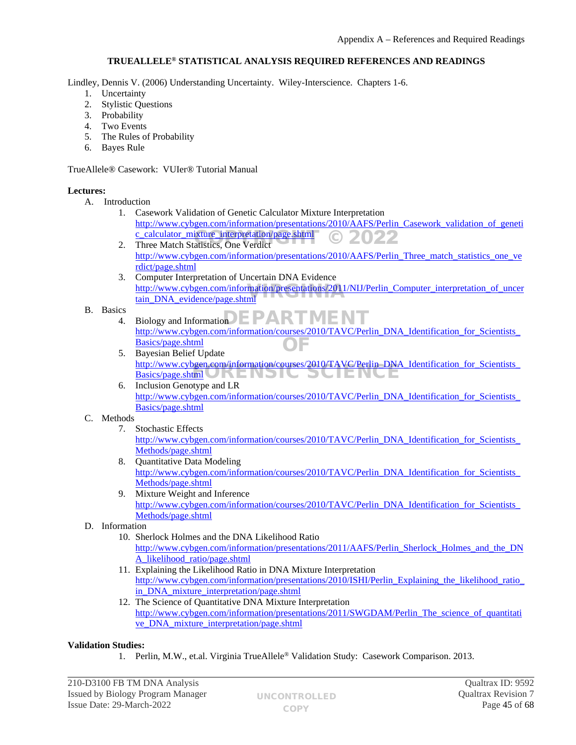# TRUEALLELE® STATISTICAL ANALYSIS REQUIRED REFERENCES AND READINGS

Lindley, Dennis V. (2006) Understanding Uncertainty. Wiley-Interscience. Chapters 1-6.

1. Uncertainty
2. Stylistic Questions
3. Probability
4. Two Events
5. The Rules of Probability
6. Bayes Rule

TrueAllele® Casework: VUIer® Tutorial Manual

**Lectures:**

A. Introduction
   1. Casework Validation of Genetic Calculator Mixture Interpretation
      http://www.cybgen.com/information/presentations/2010/AAFS/Perlin_Casework_validation_of_genetic_calculator_mixture_interpretation/page.shtml
   2. Three Match Statistics, One Verdict
      http://www.cybgen.com/information/presentations/2010/AAFS/Perlin_Three_match_statistics_one_verdict/page.shtml
   3. Computer Interpretation of Uncertain DNA Evidence
      http://www.cybgen.com/information/presentations/2011/NIJ/Perlin_Computer_interpretation_of_uncertain_DNA_evidence/page.shtml

B. Basics
   4. Biology and Information
      http://www.cybgen.com/information/courses/2010/TAVC/Perlin_DNA_Identification_for_Scientists_Basics/page.shtml
   5. Bayesian Belief Update
      http://www.cybgen.com/information/courses/2010/TAVC/Perlin_DNA_Identification_for_Scientists_Basics/page.shtml
   6. Inclusion Genotype and LR
      http://www.cybgen.com/information/courses/2010/TAVC/Perlin_DNA_Identification_for_Scientists_Basics/page.shtml

C. Methods
   7. Stochastic Effects
      http://www.cybgen.com/information/courses/2010/TAVC/Perlin_DNA_Identification_for_Scientists_Methods/page.shtml
   8. Quantitative Data Modeling
      http://www.cybgen.com/information/courses/2010/TAVC/Perlin_DNA_Identification_for_Scientists_Methods/page.shtml
   9. Mixture Weight and Inference
      http://www.cybgen.com/information/courses/2010/TAVC/Perlin_DNA_Identification_for_Scientists_Methods/page.shtml

D. Information
   10. Sherlock Holmes and the DNA Likelihood Ratio
       http://www.cybgen.com/information/presentations/2011/AAFS/Perlin_Sherlock_Holmes_and_the_DNA_likelihood_ratio/page.shtml
   11. Explaining the Likelihood Ratio in DNA Mixture Interpretation
       http://www.cybgen.com/information/presentations/2010/ISHI/Perlin_Explaining_the_likelihood_ratio_in_DNA_mixture_interpretation/page.shtml
   12. The Science of Quantitative DNA Mixture Interpretation
       http://www.cybgen.com/information/presentations/2011/SWGDAM/Perlin_The_science_of_quantitative_DNA_mixture_interpretation/page.shtml

**Validation Studies:**

1. Perlin, M.W., et.al. Virginia TrueAllele® Validation Study: Casework Comparison. 2013.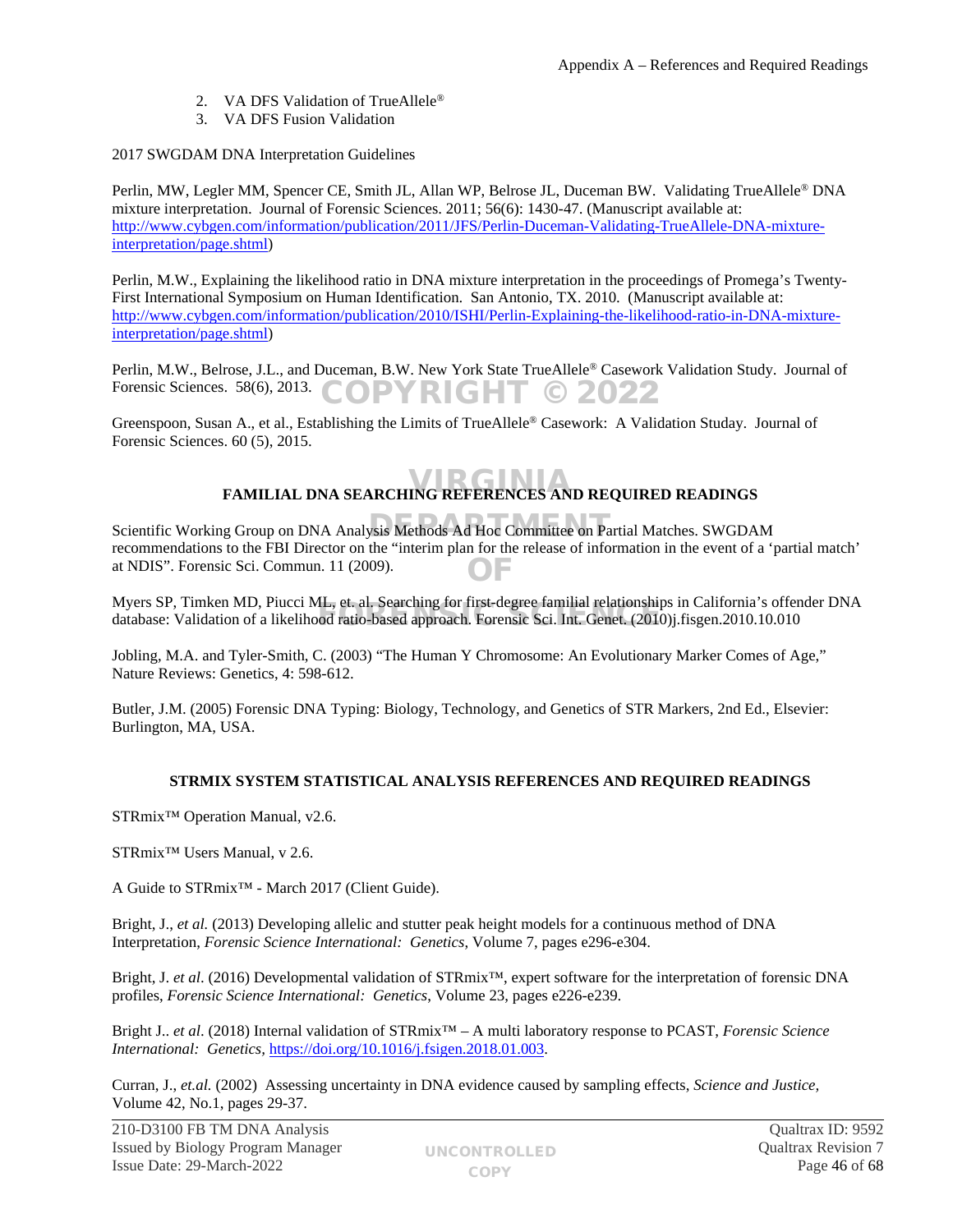2. VA DFS Validation of TrueAllele®
3. VA DFS Fusion Validation

2017 SWGDAM DNA Interpretation Guidelines

Perlin, MW, Legler MM, Spencer CE, Smith JL, Allan WP, Belrose JL, Duceman BW. Validating TrueAllele® DNA mixture interpretation. Journal of Forensic Sciences. 2011; 56(6): 1430-47. (Manuscript available at: http://www.cybgen.com/information/publication/2011/JFS/Perlin-Duceman-Validating-TrueAllele-DNA-mixture-interpretation/page.shtml)

Perlin, M.W., Explaining the likelihood ratio in DNA mixture interpretation in the proceedings of Promega's Twenty-First International Symposium on Human Identification. San Antonio, TX. 2010. (Manuscript available at: http://www.cybgen.com/information/publication/2010/ISHI/Perlin-Explaining-the-likelihood-ratio-in-DNA-mixture-interpretation/page.shtml)

Perlin, M.W., Belrose, J.L., and Duceman, B.W. New York State TrueAllele® Casework Validation Study. Journal of Forensic Sciences. 58(6), 2013.

Greenspoon, Susan A., et al., Establishing the Limits of TrueAllele® Casework: A Validation Studay. Journal of Forensic Sciences. 60 (5), 2015.

## FAMILIAL DNA SEARCHING REFERENCES AND REQUIRED READINGS

Scientific Working Group on DNA Analysis Methods Ad Hoc Committee on Partial Matches. SWGDAM recommendations to the FBI Director on the "interim plan for the release of information in the event of a 'partial match' at NDIS". Forensic Sci. Commun. 11 (2009).

Myers SP, Timken MD, Piucci ML, et. al. Searching for first-degree familial relationships in California's offender DNA database: Validation of a likelihood ratio-based approach. Forensic Sci. Int. Genet. (2010)j.fisgen.2010.10.010

Jobling, M.A. and Tyler-Smith, C. (2003) "The Human Y Chromosome: An Evolutionary Marker Comes of Age," Nature Reviews: Genetics, 4: 598-612.

Butler, J.M. (2005) Forensic DNA Typing: Biology, Technology, and Genetics of STR Markers, 2nd Ed., Elsevier: Burlington, MA, USA.

## STRMIX SYSTEM STATISTICAL ANALYSIS REFERENCES AND REQUIRED READINGS

STRmix™ Operation Manual, v2.6.

STRmix™ Users Manual, v 2.6.

A Guide to STRmix™ - March 2017 (Client Guide).

Bright, J., *et al.* (2013) Developing allelic and stutter peak height models for a continuous method of DNA Interpretation, *Forensic Science International: Genetics*, Volume 7, pages e296-e304.

Bright, J. *et al*. (2016) Developmental validation of STRmix™, expert software for the interpretation of forensic DNA profiles, *Forensic Science International: Genetics*, Volume 23, pages e226-e239.

Bright J.. *et al*. (2018) Internal validation of STRmix™ – A multi laboratory response to PCAST, *Forensic Science International: Genetics*, https://doi.org/10.1016/j.fsigen.2018.01.003.

Curran, J., *et.al.* (2002) Assessing uncertainty in DNA evidence caused by sampling effects, *Science and Justice,* Volume 42, No.1, pages 29-37.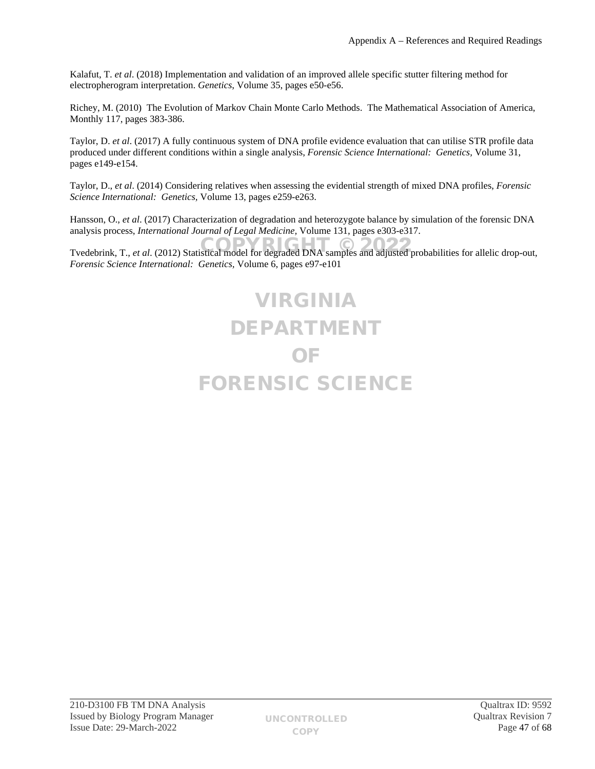Kalafut, T. *et al*. (2018) Implementation and validation of an improved allele specific stutter filtering method for electropherogram interpretation. *Genetics*, Volume 35, pages e50-e56.

Richey, M. (2010) The Evolution of Markov Chain Monte Carlo Methods. The Mathematical Association of America, Monthly 117, pages 383-386.

Taylor, D. *et al*. (2017) A fully continuous system of DNA profile evidence evaluation that can utilise STR profile data produced under different conditions within a single analysis, *Forensic Science International: Genetics*, Volume 31, pages e149-e154.

Taylor, D., *et al*. (2014) Considering relatives when assessing the evidential strength of mixed DNA profiles, *Forensic Science International: Genetics*, Volume 13, pages e259-e263.

Hansson, O., *et al*. (2017) Characterization of degradation and heterozygote balance by simulation of the forensic DNA analysis process, *International Journal of Legal Medicine*, Volume 131, pages e303-e317.

Tvedebrink, T., *et al*. (2012) Statistical model for degraded DNA samples and adjusted probabilities for allelic drop-out, *Forensic Science International: Genetics*, Volume 6, pages e97-e101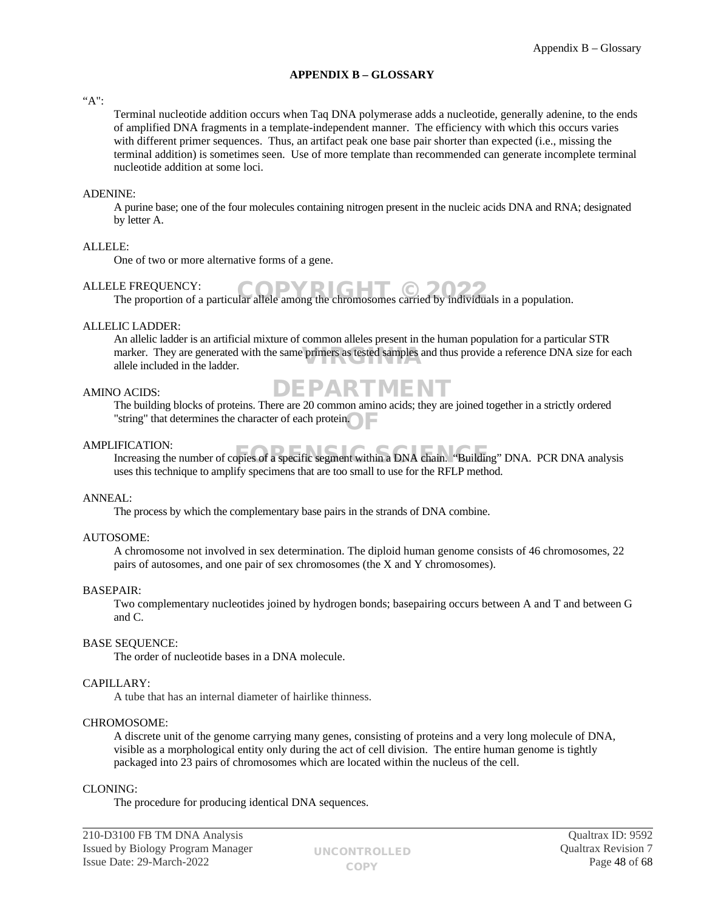## APPENDIX B – GLOSSARY

“A":

Terminal nucleotide addition occurs when Taq DNA polymerase adds a nucleotide, generally adenine, to the ends of amplified DNA fragments in a template-independent manner. The efficiency with which this occurs varies with different primer sequences. Thus, an artifact peak one base pair shorter than expected (i.e., missing the terminal addition) is sometimes seen. Use of more template than recommended can generate incomplete terminal nucleotide addition at some loci.

ADENINE:

A purine base; one of the four molecules containing nitrogen present in the nucleic acids DNA and RNA; designated by letter A.

ALLELE:

One of two or more alternative forms of a gene.

ALLELE FREQUENCY:

The proportion of a particular allele among the chromosomes carried by individuals in a population.

ALLELIC LADDER:

An allelic ladder is an artificial mixture of common alleles present in the human population for a particular STR marker. They are generated with the same primers as tested samples and thus provide a reference DNA size for each allele included in the ladder.

AMINO ACIDS:

The building blocks of proteins. There are 20 common amino acids; they are joined together in a strictly ordered "string" that determines the character of each protein.

AMPLIFICATION:

Increasing the number of copies of a specific segment within a DNA chain. “Building” DNA. PCR DNA analysis uses this technique to amplify specimens that are too small to use for the RFLP method.

ANNEAL:

The process by which the complementary base pairs in the strands of DNA combine.

AUTOSOME:

A chromosome not involved in sex determination. The diploid human genome consists of 46 chromosomes, 22 pairs of autosomes, and one pair of sex chromosomes (the X and Y chromosomes).

BASEPAIR:

Two complementary nucleotides joined by hydrogen bonds; basepairing occurs between A and T and between G and C.

BASE SEQUENCE:

The order of nucleotide bases in a DNA molecule.

CAPILLARY:

A tube that has an internal diameter of hairlike thinness.

CHROMOSOME:

A discrete unit of the genome carrying many genes, consisting of proteins and a very long molecule of DNA, visible as a morphological entity only during the act of cell division. The entire human genome is tightly packaged into 23 pairs of chromosomes which are located within the nucleus of the cell.

CLONING:

The procedure for producing identical DNA sequences.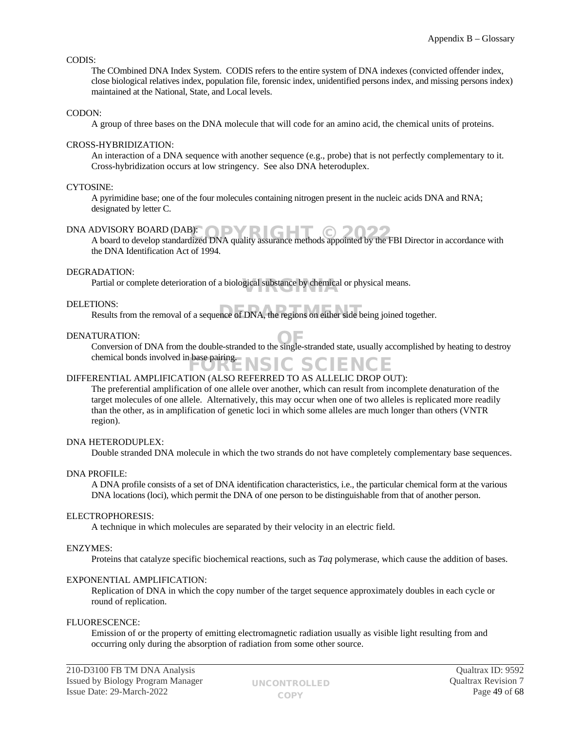CODIS:

The COmbined DNA Index System. CODIS refers to the entire system of DNA indexes (convicted offender index, close biological relatives index, population file, forensic index, unidentified persons index, and missing persons index) maintained at the National, State, and Local levels.

CODON:

A group of three bases on the DNA molecule that will code for an amino acid, the chemical units of proteins.

CROSS-HYBRIDIZATION:

An interaction of a DNA sequence with another sequence (e.g., probe) that is not perfectly complementary to it. Cross-hybridization occurs at low stringency. See also DNA heteroduplex.

CYTOSINE:

A pyrimidine base; one of the four molecules containing nitrogen present in the nucleic acids DNA and RNA; designated by letter C.

DNA ADVISORY BOARD (DAB):

A board to develop standardized DNA quality assurance methods appointed by the FBI Director in accordance with the DNA Identification Act of 1994.

DEGRADATION:

Partial or complete deterioration of a biological substance by chemical or physical means.

DELETIONS:

Results from the removal of a sequence of DNA, the regions on either side being joined together.

DENATURATION:

Conversion of DNA from the double-stranded to the single-stranded state, usually accomplished by heating to destroy chemical bonds involved in base pairing.

DIFFERENTIAL AMPLIFICATION (ALSO REFERRED TO AS ALLELIC DROP OUT):

The preferential amplification of one allele over another, which can result from incomplete denaturation of the target molecules of one allele. Alternatively, this may occur when one of two alleles is replicated more readily than the other, as in amplification of genetic loci in which some alleles are much longer than others (VNTR region).

DNA HETERODUPLEX:

Double stranded DNA molecule in which the two strands do not have completely complementary base sequences.

DNA PROFILE:

A DNA profile consists of a set of DNA identification characteristics, i.e., the particular chemical form at the various DNA locations (loci), which permit the DNA of one person to be distinguishable from that of another person.

ELECTROPHORESIS:

A technique in which molecules are separated by their velocity in an electric field.

ENZYMES:

Proteins that catalyze specific biochemical reactions, such as *Taq* polymerase, which cause the addition of bases.

EXPONENTIAL AMPLIFICATION:

Replication of DNA in which the copy number of the target sequence approximately doubles in each cycle or round of replication.

FLUORESCENCE:

Emission of or the property of emitting electromagnetic radiation usually as visible light resulting from and occurring only during the absorption of radiation from some other source.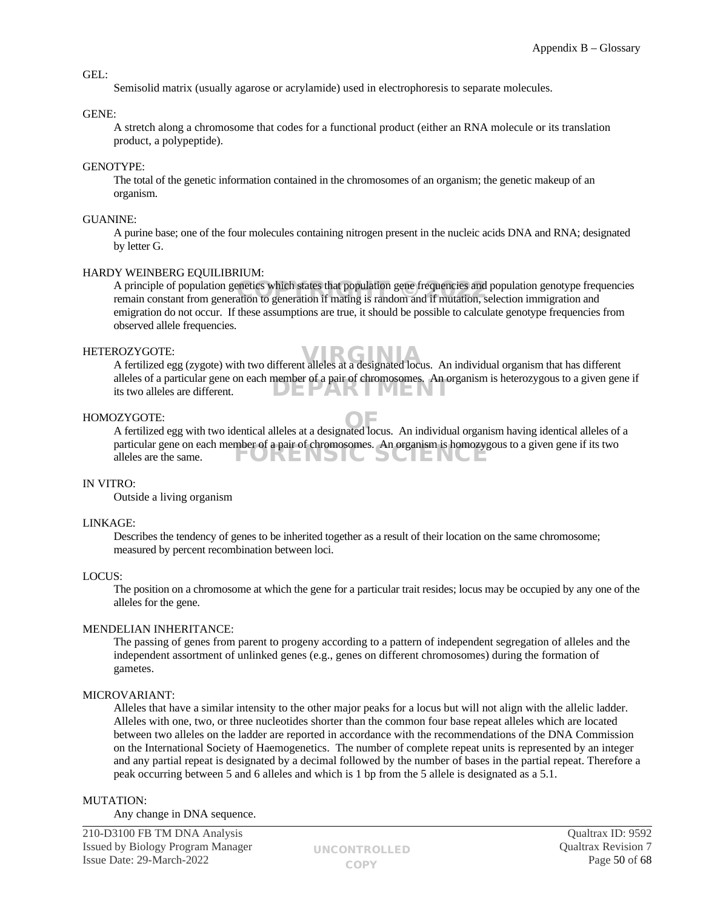GEL:

Semisolid matrix (usually agarose or acrylamide) used in electrophoresis to separate molecules.

GENE:

A stretch along a chromosome that codes for a functional product (either an RNA molecule or its translation product, a polypeptide).

GENOTYPE:

The total of the genetic information contained in the chromosomes of an organism; the genetic makeup of an organism.

GUANINE:

A purine base; one of the four molecules containing nitrogen present in the nucleic acids DNA and RNA; designated by letter G.

HARDY WEINBERG EQUILIBRIUM:

A principle of population genetics which states that population gene frequencies and population genotype frequencies remain constant from generation to generation if mating is random and if mutation, selection immigration and emigration do not occur. If these assumptions are true, it should be possible to calculate genotype frequencies from observed allele frequencies.

HETEROZYGOTE:

A fertilized egg (zygote) with two different alleles at a designated locus. An individual organism that has different alleles of a particular gene on each member of a pair of chromosomes. An organism is heterozygous to a given gene if its two alleles are different.

HOMOZYGOTE:

A fertilized egg with two identical alleles at a designated locus. An individual organism having identical alleles of a particular gene on each member of a pair of chromosomes. An organism is homozygous to a given gene if its two alleles are the same.

IN VITRO:

Outside a living organism

LINKAGE:

Describes the tendency of genes to be inherited together as a result of their location on the same chromosome; measured by percent recombination between loci.

LOCUS:

The position on a chromosome at which the gene for a particular trait resides; locus may be occupied by any one of the alleles for the gene.

MENDELIAN INHERITANCE:

The passing of genes from parent to progeny according to a pattern of independent segregation of alleles and the independent assortment of unlinked genes (e.g., genes on different chromosomes) during the formation of gametes.

MICROVARIANT:

Alleles that have a similar intensity to the other major peaks for a locus but will not align with the allelic ladder. Alleles with one, two, or three nucleotides shorter than the common four base repeat alleles which are located between two alleles on the ladder are reported in accordance with the recommendations of the DNA Commission on the International Society of Haemogenetics. The number of complete repeat units is represented by an integer and any partial repeat is designated by a decimal followed by the number of bases in the partial repeat. Therefore a peak occurring between 5 and 6 alleles and which is 1 bp from the 5 allele is designated as a 5.1.

MUTATION:

Any change in DNA sequence.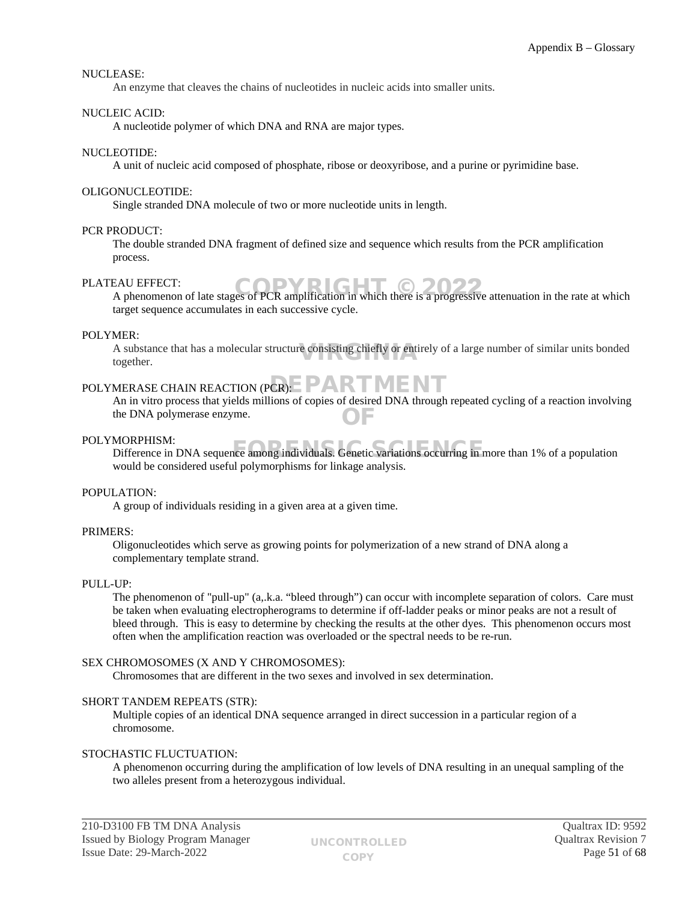NUCLEASE:
An enzyme that cleaves the chains of nucleotides in nucleic acids into smaller units.

NUCLEIC ACID:
A nucleotide polymer of which DNA and RNA are major types.

NUCLEOTIDE:
A unit of nucleic acid composed of phosphate, ribose or deoxyribose, and a purine or pyrimidine base.

OLIGONUCLEOTIDE:
Single stranded DNA molecule of two or more nucleotide units in length.

PCR PRODUCT:
The double stranded DNA fragment of defined size and sequence which results from the PCR amplification process.

PLATEAU EFFECT:
A phenomenon of late stages of PCR amplification in which there is a progressive attenuation in the rate at which target sequence accumulates in each successive cycle.

POLYMER:
A substance that has a molecular structure consisting chiefly or entirely of a large number of similar units bonded together.

POLYMERASE CHAIN REACTION (PCR):
An in vitro process that yields millions of copies of desired DNA through repeated cycling of a reaction involving the DNA polymerase enzyme.

POLYMORPHISM:
Difference in DNA sequence among individuals. Genetic variations occurring in more than 1% of a population would be considered useful polymorphisms for linkage analysis.

POPULATION:
A group of individuals residing in a given area at a given time.

PRIMERS:
Oligonucleotides which serve as growing points for polymerization of a new strand of DNA along a complementary template strand.

PULL-UP:
The phenomenon of "pull-up" (a,.k.a. "bleed through") can occur with incomplete separation of colors. Care must be taken when evaluating electropherograms to determine if off-ladder peaks or minor peaks are not a result of bleed through. This is easy to determine by checking the results at the other dyes. This phenomenon occurs most often when the amplification reaction was overloaded or the spectral needs to be re-run.

SEX CHROMOSOMES (X AND Y CHROMOSOMES):
Chromosomes that are different in the two sexes and involved in sex determination.

SHORT TANDEM REPEATS (STR):
Multiple copies of an identical DNA sequence arranged in direct succession in a particular region of a chromosome.

STOCHASTIC FLUCTUATION:
A phenomenon occurring during the amplification of low levels of DNA resulting in an unequal sampling of the two alleles present from a heterozygous individual.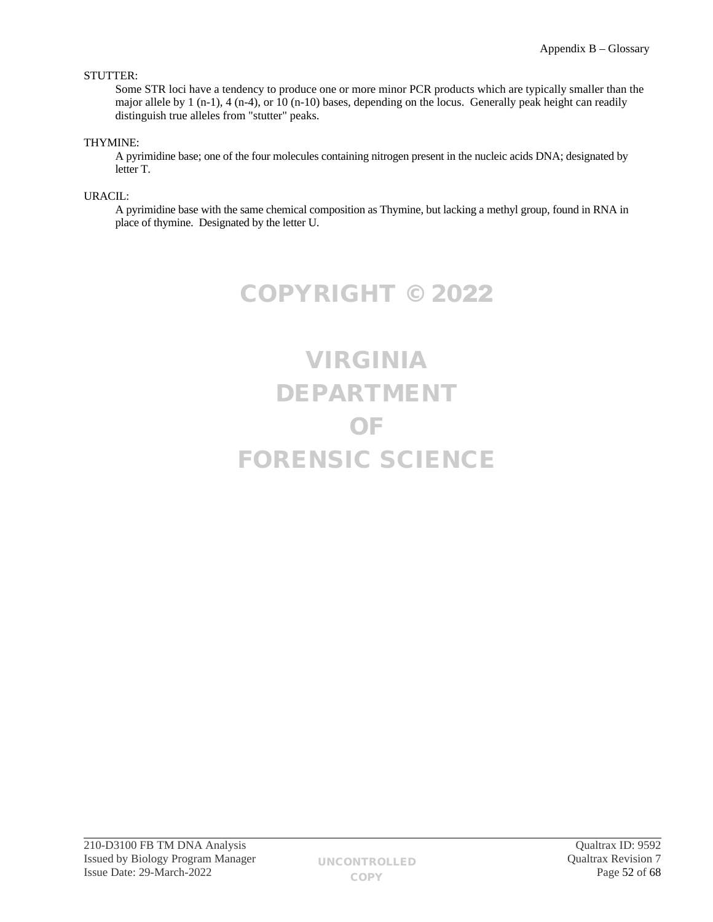STUTTER:

Some STR loci have a tendency to produce one or more minor PCR products which are typically smaller than the major allele by 1 (n-1), 4 (n-4), or 10 (n-10) bases, depending on the locus. Generally peak height can readily distinguish true alleles from "stutter" peaks.

THYMINE:

A pyrimidine base; one of the four molecules containing nitrogen present in the nucleic acids DNA; designated by letter T.

URACIL:

A pyrimidine base with the same chemical composition as Thymine, but lacking a methyl group, found in RNA in place of thymine. Designated by the letter U.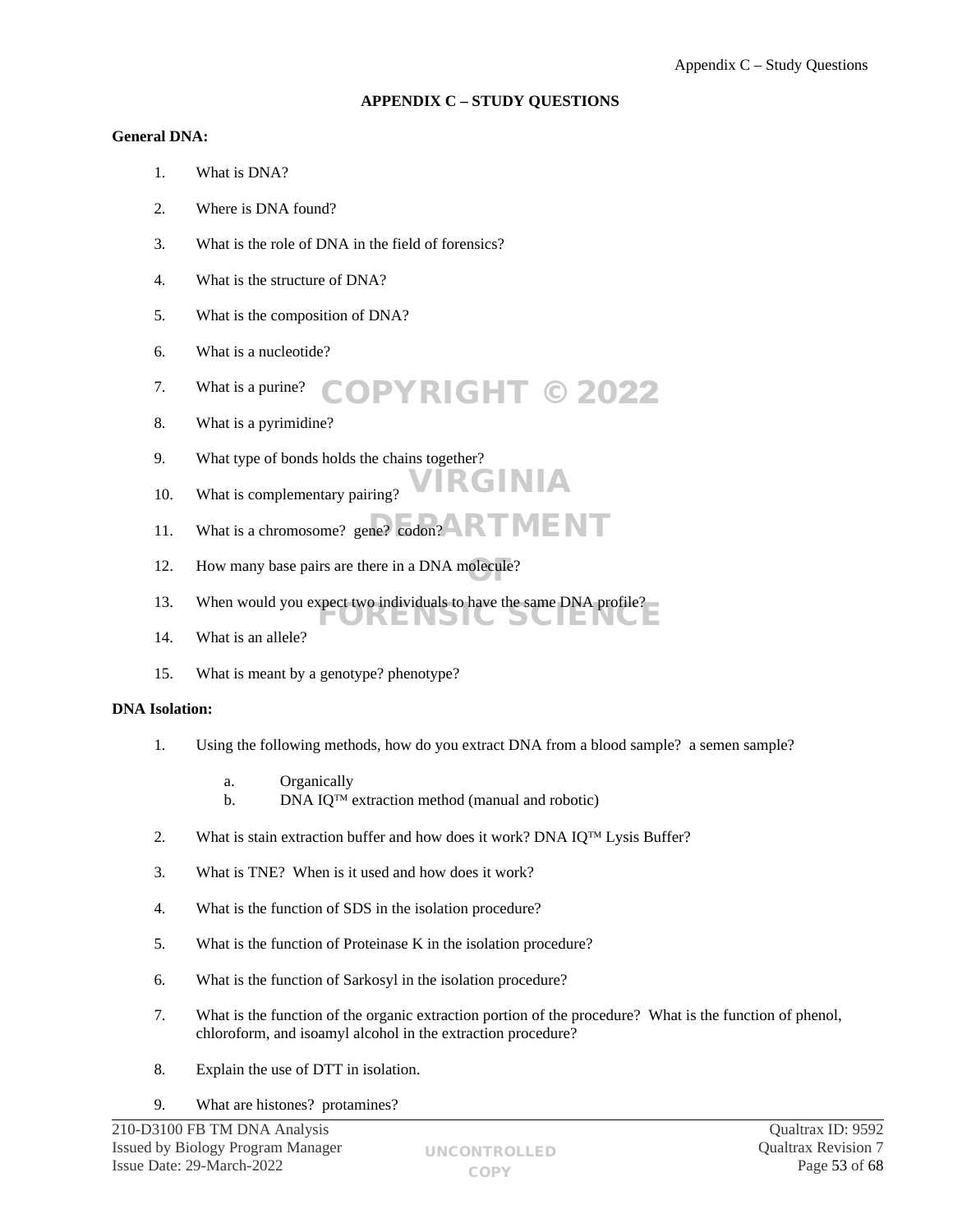# APPENDIX C – STUDY QUESTIONS

**General DNA:**

1. What is DNA?

2. Where is DNA found?

3. What is the role of DNA in the field of forensics?

4. What is the structure of DNA?

5. What is the composition of DNA?

6. What is a nucleotide?

7. What is a purine?

8. What is a pyrimidine?

9. What type of bonds holds the chains together?

10. What is complementary pairing?

11. What is a chromosome? gene? codon?

12. How many base pairs are there in a DNA molecule?

13. When would you expect two individuals to have the same DNA profile?

14. What is an allele?

15. What is meant by a genotype? phenotype?

**DNA Isolation:**

1. Using the following methods, how do you extract DNA from a blood sample? a semen sample?

    a. Organically
    b. DNA IQ™ extraction method (manual and robotic)

2. What is stain extraction buffer and how does it work? DNA IQ™ Lysis Buffer?

3. What is TNE? When is it used and how does it work?

4. What is the function of SDS in the isolation procedure?

5. What is the function of Proteinase K in the isolation procedure?

6. What is the function of Sarkosyl in the isolation procedure?

7. What is the function of the organic extraction portion of the procedure? What is the function of phenol, chloroform, and isoamyl alcohol in the extraction procedure?

8. Explain the use of DTT in isolation.

9. What are histones? protamines?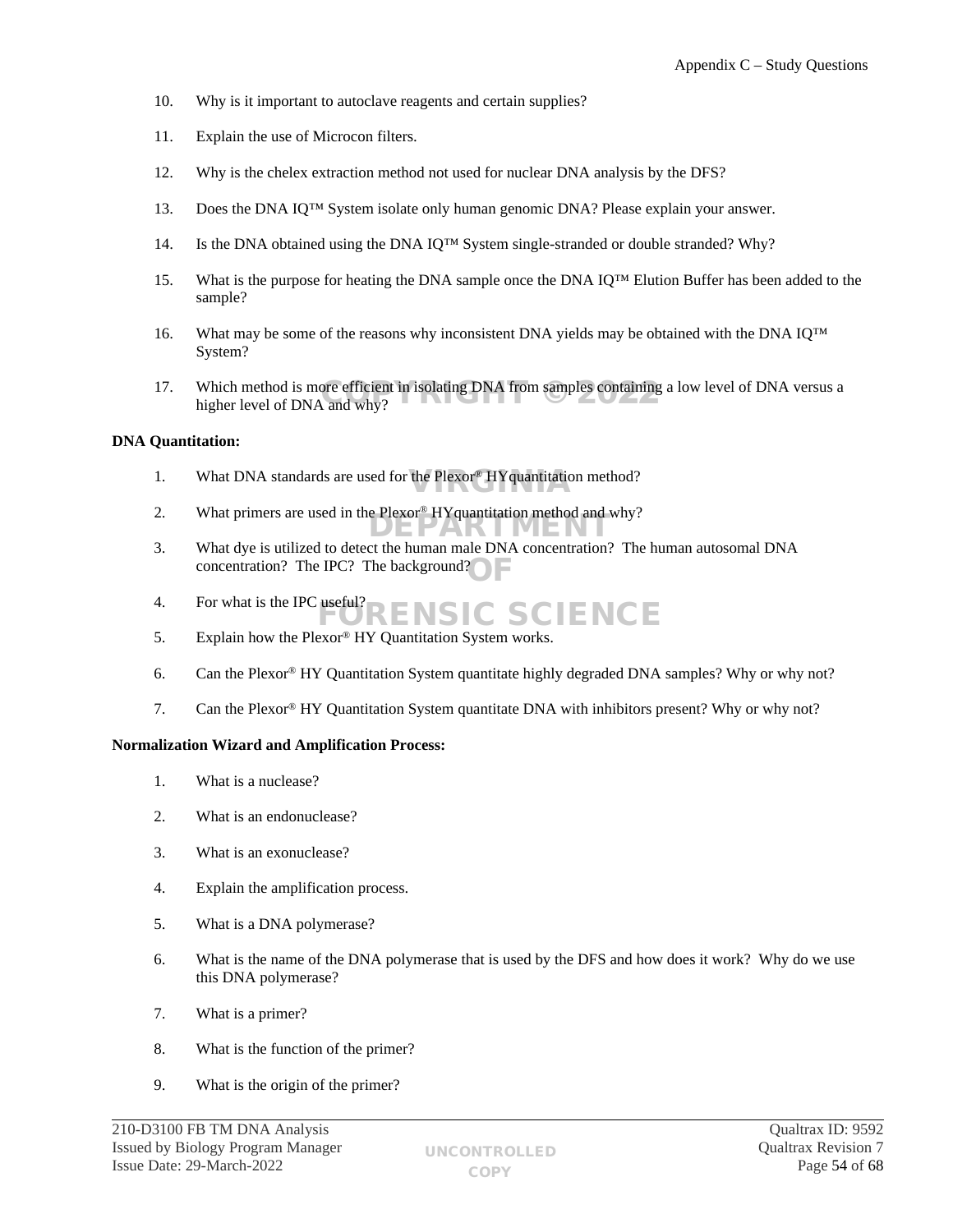10. Why is it important to autoclave reagents and certain supplies?

11. Explain the use of Microcon filters.

12. Why is the chelex extraction method not used for nuclear DNA analysis by the DFS?

13. Does the DNA IQ™ System isolate only human genomic DNA? Please explain your answer.

14. Is the DNA obtained using the DNA IQ™ System single-stranded or double stranded? Why?

15. What is the purpose for heating the DNA sample once the DNA IQ™ Elution Buffer has been added to the sample?

16. What may be some of the reasons why inconsistent DNA yields may be obtained with the DNA IQ™ System?

17. Which method is more efficient in isolating DNA from samples containing a low level of DNA versus a higher level of DNA and why?

**DNA Quantitation:**

1. What DNA standards are used for the Plexor® HYquantitation method?

2. What primers are used in the Plexor® HYquantitation method and why?

3. What dye is utilized to detect the human male DNA concentration? The human autosomal DNA concentration? The IPC? The background?

4. For what is the IPC useful?

5. Explain how the Plexor® HY Quantitation System works.

6. Can the Plexor® HY Quantitation System quantitate highly degraded DNA samples? Why or why not?

7. Can the Plexor® HY Quantitation System quantitate DNA with inhibitors present? Why or why not?

**Normalization Wizard and Amplification Process:**

1. What is a nuclease?

2. What is an endonuclease?

3. What is an exonuclease?

4. Explain the amplification process.

5. What is a DNA polymerase?

6. What is the name of the DNA polymerase that is used by the DFS and how does it work? Why do we use this DNA polymerase?

7. What is a primer?

8. What is the function of the primer?

9. What is the origin of the primer?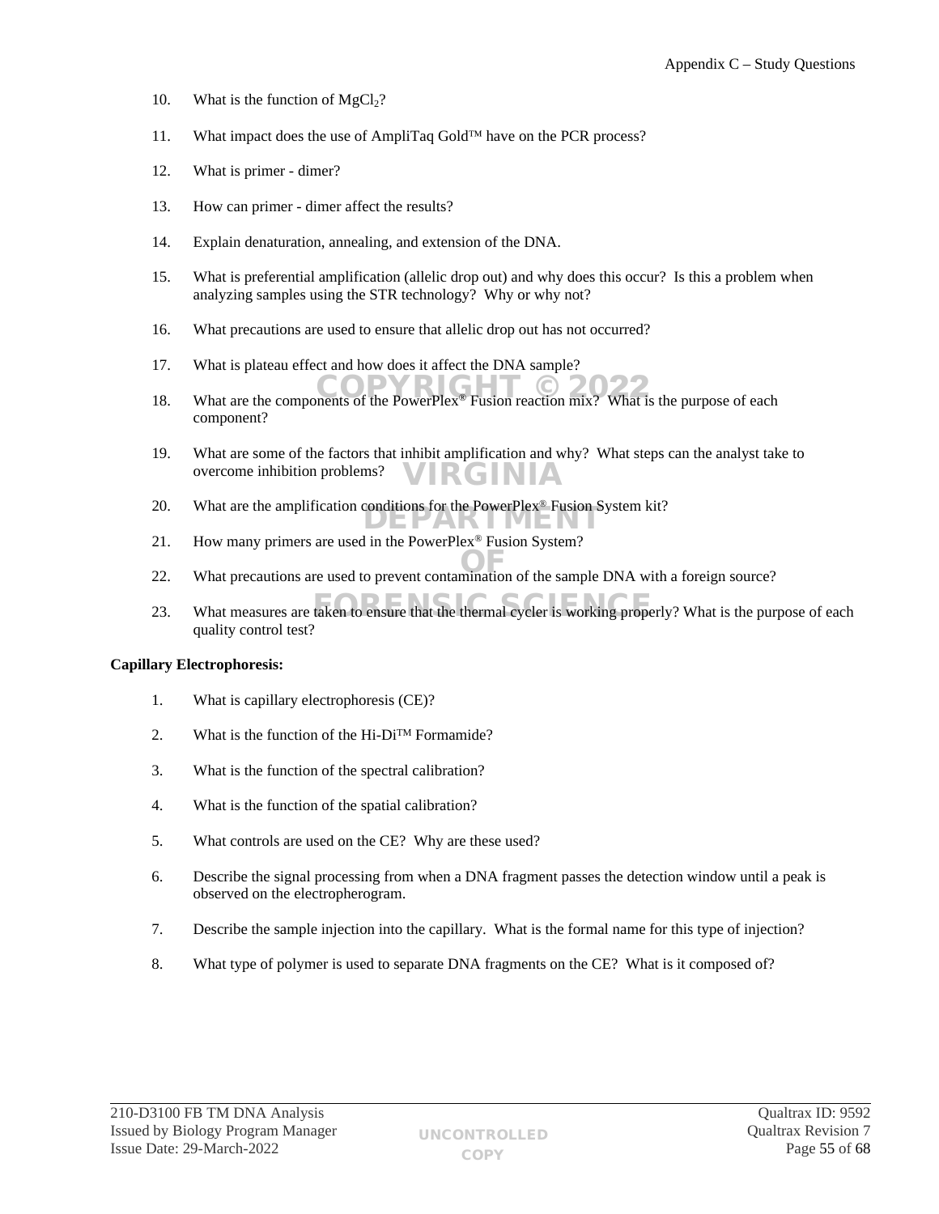10. What is the function of $MgCl_2$?

11. What impact does the use of AmpliTaq Gold™ have on the PCR process?

12. What is primer - dimer?

13. How can primer - dimer affect the results?

14. Explain denaturation, annealing, and extension of the DNA.

15. What is preferential amplification (allelic drop out) and why does this occur? Is this a problem when analyzing samples using the STR technology? Why or why not?

16. What precautions are used to ensure that allelic drop out has not occurred?

17. What is plateau effect and how does it affect the DNA sample?

18. What are the components of the PowerPlex® Fusion reaction mix? What is the purpose of each component?

19. What are some of the factors that inhibit amplification and why? What steps can the analyst take to overcome inhibition problems?

20. What are the amplification conditions for the PowerPlex® Fusion System kit?

21. How many primers are used in the PowerPlex® Fusion System?

22. What precautions are used to prevent contamination of the sample DNA with a foreign source?

23. What measures are taken to ensure that the thermal cycler is working properly? What is the purpose of each quality control test?

**Capillary Electrophoresis:**

1. What is capillary electrophoresis (CE)?

2. What is the function of the Hi-Di™ Formamide?

3. What is the function of the spectral calibration?

4. What is the function of the spatial calibration?

5. What controls are used on the CE? Why are these used?

6. Describe the signal processing from when a DNA fragment passes the detection window until a peak is observed on the electropherogram.

7. Describe the sample injection into the capillary. What is the formal name for this type of injection?

8. What type of polymer is used to separate DNA fragments on the CE? What is it composed of?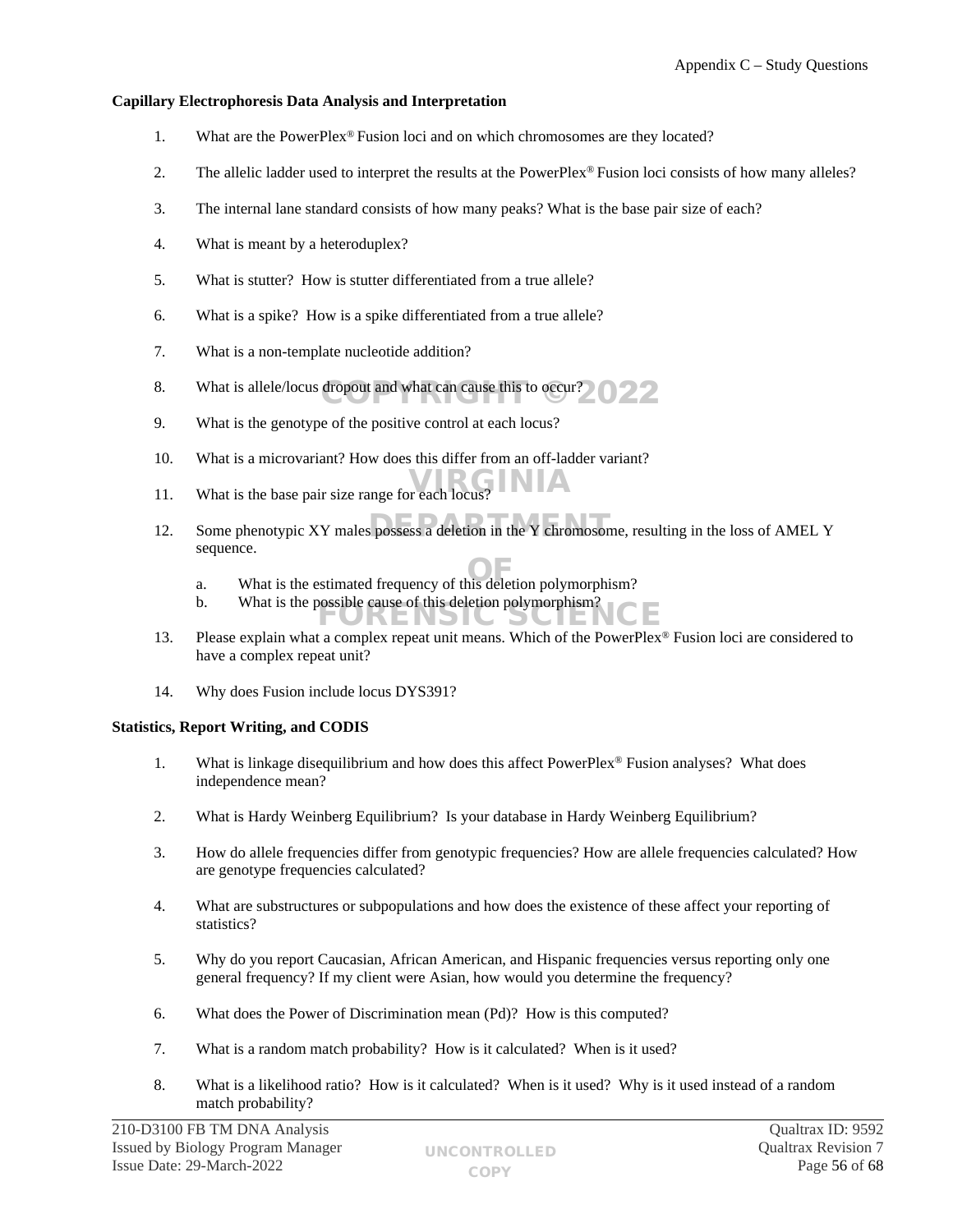**Capillary Electrophoresis Data Analysis and Interpretation**

1. What are the PowerPlex® Fusion loci and on which chromosomes are they located?

2. The allelic ladder used to interpret the results at the PowerPlex® Fusion loci consists of how many alleles?

3. The internal lane standard consists of how many peaks? What is the base pair size of each?

4. What is meant by a heteroduplex?

5. What is stutter? How is stutter differentiated from a true allele?

6. What is a spike? How is a spike differentiated from a true allele?

7. What is a non-template nucleotide addition?

8. What is allele/locus dropout and what can cause this to occur?

9. What is the genotype of the positive control at each locus?

10. What is a microvariant? How does this differ from an off-ladder variant?

11. What is the base pair size range for each locus?

12. Some phenotypic XY males possess a deletion in the Y chromosome, resulting in the loss of AMEL Y sequence.

    a. What is the estimated frequency of this deletion polymorphism?
    b. What is the possible cause of this deletion polymorphism?

13. Please explain what a complex repeat unit means. Which of the PowerPlex® Fusion loci are considered to have a complex repeat unit?

14. Why does Fusion include locus DYS391?

**Statistics, Report Writing, and CODIS**

1. What is linkage disequilibrium and how does this affect PowerPlex® Fusion analyses? What does independence mean?

2. What is Hardy Weinberg Equilibrium? Is your database in Hardy Weinberg Equilibrium?

3. How do allele frequencies differ from genotypic frequencies? How are allele frequencies calculated? How are genotype frequencies calculated?

4. What are substructures or subpopulations and how does the existence of these affect your reporting of statistics?

5. Why do you report Caucasian, African American, and Hispanic frequencies versus reporting only one general frequency? If my client were Asian, how would you determine the frequency?

6. What does the Power of Discrimination mean (Pd)? How is this computed?

7. What is a random match probability? How is it calculated? When is it used?

8. What is a likelihood ratio? How is it calculated? When is it used? Why is it used instead of a random match probability?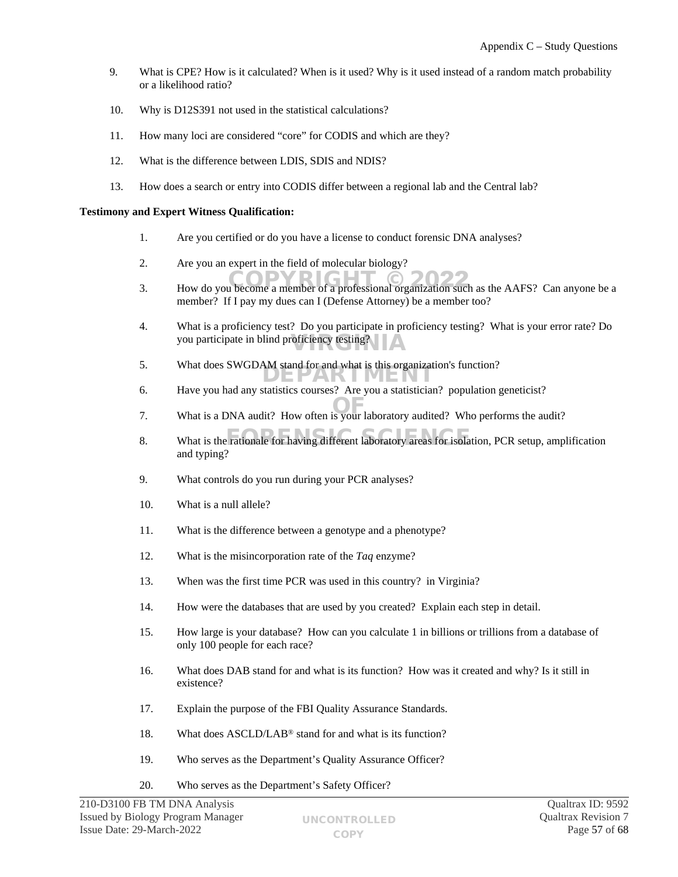9. What is CPE? How is it calculated? When is it used? Why is it used instead of a random match probability or a likelihood ratio?

10. Why is D12S391 not used in the statistical calculations?

11. How many loci are considered "core" for CODIS and which are they?

12. What is the difference between LDIS, SDIS and NDIS?

13. How does a search or entry into CODIS differ between a regional lab and the Central lab?

**Testimony and Expert Witness Qualification:**

1. Are you certified or do you have a license to conduct forensic DNA analyses?

2. Are you an expert in the field of molecular biology?

3. How do you become a member of a professional organization such as the AAFS? Can anyone be a member? If I pay my dues can I (Defense Attorney) be a member too?

4. What is a proficiency test? Do you participate in proficiency testing? What is your error rate? Do you participate in blind proficiency testing?

5. What does SWGDAM stand for and what is this organization's function?

6. Have you had any statistics courses? Are you a statistician? population geneticist?

7. What is a DNA audit? How often is your laboratory audited? Who performs the audit?

8. What is the rationale for having different laboratory areas for isolation, PCR setup, amplification and typing?

9. What controls do you run during your PCR analyses?

10. What is a null allele?

11. What is the difference between a genotype and a phenotype?

12. What is the misincorporation rate of the *Taq* enzyme?

13. When was the first time PCR was used in this country? in Virginia?

14. How were the databases that are used by you created? Explain each step in detail.

15. How large is your database? How can you calculate 1 in billions or trillions from a database of only 100 people for each race?

16. What does DAB stand for and what is its function? How was it created and why? Is it still in existence?

17. Explain the purpose of the FBI Quality Assurance Standards.

18. What does ASCLD/LAB® stand for and what is its function?

19. Who serves as the Department's Quality Assurance Officer?

20. Who serves as the Department's Safety Officer?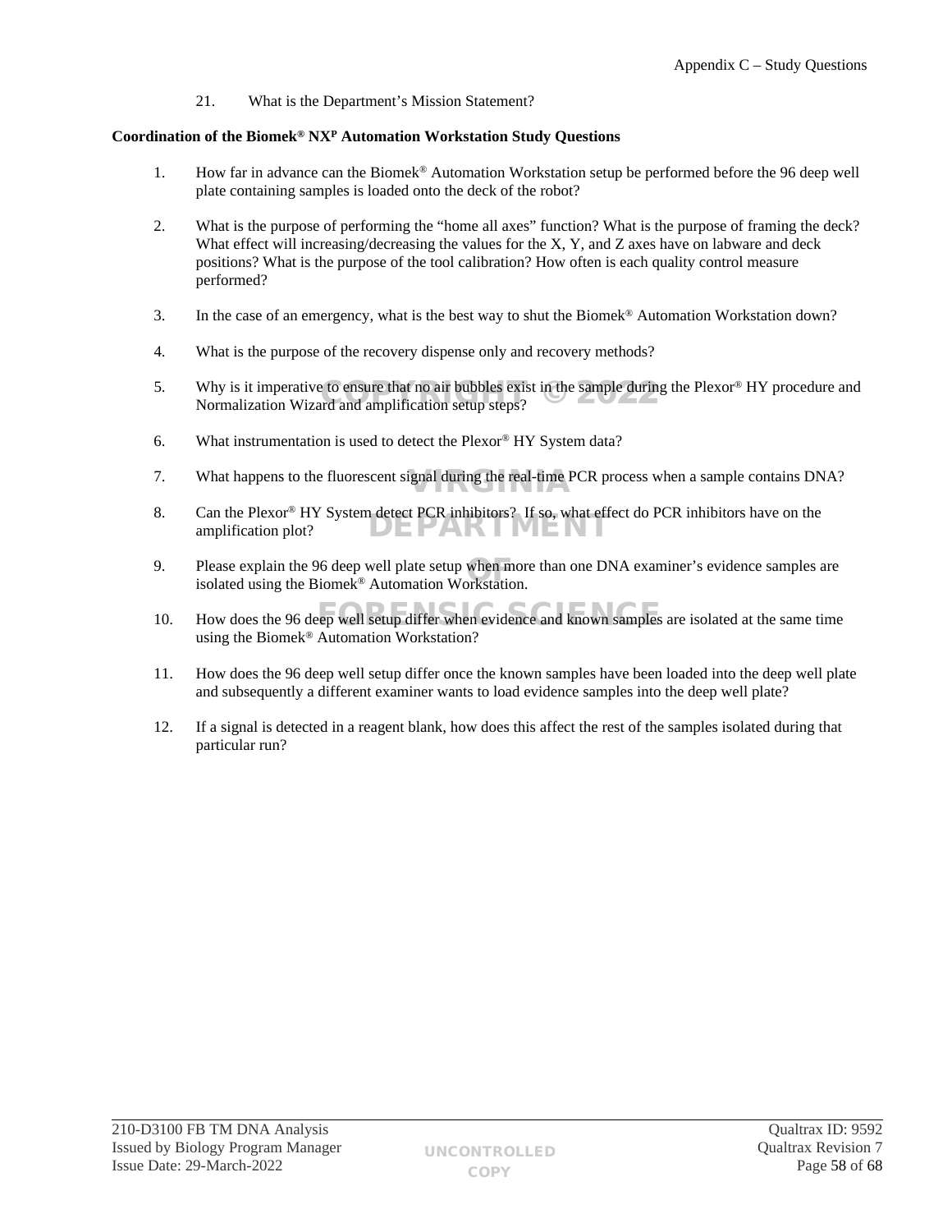21. What is the Department's Mission Statement?

**Coordination of the Biomek® NXP Automation Workstation Study Questions**

1. How far in advance can the Biomek® Automation Workstation setup be performed before the 96 deep well plate containing samples is loaded onto the deck of the robot?

2. What is the purpose of performing the "home all axes" function? What is the purpose of framing the deck? What effect will increasing/decreasing the values for the X, Y, and Z axes have on labware and deck positions? What is the purpose of the tool calibration? How often is each quality control measure performed?

3. In the case of an emergency, what is the best way to shut the Biomek® Automation Workstation down?

4. What is the purpose of the recovery dispense only and recovery methods?

5. Why is it imperative to ensure that no air bubbles exist in the sample during the Plexor® HY procedure and Normalization Wizard and amplification setup steps?

6. What instrumentation is used to detect the Plexor® HY System data?

7. What happens to the fluorescent signal during the real-time PCR process when a sample contains DNA?

8. Can the Plexor® HY System detect PCR inhibitors? If so, what effect do PCR inhibitors have on the amplification plot?

9. Please explain the 96 deep well plate setup when more than one DNA examiner's evidence samples are isolated using the Biomek® Automation Workstation.

10. How does the 96 deep well setup differ when evidence and known samples are isolated at the same time using the Biomek® Automation Workstation?

11. How does the 96 deep well setup differ once the known samples have been loaded into the deep well plate and subsequently a different examiner wants to load evidence samples into the deep well plate?

12. If a signal is detected in a reagent blank, how does this affect the rest of the samples isolated during that particular run?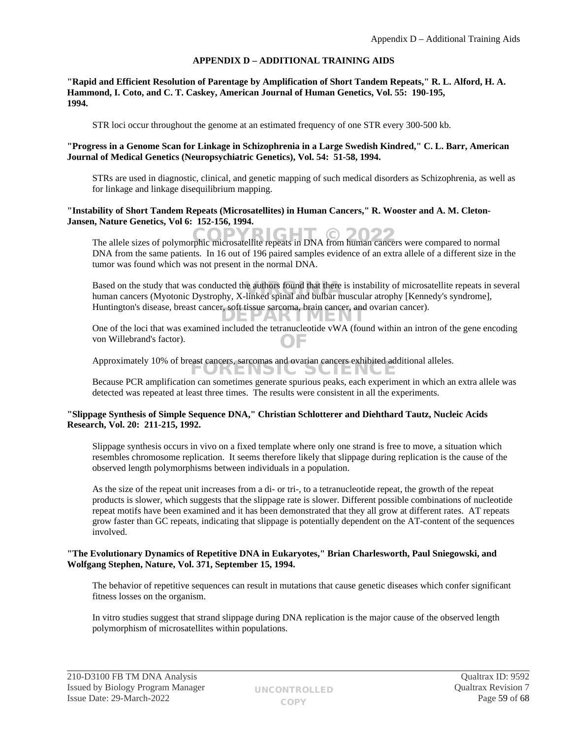## APPENDIX D – ADDITIONAL TRAINING AIDS

**"Rapid and Efficient Resolution of Parentage by Amplification of Short Tandem Repeats," R. L. Alford, H. A. Hammond, I. Coto, and C. T. Caskey, American Journal of Human Genetics, Vol. 55: 190-195, 1994.**

STR loci occur throughout the genome at an estimated frequency of one STR every 300-500 kb.

**"Progress in a Genome Scan for Linkage in Schizophrenia in a Large Swedish Kindred," C. L. Barr, American Journal of Medical Genetics (Neuropsychiatric Genetics), Vol. 54: 51-58, 1994.**

STRs are used in diagnostic, clinical, and genetic mapping of such medical disorders as Schizophrenia, as well as for linkage and linkage disequilibrium mapping.

**"Instability of Short Tandem Repeats (Microsatellites) in Human Cancers," R. Wooster and A. M. Cleton-Jansen, Nature Genetics, Vol 6: 152-156, 1994.**

The allele sizes of polymorphic microsatellite repeats in DNA from human cancers were compared to normal DNA from the same patients. In 16 out of 196 paired samples evidence of an extra allele of a different size in the tumor was found which was not present in the normal DNA.

Based on the study that was conducted the authors found that there is instability of microsatellite repeats in several human cancers (Myotonic Dystrophy, X-linked spinal and bulbar muscular atrophy [Kennedy's syndrome], Huntington's disease, breast cancer, soft tissue sarcoma, brain cancer, and ovarian cancer).

One of the loci that was examined included the tetranucleotide vWA (found within an intron of the gene encoding von Willebrand's factor).

Approximately 10% of breast cancers, sarcomas and ovarian cancers exhibited additional alleles.

Because PCR amplification can sometimes generate spurious peaks, each experiment in which an extra allele was detected was repeated at least three times. The results were consistent in all the experiments.

**"Slippage Synthesis of Simple Sequence DNA," Christian Schlotterer and Diehthard Tautz, Nucleic Acids Research, Vol. 20: 211-215, 1992.**

Slippage synthesis occurs in vivo on a fixed template where only one strand is free to move, a situation which resembles chromosome replication. It seems therefore likely that slippage during replication is the cause of the observed length polymorphisms between individuals in a population.

As the size of the repeat unit increases from a di- or tri-, to a tetranucleotide repeat, the growth of the repeat products is slower, which suggests that the slippage rate is slower. Different possible combinations of nucleotide repeat motifs have been examined and it has been demonstrated that they all grow at different rates. AT repeats grow faster than GC repeats, indicating that slippage is potentially dependent on the AT-content of the sequences involved.

**"The Evolutionary Dynamics of Repetitive DNA in Eukaryotes," Brian Charlesworth, Paul Sniegowski, and Wolfgang Stephen, Nature, Vol. 371, September 15, 1994.**

The behavior of repetitive sequences can result in mutations that cause genetic diseases which confer significant fitness losses on the organism.

In vitro studies suggest that strand slippage during DNA replication is the major cause of the observed length polymorphism of microsatellites within populations.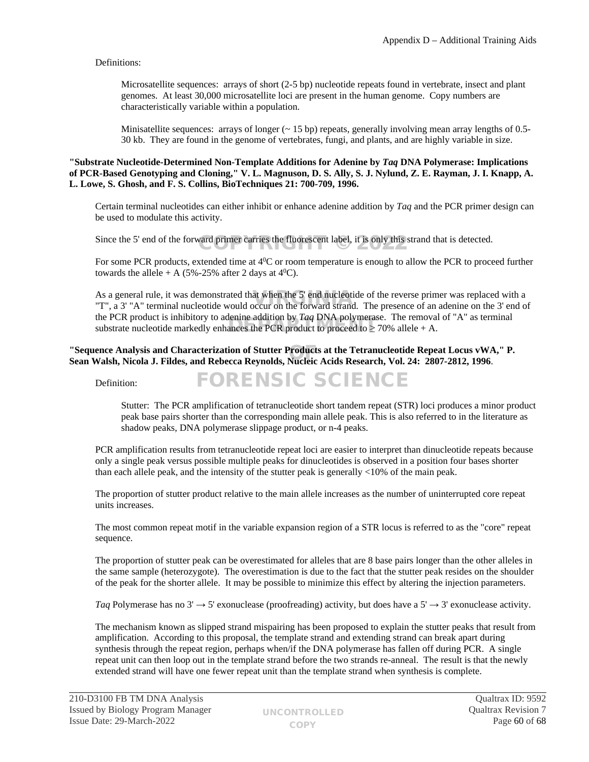Definitions:

> Microsatellite sequences: arrays of short (2-5 bp) nucleotide repeats found in vertebrate, insect and plant genomes. At least 30,000 microsatellite loci are present in the human genome. Copy numbers are characteristically variable within a population.
>
> Minisatellite sequences: arrays of longer (~ 15 bp) repeats, generally involving mean array lengths of 0.5-30 kb. They are found in the genome of vertebrates, fungi, and plants, and are highly variable in size.

**"Substrate Nucleotide-Determined Non-Template Additions for Adenine by *Taq* DNA Polymerase: Implications of PCR-Based Genotyping and Cloning," V. L. Magnuson, D. S. Ally, S. J. Nylund, Z. E. Rayman, J. I. Knapp, A. L. Lowe, S. Ghosh, and F. S. Collins, BioTechniques 21: 700-709, 1996.**

Certain terminal nucleotides can either inhibit or enhance adenine addition by *Taq* and the PCR primer design can be used to modulate this activity.

Since the 5' end of the forward primer carries the fluorescent label, it is only this strand that is detected.

For some PCR products, extended time at $4^0$C or room temperature is enough to allow the PCR to proceed further towards the allele + A (5%-25% after 2 days at $4^0$C).

As a general rule, it was demonstrated that when the 5' end nucleotide of the reverse primer was replaced with a "T", a 3' "A" terminal nucleotide would occur on the forward strand. The presence of an adenine on the 3' end of the PCR product is inhibitory to adenine addition by *Taq* DNA polymerase. The removal of "A" as terminal substrate nucleotide markedly enhances the PCR product to proceed to ≥ 70% allele + A.

**"Sequence Analysis and Characterization of Stutter Products at the Tetranucleotide Repeat Locus vWA," P. Sean Walsh, Nicola J. Fildes, and Rebecca Reynolds, Nucleic Acids Research, Vol. 24: 2807-2812, 1996**.

Definition:

> Stutter: The PCR amplification of tetranucleotide short tandem repeat (STR) loci produces a minor product peak base pairs shorter than the corresponding main allele peak. This is also referred to in the literature as shadow peaks, DNA polymerase slippage product, or n-4 peaks.

PCR amplification results from tetranucleotide repeat loci are easier to interpret than dinucleotide repeats because only a single peak versus possible multiple peaks for dinucleotides is observed in a position four bases shorter than each allele peak, and the intensity of the stutter peak is generally <10% of the main peak.

The proportion of stutter product relative to the main allele increases as the number of uninterrupted core repeat units increases.

The most common repeat motif in the variable expansion region of a STR locus is referred to as the "core" repeat sequence.

The proportion of stutter peak can be overestimated for alleles that are 8 base pairs longer than the other alleles in the same sample (heterozygote). The overestimation is due to the fact that the stutter peak resides on the shoulder of the peak for the shorter allele. It may be possible to minimize this effect by altering the injection parameters.

*Taq* Polymerase has no 3' → 5' exonuclease (proofreading) activity, but does have a 5' → 3' exonuclease activity.

The mechanism known as slipped strand mispairing has been proposed to explain the stutter peaks that result from amplification. According to this proposal, the template strand and extending strand can break apart during synthesis through the repeat region, perhaps when/if the DNA polymerase has fallen off during PCR. A single repeat unit can then loop out in the template strand before the two strands re-anneal. The result is that the newly extended strand will have one fewer repeat unit than the template strand when synthesis is complete.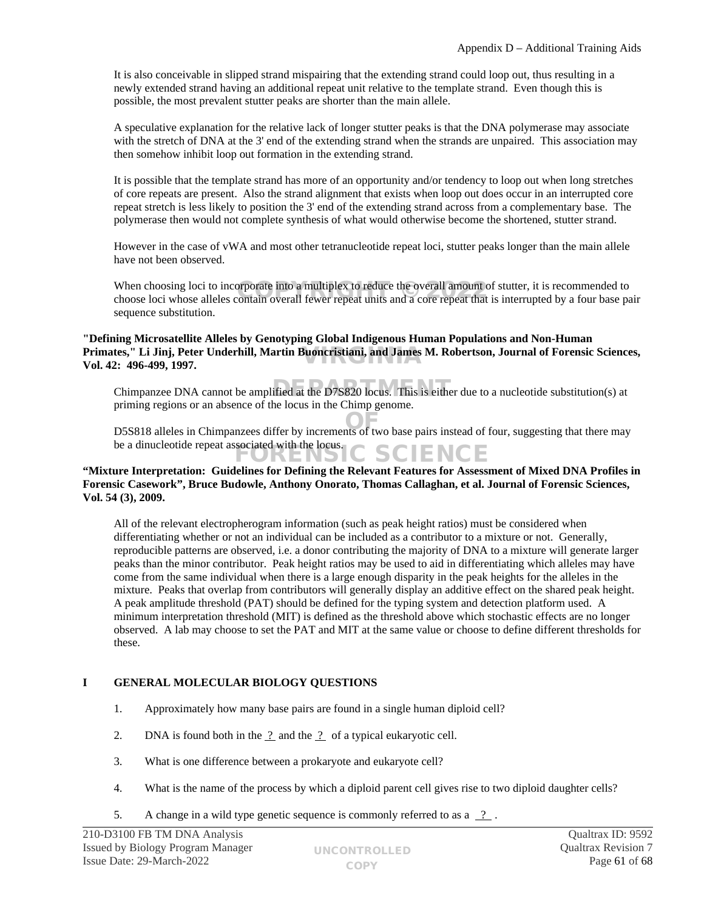It is also conceivable in slipped strand mispairing that the extending strand could loop out, thus resulting in a newly extended strand having an additional repeat unit relative to the template strand. Even though this is possible, the most prevalent stutter peaks are shorter than the main allele.

A speculative explanation for the relative lack of longer stutter peaks is that the DNA polymerase may associate with the stretch of DNA at the 3' end of the extending strand when the strands are unpaired. This association may then somehow inhibit loop out formation in the extending strand.

It is possible that the template strand has more of an opportunity and/or tendency to loop out when long stretches of core repeats are present. Also the strand alignment that exists when loop out does occur in an interrupted core repeat stretch is less likely to position the 3' end of the extending strand across from a complementary base. The polymerase then would not complete synthesis of what would otherwise become the shortened, stutter strand.

However in the case of vWA and most other tetranucleotide repeat loci, stutter peaks longer than the main allele have not been observed.

When choosing loci to incorporate into a multiplex to reduce the overall amount of stutter, it is recommended to choose loci whose alleles contain overall fewer repeat units and a core repeat that is interrupted by a four base pair sequence substitution.

**"Defining Microsatellite Alleles by Genotyping Global Indigenous Human Populations and Non-Human Primates," Li Jinj, Peter Underhill, Martin Buoncristiani, and James M. Robertson, Journal of Forensic Sciences, Vol. 42: 496-499, 1997.**

Chimpanzee DNA cannot be amplified at the D7S820 locus. This is either due to a nucleotide substitution(s) at priming regions or an absence of the locus in the Chimp genome.

D5S818 alleles in Chimpanzees differ by increments of two base pairs instead of four, suggesting that there may be a dinucleotide repeat associated with the locus.

**"Mixture Interpretation: Guidelines for Defining the Relevant Features for Assessment of Mixed DNA Profiles in Forensic Casework", Bruce Budowle, Anthony Onorato, Thomas Callaghan, et al. Journal of Forensic Sciences, Vol. 54 (3), 2009.**

All of the relevant electropherogram information (such as peak height ratios) must be considered when differentiating whether or not an individual can be included as a contributor to a mixture or not. Generally, reproducible patterns are observed, i.e. a donor contributing the majority of DNA to a mixture will generate larger peaks than the minor contributor. Peak height ratios may be used to aid in differentiating which alleles may have come from the same individual when there is a large enough disparity in the peak heights for the alleles in the mixture. Peaks that overlap from contributors will generally display an additive effect on the shared peak height. A peak amplitude threshold (PAT) should be defined for the typing system and detection platform used. A minimum interpretation threshold (MIT) is defined as the threshold above which stochastic effects are no longer observed. A lab may choose to set the PAT and MIT at the same value or choose to define different thresholds for these.

## I GENERAL MOLECULAR BIOLOGY QUESTIONS

1. Approximately how many base pairs are found in a single human diploid cell?

2. DNA is found both in the __?__ and the __?__ of a typical eukaryotic cell.

3. What is one difference between a prokaryote and eukaryote cell?

4. What is the name of the process by which a diploid parent cell gives rise to two diploid daughter cells?

5. A change in a wild type genetic sequence is commonly referred to as a __?__ .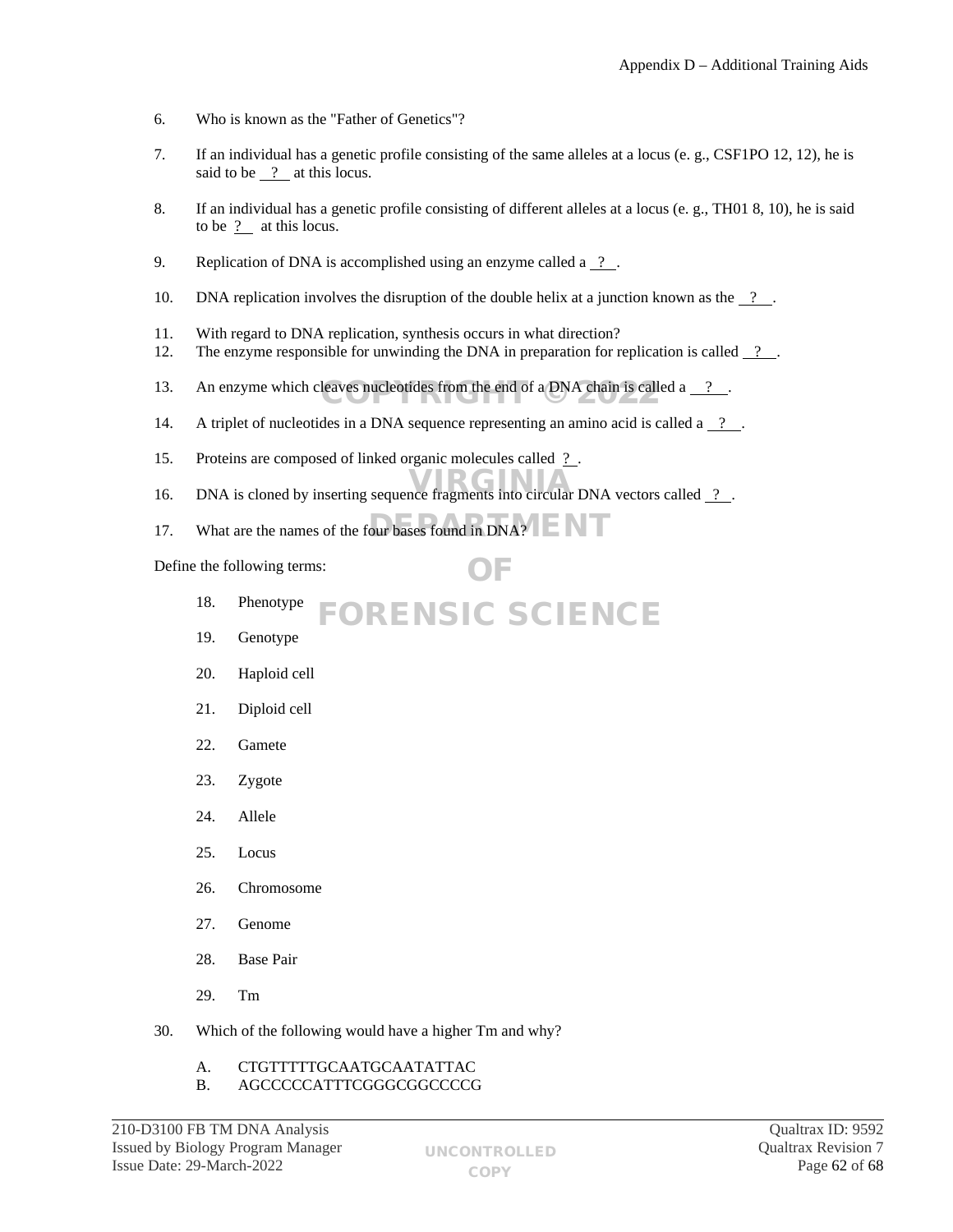6. Who is known as the "Father of Genetics"?

7. If an individual has a genetic profile consisting of the same alleles at a locus (e. g., CSF1PO 12, 12), he is said to be __?__ at this locus.

8. If an individual has a genetic profile consisting of different alleles at a locus (e. g., TH01 8, 10), he is said to be __?__ at this locus.

9. Replication of DNA is accomplished using an enzyme called a __?__.

10. DNA replication involves the disruption of the double helix at a junction known as the __?__.

11. With regard to DNA replication, synthesis occurs in what direction?

12. The enzyme responsible for unwinding the DNA in preparation for replication is called __?__.

13. An enzyme which cleaves nucleotides from the end of a DNA chain is called a __?__.

14. A triplet of nucleotides in a DNA sequence representing an amino acid is called a __?__.

15. Proteins are composed of linked organic molecules called __?__.

16. DNA is cloned by inserting sequence fragments into circular DNA vectors called __?__.

17. What are the names of the four bases found in DNA?

Define the following terms:

18. Phenotype

19. Genotype

20. Haploid cell

21. Diploid cell

22. Gamete

23. Zygote

24. Allele

25. Locus

26. Chromosome

27. Genome

28. Base Pair

29. Tm

30. Which of the following would have a higher Tm and why?

    A. CTGTTTTTGCAATGCAATATTAC
    B. AGCCCCCATTTCGGGCGGCCCCG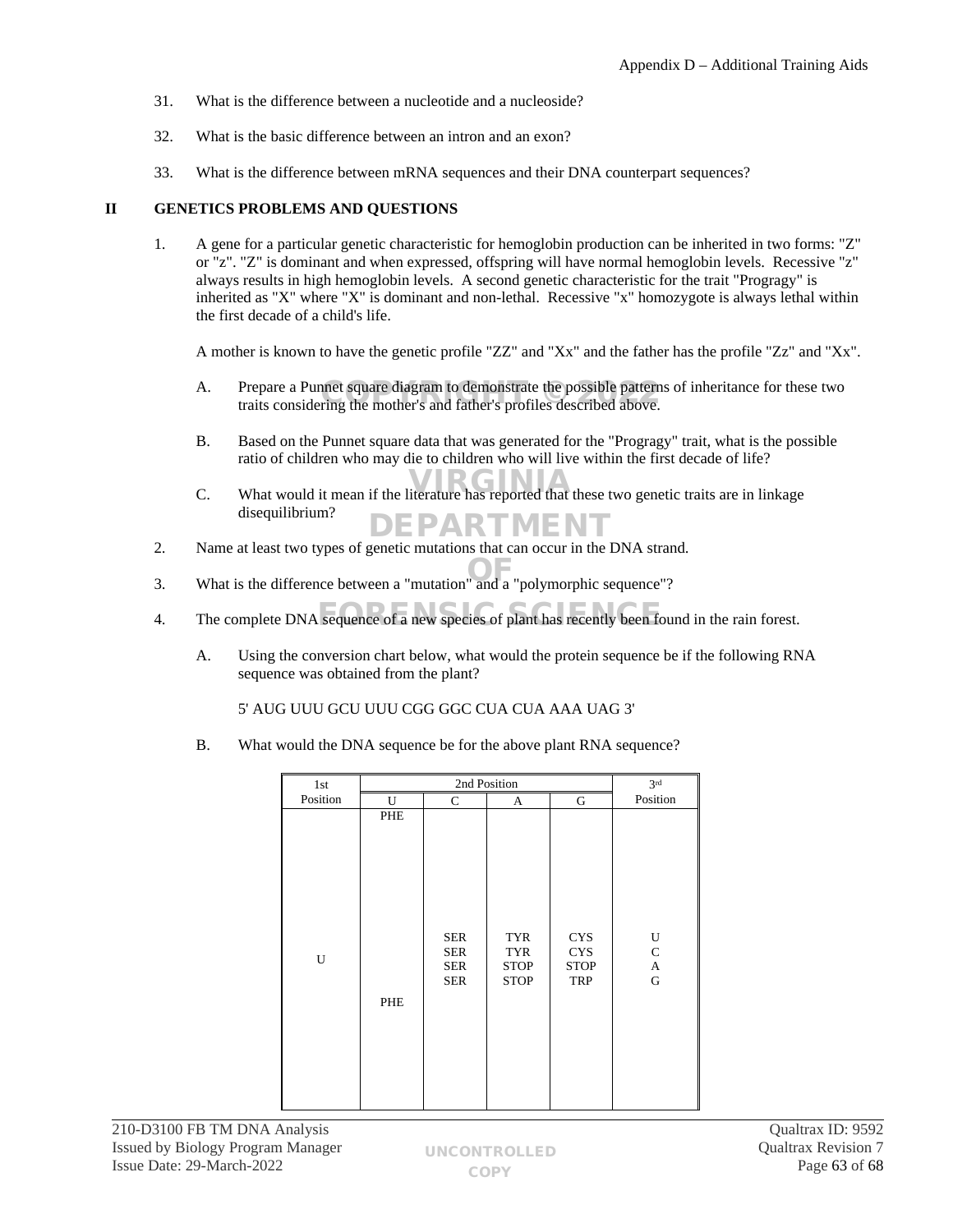31. What is the difference between a nucleotide and a nucleoside?

32. What is the basic difference between an intron and an exon?

33. What is the difference between mRNA sequences and their DNA counterpart sequences?

## II GENETICS PROBLEMS AND QUESTIONS

1. A gene for a particular genetic characteristic for hemoglobin production can be inherited in two forms: "Z" or "z". "Z" is dominant and when expressed, offspring will have normal hemoglobin levels. Recessive "z" always results in high hemoglobin levels. A second genetic characteristic for the trait "Progragy" is inherited as "X" where "X" is dominant and non-lethal. Recessive "x" homozygote is always lethal within the first decade of a child's life.

   A mother is known to have the genetic profile "ZZ" and "Xx" and the father has the profile "Zz" and "Xx".

   A. Prepare a Punnet square diagram to demonstrate the possible patterns of inheritance for these two traits considering the mother's and father's profiles described above.

   B. Based on the Punnet square data that was generated for the "Progragy" trait, what is the possible ratio of children who may die to children who will live within the first decade of life?

   C. What would it mean if the literature has reported that these two genetic traits are in linkage disequilibrium?

2. Name at least two types of genetic mutations that can occur in the DNA strand.

3. What is the difference between a "mutation" and a "polymorphic sequence"?

4. The complete DNA sequence of a new species of plant has recently been found in the rain forest.

   A. Using the conversion chart below, what would the protein sequence be if the following RNA sequence was obtained from the plant?

      5' AUG UUU GCU UUU CGG GGC CUA CUA AAA UAG 3'

   B. What would the DNA sequence be for the above plant RNA sequence?

| 1st Position | 2nd Position | | | | 3rd Position |
|---|---|---|---|---|---|
| | U | C | A | G | |
| U | PHE<br>PHE | SER<br>SER<br>SER<br>SER | TYR<br>TYR<br>STOP<br>STOP | CYS<br>CYS<br>STOP<br>TRP | U<br>C<br>A<br>G |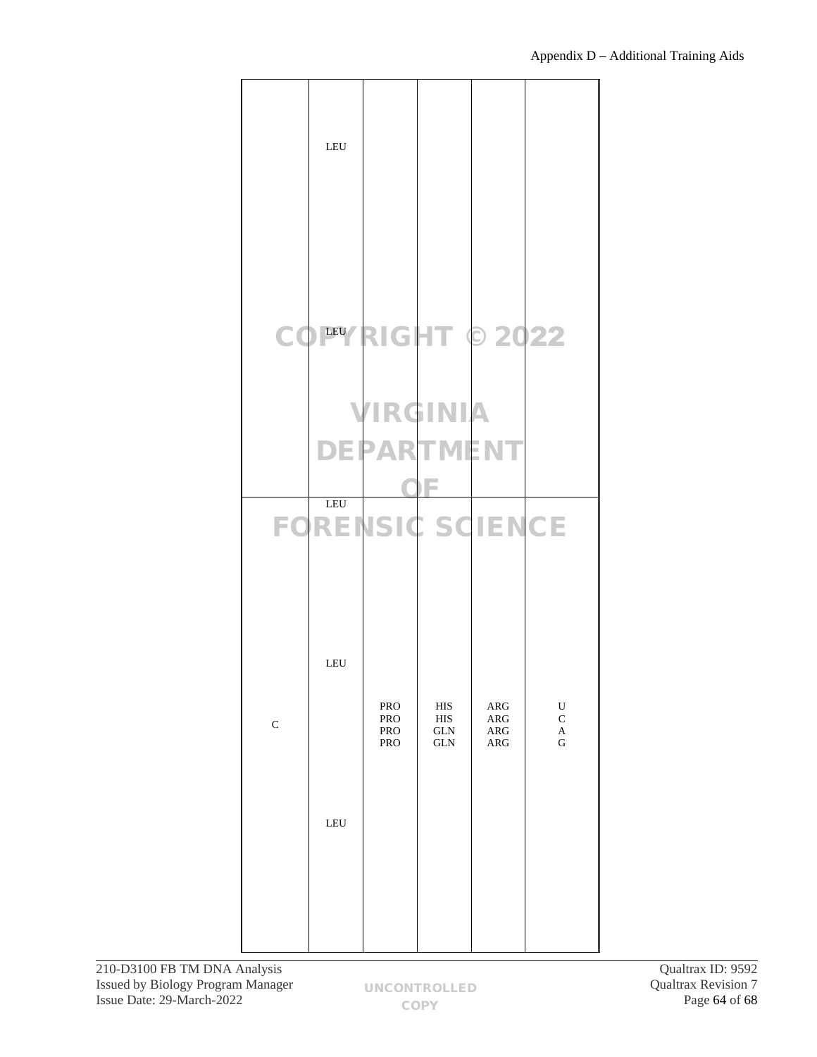| | | | | | |
|---|---|---|---|---|---|
| | LEU<br><br>LEU | | | | |
| C | LEU<br><br>LEU<br><br>LEU | PRO<br>PRO<br>PRO<br>PRO | HIS<br>HIS<br>GLN<br>GLN | ARG<br>ARG<br>ARG<br>ARG | U<br>C<br>A<br>G |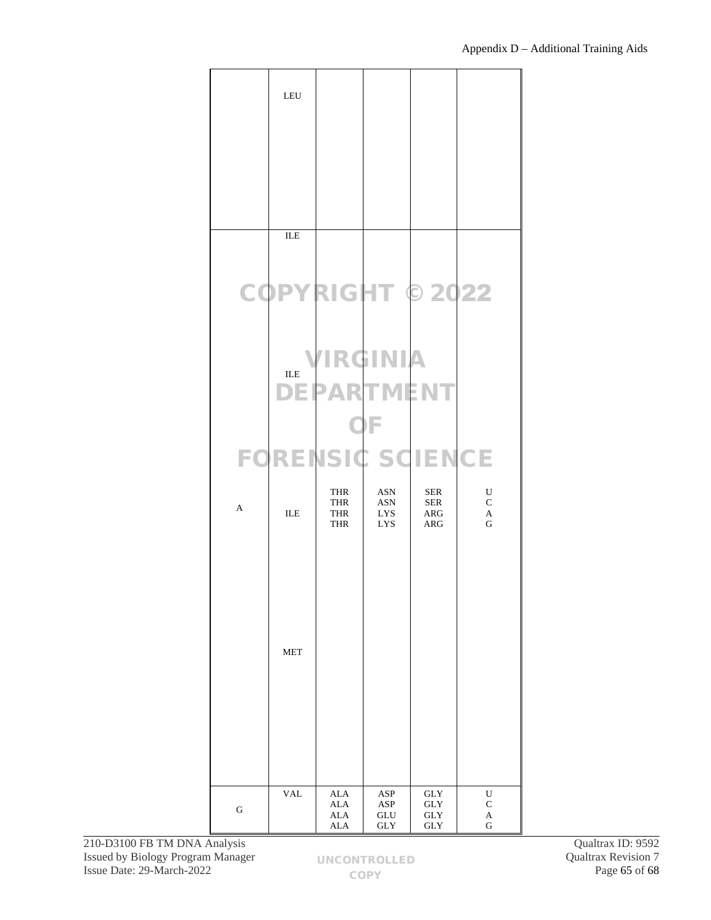| | LEU | | | | |
|---|---|---|---|---|---|
| | ILE | | | | |
| | ILE | | | | |
| A | ILE | THR<br>THR<br>THR<br>THR | ASN<br>ASN<br>LYS<br>LYS | SER<br>SER<br>ARG<br>ARG | U<br>C<br>A<br>G |
| | MET | | | | |
| G | VAL | ALA<br>ALA<br>ALA<br>ALA | ASP<br>ASP<br>GLU<br>GLY | GLY<br>GLY<br>GLY<br>GLY | U<br>C<br>A<br>G |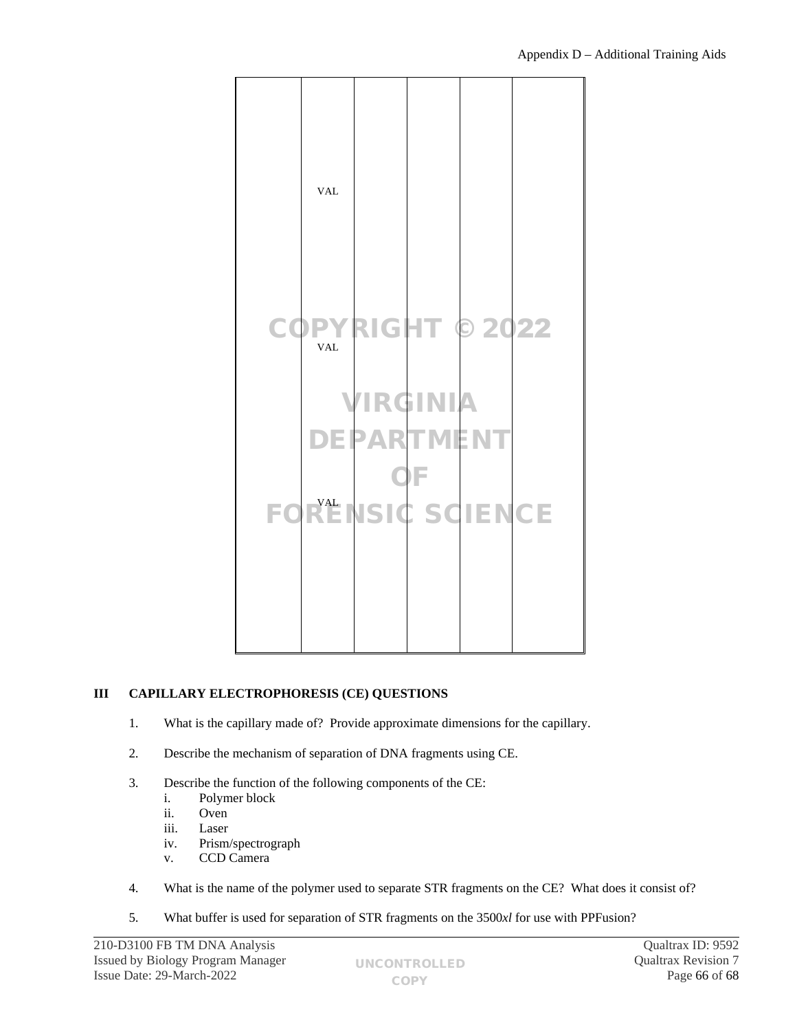| | | | | | |
|---|---|---|---|---|---|
| | VAL | | | | |
| | VAL | | | | |
| | VAL | | | | |

## III CAPILLARY ELECTROPHORESIS (CE) QUESTIONS

1. What is the capillary made of? Provide approximate dimensions for the capillary.

2. Describe the mechanism of separation of DNA fragments using CE.

3. Describe the function of the following components of the CE:
   - i. Polymer block
   - ii. Oven
   - iii. Laser
   - iv. Prism/spectrograph
   - v. CCD Camera

4. What is the name of the polymer used to separate STR fragments on the CE? What does it consist of?

5. What buffer is used for separation of STR fragments on the 3500*xl* for use with PPFusion?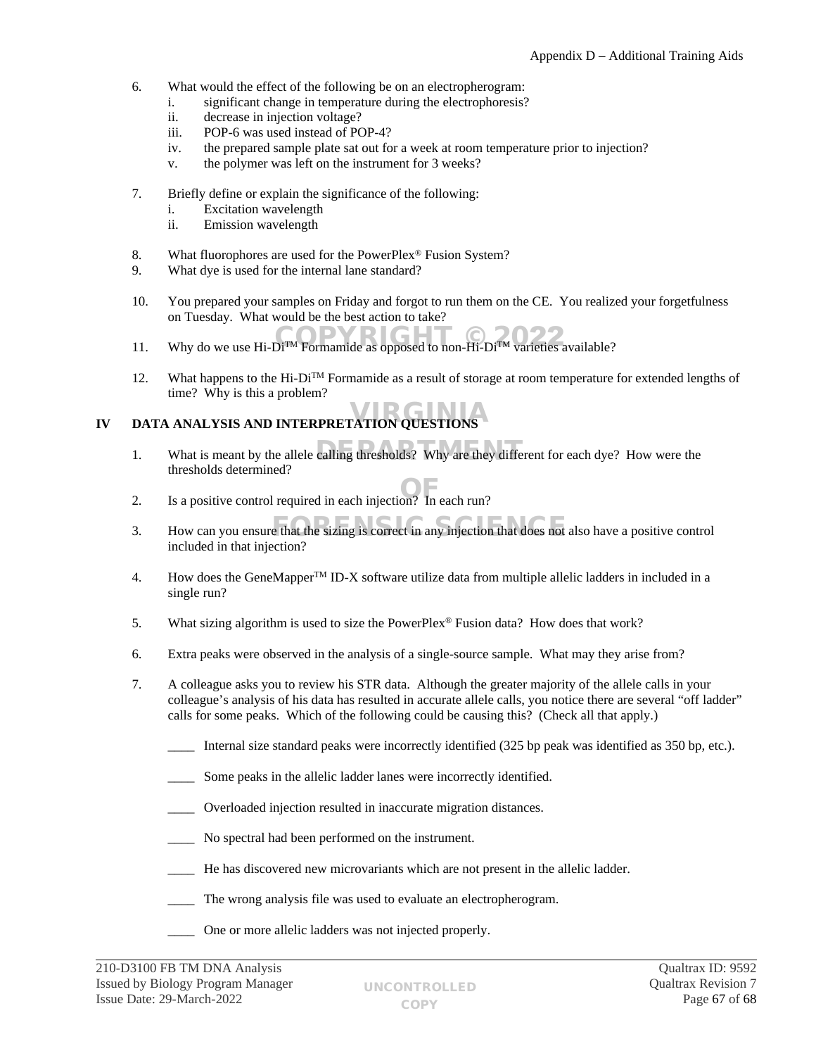6. What would the effect of the following be on an electropherogram:
   i. significant change in temperature during the electrophoresis?
   ii. decrease in injection voltage?
   iii. POP-6 was used instead of POP-4?
   iv. the prepared sample plate sat out for a week at room temperature prior to injection?
   v. the polymer was left on the instrument for 3 weeks?

7. Briefly define or explain the significance of the following:
   i. Excitation wavelength
   ii. Emission wavelength

8. What fluorophores are used for the PowerPlex® Fusion System?
9. What dye is used for the internal lane standard?

10. You prepared your samples on Friday and forgot to run them on the CE. You realized your forgetfulness on Tuesday. What would be the best action to take?

11. Why do we use Hi-Di™ Formamide as opposed to non-Hi-Di™ varieties available?

12. What happens to the Hi-Di™ Formamide as a result of storage at room temperature for extended lengths of time? Why is this a problem?

## IV DATA ANALYSIS AND INTERPRETATION QUESTIONS

1. What is meant by the allele calling thresholds? Why are they different for each dye? How were the thresholds determined?

2. Is a positive control required in each injection? In each run?

3. How can you ensure that the sizing is correct in any injection that does not also have a positive control included in that injection?

4. How does the GeneMapper™ ID-X software utilize data from multiple allelic ladders in included in a single run?

5. What sizing algorithm is used to size the PowerPlex® Fusion data? How does that work?

6. Extra peaks were observed in the analysis of a single-source sample. What may they arise from?

7. A colleague asks you to review his STR data. Although the greater majority of the allele calls in your colleague's analysis of his data has resulted in accurate allele calls, you notice there are several "off ladder" calls for some peaks. Which of the following could be causing this? (Check all that apply.)

   ____ Internal size standard peaks were incorrectly identified (325 bp peak was identified as 350 bp, etc.).

   ____ Some peaks in the allelic ladder lanes were incorrectly identified.

   ____ Overloaded injection resulted in inaccurate migration distances.

   ____ No spectral had been performed on the instrument.

   ____ He has discovered new microvariants which are not present in the allelic ladder.

   ____ The wrong analysis file was used to evaluate an electropherogram.

   ____ One or more allelic ladders was not injected properly.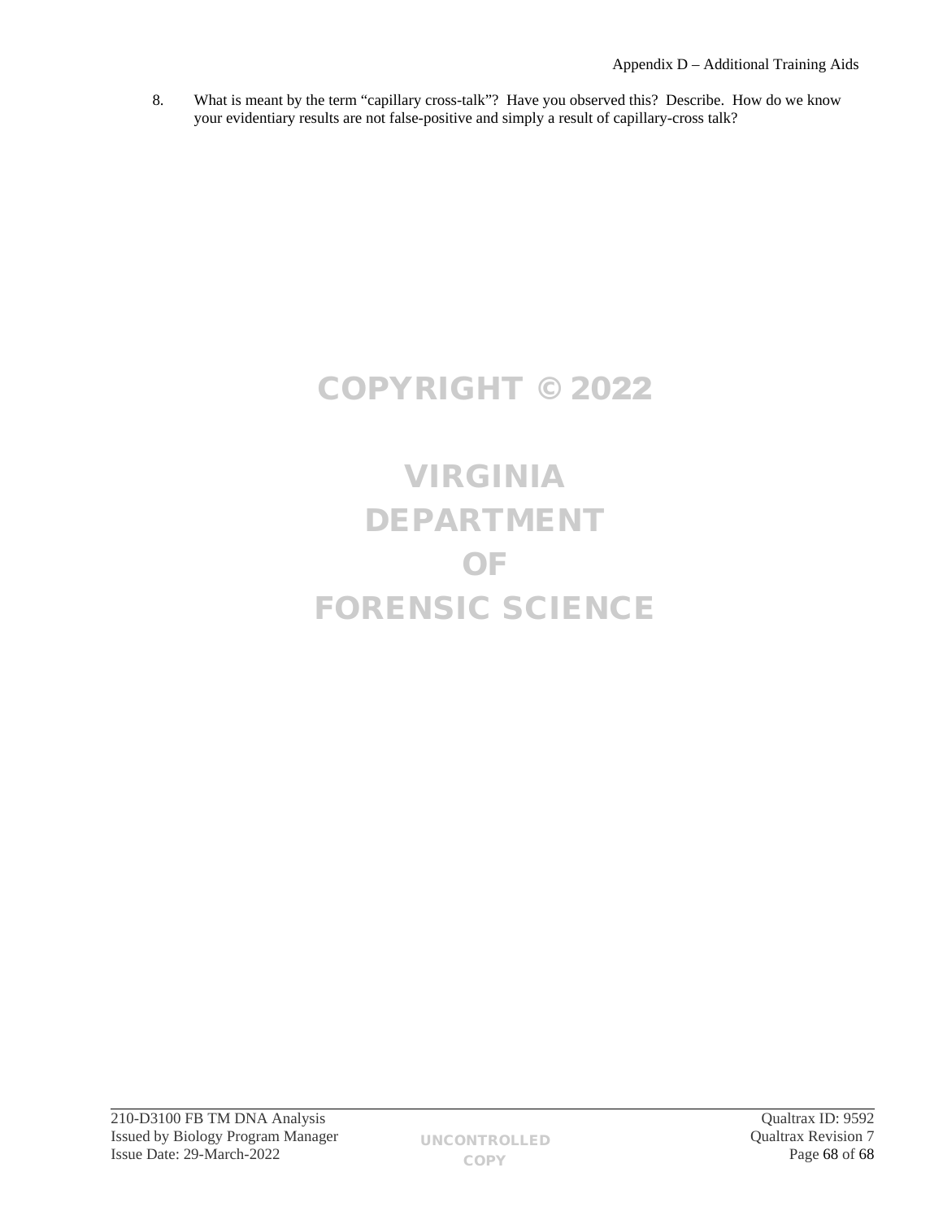8. What is meant by the term “capillary cross-talk”? Have you observed this? Describe. How do we know your evidentiary results are not false-positive and simply a result of capillary-cross talk?